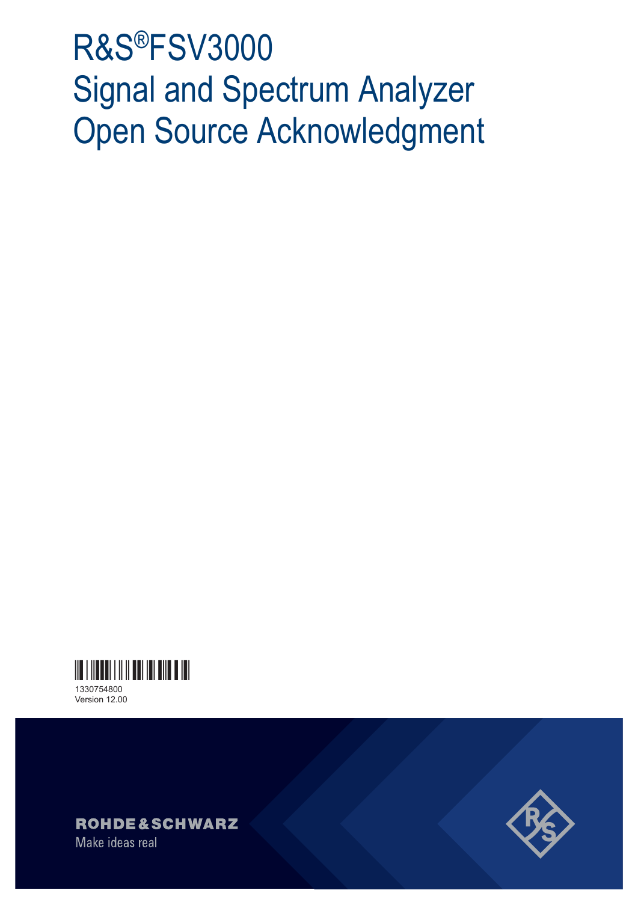# R&S®FSV3000 Signal and Spectrum Analyzer Open Source Acknowledgment

1330754800
Version 12.00

ROHDE&SCHWARZ
Make ideas real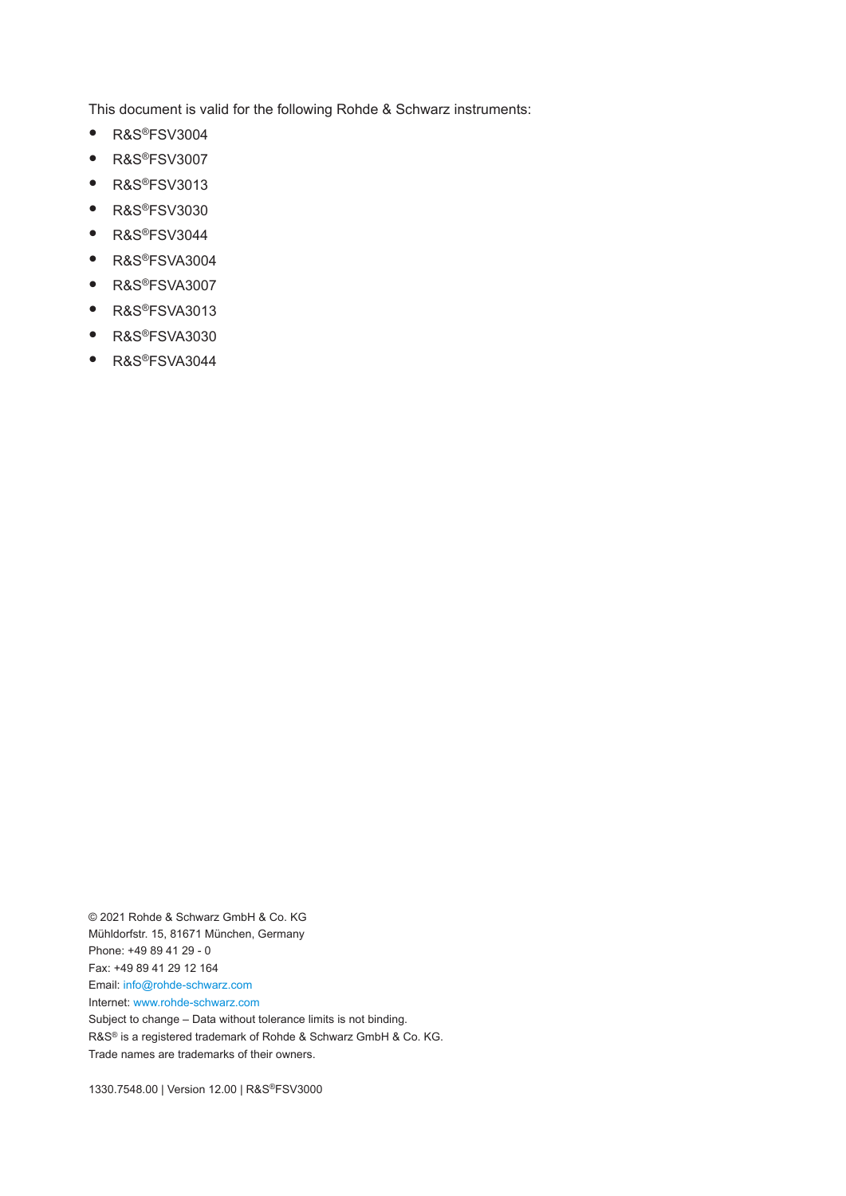This document is valid for the following Rohde & Schwarz instruments:

- R&S®FSV3004
- R&S®FSV3007
- R&S®FSV3013
- R&S®FSV3030
- R&S®FSV3044
- R&S®FSVA3004
- R&S®FSVA3007
- R&S®FSVA3013
- R&S®FSVA3030
- R&S®FSVA3044

© 2021 Rohde & Schwarz GmbH & Co. KG
Mühldorfstr. 15, 81671 München, Germany
Phone: +49 89 41 29 - 0
Fax: +49 89 41 29 12 164
Email: info@rohde-schwarz.com
Internet: www.rohde-schwarz.com
Subject to change – Data without tolerance limits is not binding.
R&S® is a registered trademark of Rohde & Schwarz GmbH & Co. KG.
Trade names are trademarks of their owners.

1330.7548.00 | Version 12.00 | R&S®FSV3000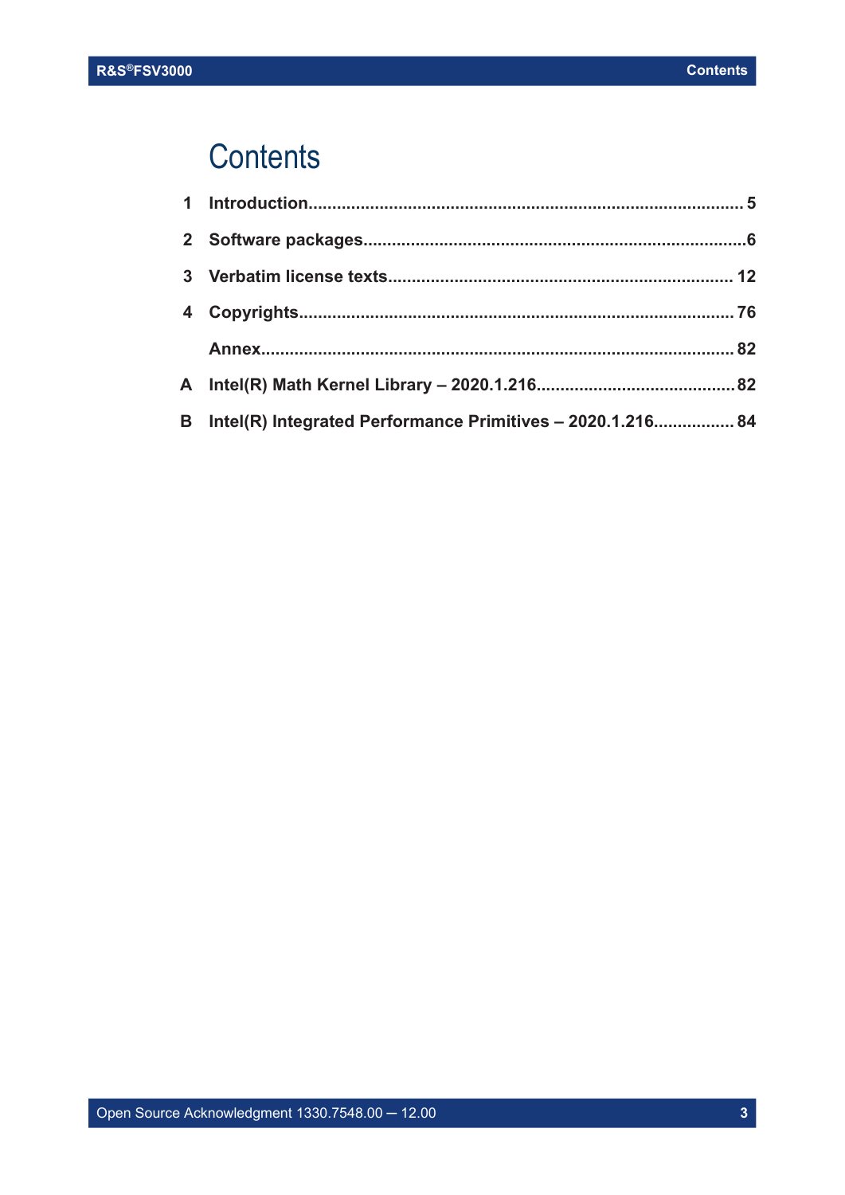# Contents

| | | |
|---|---|---|
| **1** | **Introduction** | **5** |
| **2** | **Software packages** | **6** |
| **3** | **Verbatim license texts** | **12** |
| **4** | **Copyrights** | **76** |
| | **Annex** | **82** |
| **A** | **Intel(R) Math Kernel Library – 2020.1.216** | **82** |
| **B** | **Intel(R) Integrated Performance Primitives – 2020.1.216** | **84** |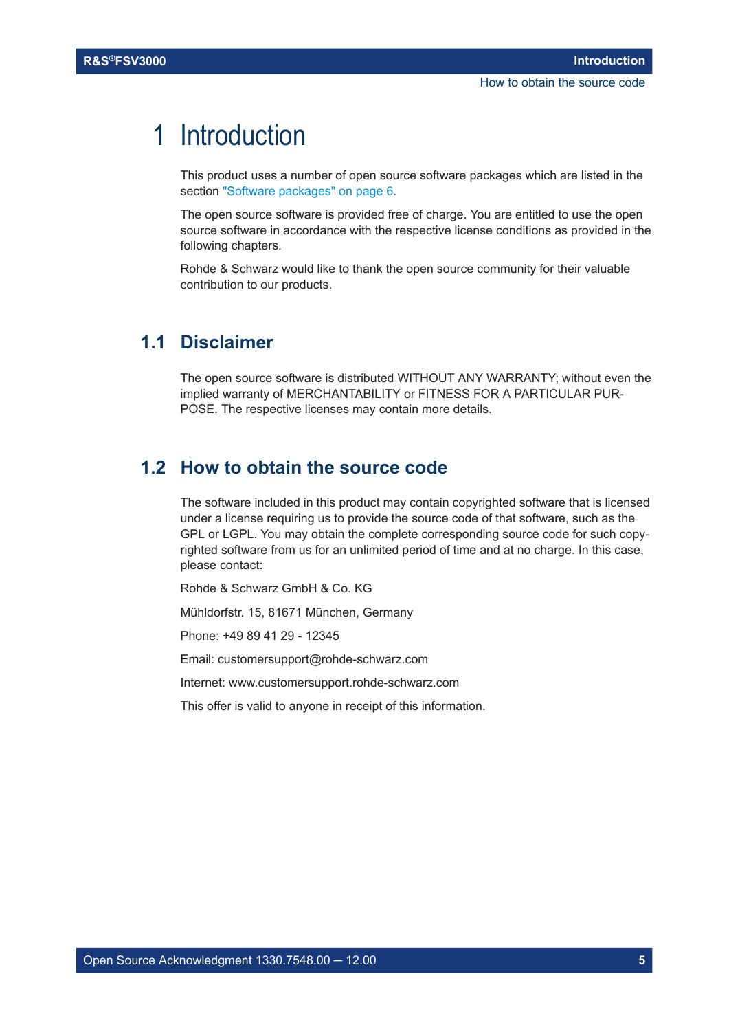# 1 Introduction

This product uses a number of open source software packages which are listed in the section "Software packages" on page 6.

The open source software is provided free of charge. You are entitled to use the open source software in accordance with the respective license conditions as provided in the following chapters.

Rohde & Schwarz would like to thank the open source community for their valuable contribution to our products.

## 1.1 Disclaimer

The open source software is distributed WITHOUT ANY WARRANTY; without even the implied warranty of MERCHANTABILITY or FITNESS FOR A PARTICULAR PURPOSE. The respective licenses may contain more details.

## 1.2 How to obtain the source code

The software included in this product may contain copyrighted software that is licensed under a license requiring us to provide the source code of that software, such as the GPL or LGPL. You may obtain the complete corresponding source code for such copyrighted software from us for an unlimited period of time and at no charge. In this case, please contact:

Rohde & Schwarz GmbH & Co. KG

Mühldorfstr. 15, 81671 München, Germany

Phone: +49 89 41 29 - 12345

Email: customersupport@rohde-schwarz.com

Internet: www.customersupport.rohde-schwarz.com

This offer is valid to anyone in receipt of this information.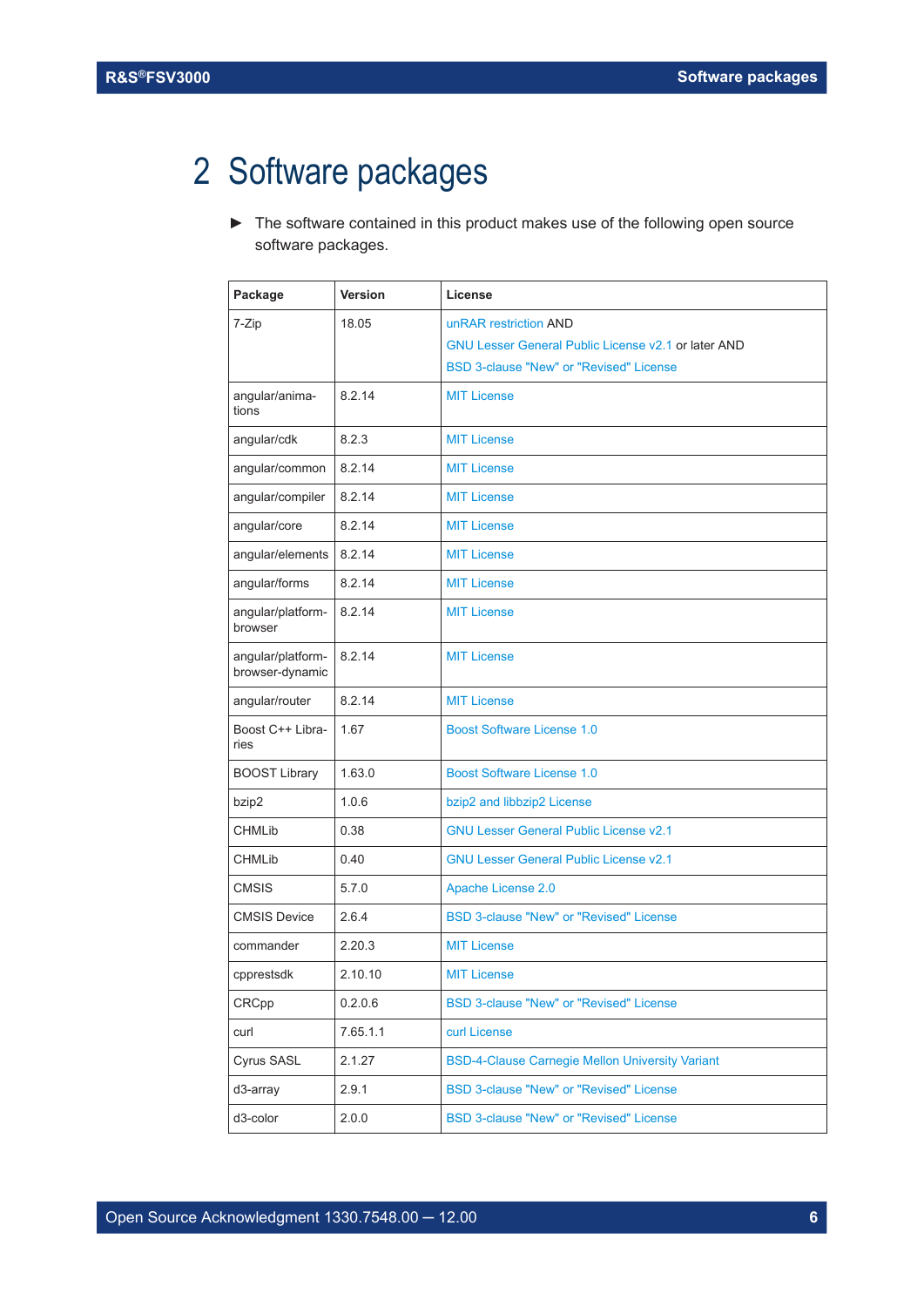# 2 Software packages

► The software contained in this product makes use of the following open source software packages.

| Package | Version | License |
|---|---|---|
| 7-Zip | 18.05 | unRAR restriction AND<br>GNU Lesser General Public License v2.1 or later AND<br>BSD 3-clause "New" or "Revised" License |
| angular/animations | 8.2.14 | MIT License |
| angular/cdk | 8.2.3 | MIT License |
| angular/common | 8.2.14 | MIT License |
| angular/compiler | 8.2.14 | MIT License |
| angular/core | 8.2.14 | MIT License |
| angular/elements | 8.2.14 | MIT License |
| angular/forms | 8.2.14 | MIT License |
| angular/platform-browser | 8.2.14 | MIT License |
| angular/platform-browser-dynamic | 8.2.14 | MIT License |
| angular/router | 8.2.14 | MIT License |
| Boost C++ Libraries | 1.67 | Boost Software License 1.0 |
| BOOST Library | 1.63.0 | Boost Software License 1.0 |
| bzip2 | 1.0.6 | bzip2 and libbzip2 License |
| CHMLib | 0.38 | GNU Lesser General Public License v2.1 |
| CHMLib | 0.40 | GNU Lesser General Public License v2.1 |
| CMSIS | 5.7.0 | Apache License 2.0 |
| CMSIS Device | 2.6.4 | BSD 3-clause "New" or "Revised" License |
| commander | 2.20.3 | MIT License |
| cpprestsdk | 2.10.10 | MIT License |
| CRCpp | 0.2.0.6 | BSD 3-clause "New" or "Revised" License |
| curl | 7.65.1.1 | curl License |
| Cyrus SASL | 2.1.27 | BSD-4-Clause Carnegie Mellon University Variant |
| d3-array | 2.9.1 | BSD 3-clause "New" or "Revised" License |
| d3-color | 2.0.0 | BSD 3-clause "New" or "Revised" License |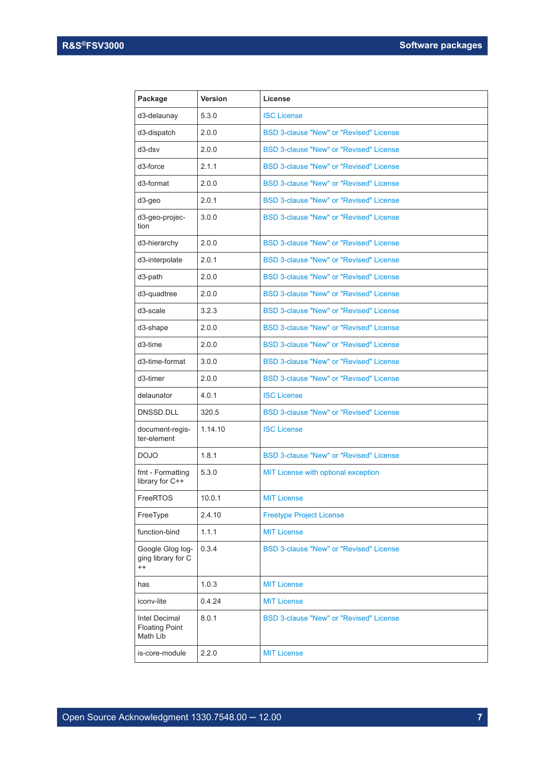| Package | Version | License |
|---|---|---|
| d3-delaunay | 5.3.0 | ISC License |
| d3-dispatch | 2.0.0 | BSD 3-clause "New" or "Revised" License |
| d3-dsv | 2.0.0 | BSD 3-clause "New" or "Revised" License |
| d3-force | 2.1.1 | BSD 3-clause "New" or "Revised" License |
| d3-format | 2.0.0 | BSD 3-clause "New" or "Revised" License |
| d3-geo | 2.0.1 | BSD 3-clause "New" or "Revised" License |
| d3-geo-projection | 3.0.0 | BSD 3-clause "New" or "Revised" License |
| d3-hierarchy | 2.0.0 | BSD 3-clause "New" or "Revised" License |
| d3-interpolate | 2.0.1 | BSD 3-clause "New" or "Revised" License |
| d3-path | 2.0.0 | BSD 3-clause "New" or "Revised" License |
| d3-quadtree | 2.0.0 | BSD 3-clause "New" or "Revised" License |
| d3-scale | 3.2.3 | BSD 3-clause "New" or "Revised" License |
| d3-shape | 2.0.0 | BSD 3-clause "New" or "Revised" License |
| d3-time | 2.0.0 | BSD 3-clause "New" or "Revised" License |
| d3-time-format | 3.0.0 | BSD 3-clause "New" or "Revised" License |
| d3-timer | 2.0.0 | BSD 3-clause "New" or "Revised" License |
| delaunator | 4.0.1 | ISC License |
| DNSSD.DLL | 320.5 | BSD 3-clause "New" or "Revised" License |
| document-register-element | 1.14.10 | ISC License |
| DOJO | 1.8.1 | BSD 3-clause "New" or "Revised" License |
| fmt - Formatting library for C++ | 5.3.0 | MIT License with optional exception |
| FreeRTOS | 10.0.1 | MIT License |
| FreeType | 2.4.10 | Freetype Project License |
| function-bind | 1.1.1 | MIT License |
| Google Glog logging library for C++ | 0.3.4 | BSD 3-clause "New" or "Revised" License |
| has | 1.0.3 | MIT License |
| iconv-lite | 0.4.24 | MIT License |
| Intel Decimal Floating Point Math Lib | 8.0.1 | BSD 3-clause "New" or "Revised" License |
| is-core-module | 2.2.0 | MIT License |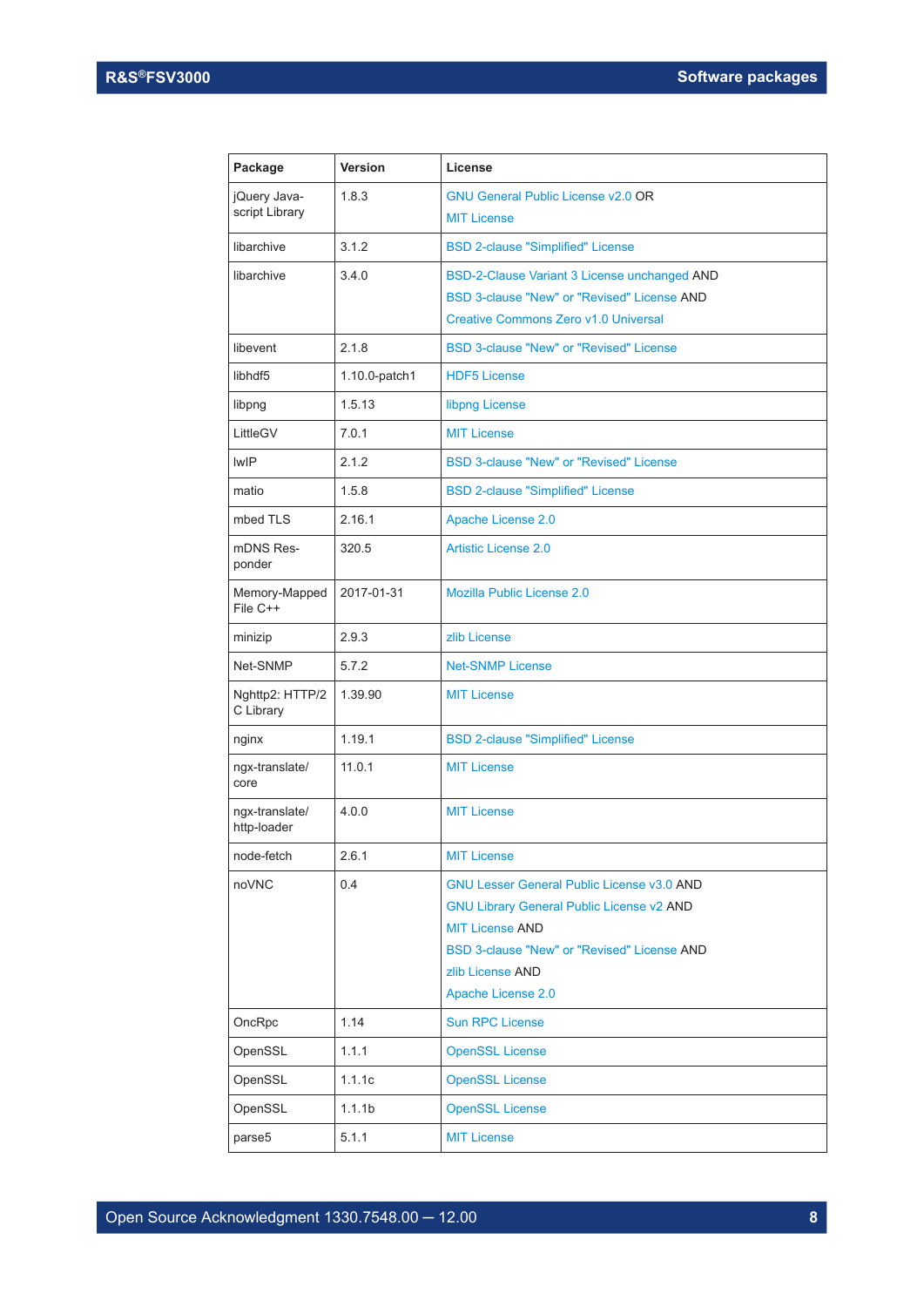| Package | Version | License |
|---|---|---|
| jQuery Java-script Library | 1.8.3 | GNU General Public License v2.0 OR<br>MIT License |
| libarchive | 3.1.2 | BSD 2-clause "Simplified" License |
| libarchive | 3.4.0 | BSD-2-Clause Variant 3 License unchanged AND<br>BSD 3-clause "New" or "Revised" License AND<br>Creative Commons Zero v1.0 Universal |
| libevent | 2.1.8 | BSD 3-clause "New" or "Revised" License |
| libhdf5 | 1.10.0-patch1 | HDF5 License |
| libpng | 1.5.13 | libpng License |
| LittleGV | 7.0.1 | MIT License |
| lwIP | 2.1.2 | BSD 3-clause "New" or "Revised" License |
| matio | 1.5.8 | BSD 2-clause "Simplified" License |
| mbed TLS | 2.16.1 | Apache License 2.0 |
| mDNS Res-ponder | 320.5 | Artistic License 2.0 |
| Memory-Mapped File C++ | 2017-01-31 | Mozilla Public License 2.0 |
| minizip | 2.9.3 | zlib License |
| Net-SNMP | 5.7.2 | Net-SNMP License |
| Nghttp2: HTTP/2 C Library | 1.39.90 | MIT License |
| nginx | 1.19.1 | BSD 2-clause "Simplified" License |
| ngx-translate/core | 11.0.1 | MIT License |
| ngx-translate/http-loader | 4.0.0 | MIT License |
| node-fetch | 2.6.1 | MIT License |
| noVNC | 0.4 | GNU Lesser General Public License v3.0 AND<br>GNU Library General Public License v2 AND<br>MIT License AND<br>BSD 3-clause "New" or "Revised" License AND<br>zlib License AND<br>Apache License 2.0 |
| OncRpc | 1.14 | Sun RPC License |
| OpenSSL | 1.1.1 | OpenSSL License |
| OpenSSL | 1.1.1c | OpenSSL License |
| OpenSSL | 1.1.1b | OpenSSL License |
| parse5 | 5.1.1 | MIT License |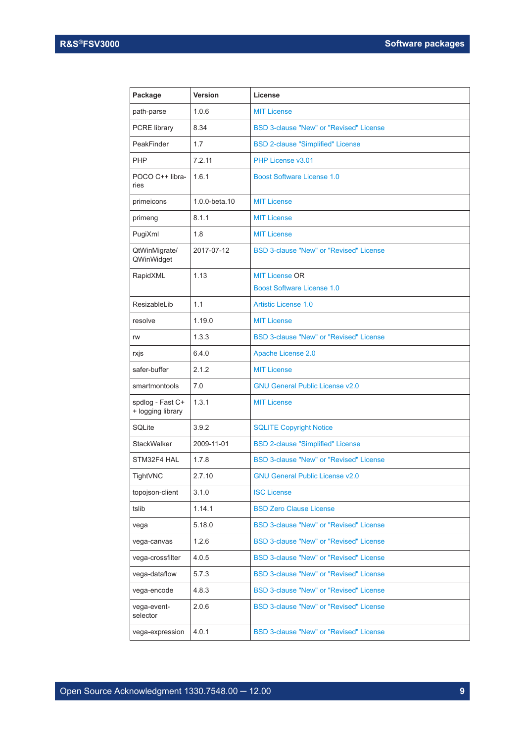| Package | Version | License |
|---|---|---|
| path-parse | 1.0.6 | MIT License |
| PCRE library | 8.34 | BSD 3-clause "New" or "Revised" License |
| PeakFinder | 1.7 | BSD 2-clause "Simplified" License |
| PHP | 7.2.11 | PHP License v3.01 |
| POCO C++ libraries | 1.6.1 | Boost Software License 1.0 |
| primeicons | 1.0.0-beta.10 | MIT License |
| primeng | 8.1.1 | MIT License |
| PugiXml | 1.8 | MIT License |
| QtWinMigrate/ QWinWidget | 2017-07-12 | BSD 3-clause "New" or "Revised" License |
| RapidXML | 1.13 | MIT License OR Boost Software License 1.0 |
| ResizableLib | 1.1 | Artistic License 1.0 |
| resolve | 1.19.0 | MIT License |
| rw | 1.3.3 | BSD 3-clause "New" or "Revised" License |
| rxjs | 6.4.0 | Apache License 2.0 |
| safer-buffer | 2.1.2 | MIT License |
| smartmontools | 7.0 | GNU General Public License v2.0 |
| spdlog - Fast C++ logging library | 1.3.1 | MIT License |
| SQLite | 3.9.2 | SQLITE Copyright Notice |
| StackWalker | 2009-11-01 | BSD 2-clause "Simplified" License |
| STM32F4 HAL | 1.7.8 | BSD 3-clause "New" or "Revised" License |
| TightVNC | 2.7.10 | GNU General Public License v2.0 |
| topojson-client | 3.1.0 | ISC License |
| tslib | 1.14.1 | BSD Zero Clause License |
| vega | 5.18.0 | BSD 3-clause "New" or "Revised" License |
| vega-canvas | 1.2.6 | BSD 3-clause "New" or "Revised" License |
| vega-crossfilter | 4.0.5 | BSD 3-clause "New" or "Revised" License |
| vega-dataflow | 5.7.3 | BSD 3-clause "New" or "Revised" License |
| vega-encode | 4.8.3 | BSD 3-clause "New" or "Revised" License |
| vega-event-selector | 2.0.6 | BSD 3-clause "New" or "Revised" License |
| vega-expression | 4.0.1 | BSD 3-clause "New" or "Revised" License |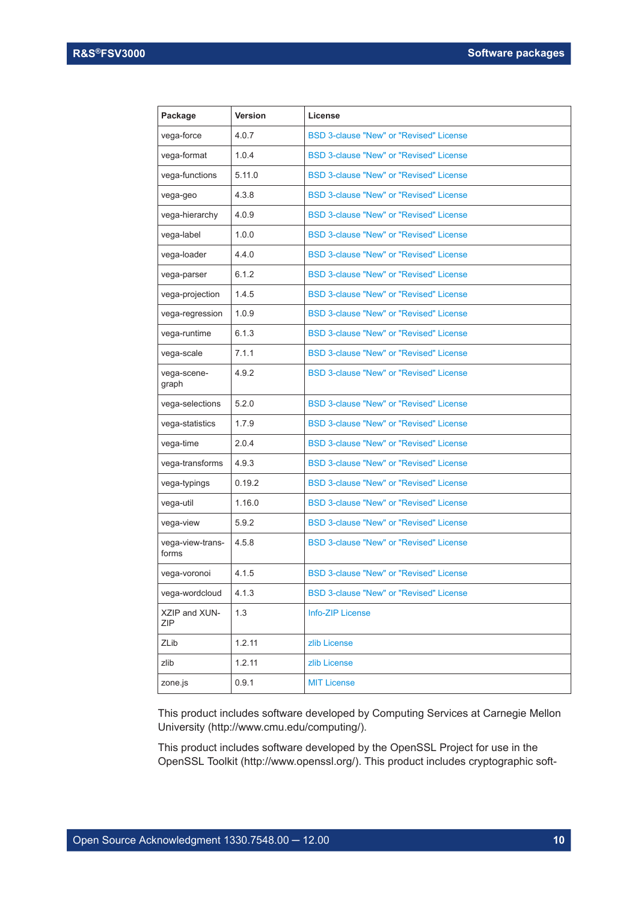| Package | Version | License |
| --- | --- | --- |
| vega-force | 4.0.7 | BSD 3-clause "New" or "Revised" License |
| vega-format | 1.0.4 | BSD 3-clause "New" or "Revised" License |
| vega-functions | 5.11.0 | BSD 3-clause "New" or "Revised" License |
| vega-geo | 4.3.8 | BSD 3-clause "New" or "Revised" License |
| vega-hierarchy | 4.0.9 | BSD 3-clause "New" or "Revised" License |
| vega-label | 1.0.0 | BSD 3-clause "New" or "Revised" License |
| vega-loader | 4.4.0 | BSD 3-clause "New" or "Revised" License |
| vega-parser | 6.1.2 | BSD 3-clause "New" or "Revised" License |
| vega-projection | 1.4.5 | BSD 3-clause "New" or "Revised" License |
| vega-regression | 1.0.9 | BSD 3-clause "New" or "Revised" License |
| vega-runtime | 6.1.3 | BSD 3-clause "New" or "Revised" License |
| vega-scale | 7.1.1 | BSD 3-clause "New" or "Revised" License |
| vega-scene-graph | 4.9.2 | BSD 3-clause "New" or "Revised" License |
| vega-selections | 5.2.0 | BSD 3-clause "New" or "Revised" License |
| vega-statistics | 1.7.9 | BSD 3-clause "New" or "Revised" License |
| vega-time | 2.0.4 | BSD 3-clause "New" or "Revised" License |
| vega-transforms | 4.9.3 | BSD 3-clause "New" or "Revised" License |
| vega-typings | 0.19.2 | BSD 3-clause "New" or "Revised" License |
| vega-util | 1.16.0 | BSD 3-clause "New" or "Revised" License |
| vega-view | 5.9.2 | BSD 3-clause "New" or "Revised" License |
| vega-view-transforms | 4.5.8 | BSD 3-clause "New" or "Revised" License |
| vega-voronoi | 4.1.5 | BSD 3-clause "New" or "Revised" License |
| vega-wordcloud | 4.1.3 | BSD 3-clause "New" or "Revised" License |
| XZIP and XUN-ZIP | 1.3 | Info-ZIP License |
| ZLib | 1.2.11 | zlib License |
| zlib | 1.2.11 | zlib License |
| zone.js | 0.9.1 | MIT License |

This product includes software developed by Computing Services at Carnegie Mellon University (http://www.cmu.edu/computing/).

This product includes software developed by the OpenSSL Project for use in the OpenSSL Toolkit (http://www.openssl.org/). This product includes cryptographic soft-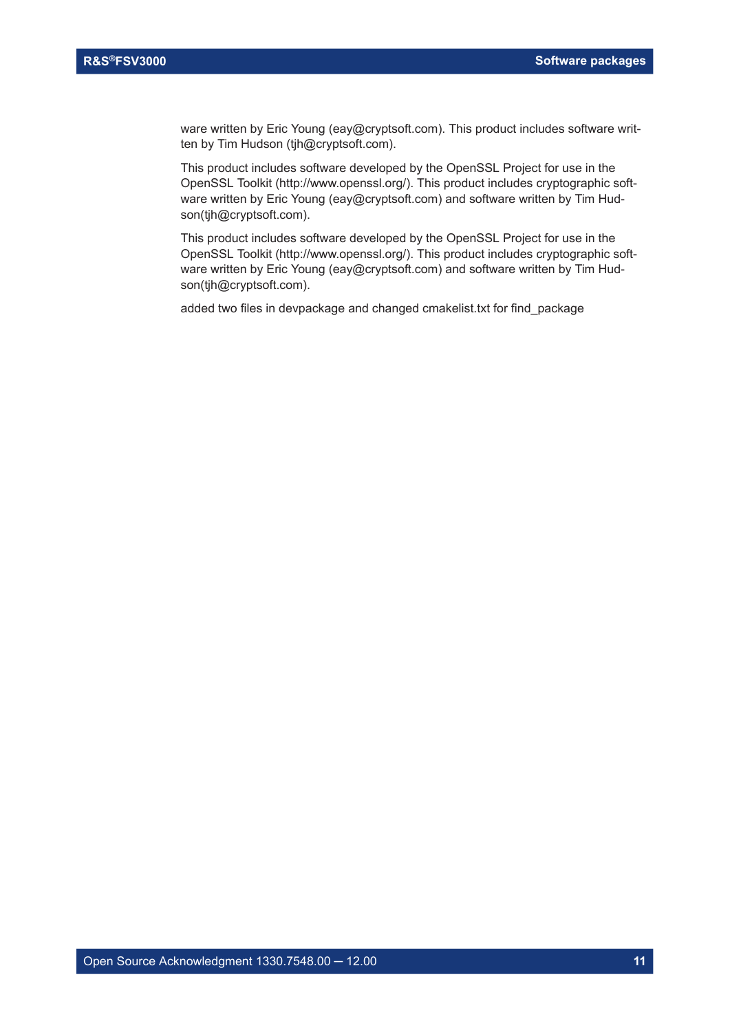ware written by Eric Young (eay@cryptsoft.com). This product includes software written by Tim Hudson (tjh@cryptsoft.com).

This product includes software developed by the OpenSSL Project for use in the OpenSSL Toolkit (http://www.openssl.org/). This product includes cryptographic software written by Eric Young (eay@cryptsoft.com) and software written by Tim Hudson(tjh@cryptsoft.com).

This product includes software developed by the OpenSSL Project for use in the OpenSSL Toolkit (http://www.openssl.org/). This product includes cryptographic software written by Eric Young (eay@cryptsoft.com) and software written by Tim Hudson(tjh@cryptsoft.com).

added two files in devpackage and changed cmakelist.txt for find_package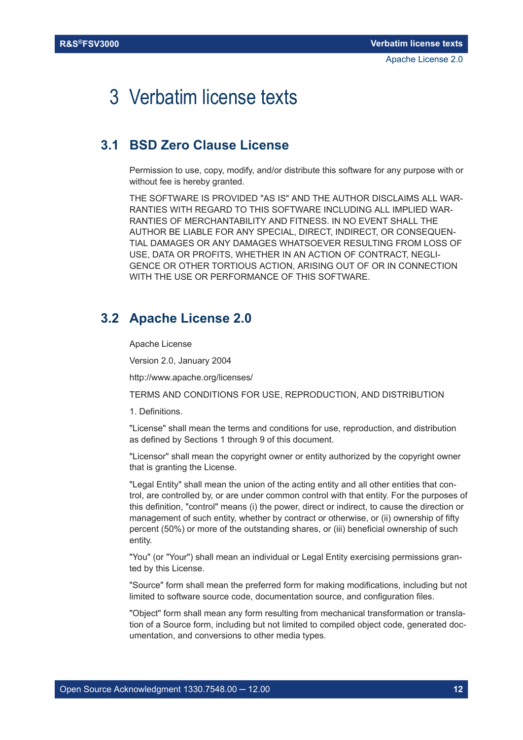# 3 Verbatim license texts

## 3.1 BSD Zero Clause License

Permission to use, copy, modify, and/or distribute this software for any purpose with or without fee is hereby granted.

THE SOFTWARE IS PROVIDED "AS IS" AND THE AUTHOR DISCLAIMS ALL WARRANTIES WITH REGARD TO THIS SOFTWARE INCLUDING ALL IMPLIED WARRANTIES OF MERCHANTABILITY AND FITNESS. IN NO EVENT SHALL THE AUTHOR BE LIABLE FOR ANY SPECIAL, DIRECT, INDIRECT, OR CONSEQUENTIAL DAMAGES OR ANY DAMAGES WHATSOEVER RESULTING FROM LOSS OF USE, DATA OR PROFITS, WHETHER IN AN ACTION OF CONTRACT, NEGLIGENCE OR OTHER TORTIOUS ACTION, ARISING OUT OF OR IN CONNECTION WITH THE USE OR PERFORMANCE OF THIS SOFTWARE.

## 3.2 Apache License 2.0

Apache License

Version 2.0, January 2004

http://www.apache.org/licenses/

TERMS AND CONDITIONS FOR USE, REPRODUCTION, AND DISTRIBUTION

1. Definitions.

"License" shall mean the terms and conditions for use, reproduction, and distribution as defined by Sections 1 through 9 of this document.

"Licensor" shall mean the copyright owner or entity authorized by the copyright owner that is granting the License.

"Legal Entity" shall mean the union of the acting entity and all other entities that control, are controlled by, or are under common control with that entity. For the purposes of this definition, "control" means (i) the power, direct or indirect, to cause the direction or management of such entity, whether by contract or otherwise, or (ii) ownership of fifty percent (50%) or more of the outstanding shares, or (iii) beneficial ownership of such entity.

"You" (or "Your") shall mean an individual or Legal Entity exercising permissions granted by this License.

"Source" form shall mean the preferred form for making modifications, including but not limited to software source code, documentation source, and configuration files.

"Object" form shall mean any form resulting from mechanical transformation or translation of a Source form, including but not limited to compiled object code, generated documentation, and conversions to other media types.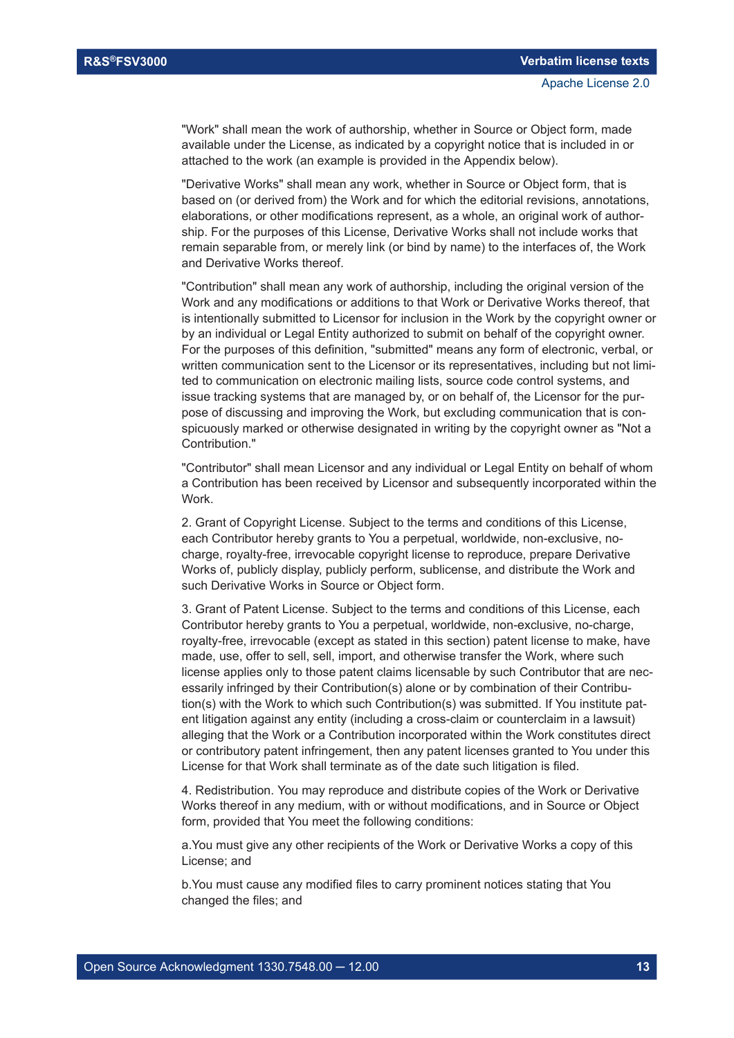"Work" shall mean the work of authorship, whether in Source or Object form, made available under the License, as indicated by a copyright notice that is included in or attached to the work (an example is provided in the Appendix below).

"Derivative Works" shall mean any work, whether in Source or Object form, that is based on (or derived from) the Work and for which the editorial revisions, annotations, elaborations, or other modifications represent, as a whole, an original work of authorship. For the purposes of this License, Derivative Works shall not include works that remain separable from, or merely link (or bind by name) to the interfaces of, the Work and Derivative Works thereof.

"Contribution" shall mean any work of authorship, including the original version of the Work and any modifications or additions to that Work or Derivative Works thereof, that is intentionally submitted to Licensor for inclusion in the Work by the copyright owner or by an individual or Legal Entity authorized to submit on behalf of the copyright owner. For the purposes of this definition, "submitted" means any form of electronic, verbal, or written communication sent to the Licensor or its representatives, including but not limited to communication on electronic mailing lists, source code control systems, and issue tracking systems that are managed by, or on behalf of, the Licensor for the purpose of discussing and improving the Work, but excluding communication that is conspicuously marked or otherwise designated in writing by the copyright owner as "Not a Contribution."

"Contributor" shall mean Licensor and any individual or Legal Entity on behalf of whom a Contribution has been received by Licensor and subsequently incorporated within the Work.

2. Grant of Copyright License. Subject to the terms and conditions of this License, each Contributor hereby grants to You a perpetual, worldwide, non-exclusive, no-charge, royalty-free, irrevocable copyright license to reproduce, prepare Derivative Works of, publicly display, publicly perform, sublicense, and distribute the Work and such Derivative Works in Source or Object form.

3. Grant of Patent License. Subject to the terms and conditions of this License, each Contributor hereby grants to You a perpetual, worldwide, non-exclusive, no-charge, royalty-free, irrevocable (except as stated in this section) patent license to make, have made, use, offer to sell, sell, import, and otherwise transfer the Work, where such license applies only to those patent claims licensable by such Contributor that are necessarily infringed by their Contribution(s) alone or by combination of their Contribution(s) with the Work to which such Contribution(s) was submitted. If You institute patent litigation against any entity (including a cross-claim or counterclaim in a lawsuit) alleging that the Work or a Contribution incorporated within the Work constitutes direct or contributory patent infringement, then any patent licenses granted to You under this License for that Work shall terminate as of the date such litigation is filed.

4. Redistribution. You may reproduce and distribute copies of the Work or Derivative Works thereof in any medium, with or without modifications, and in Source or Object form, provided that You meet the following conditions:

a.You must give any other recipients of the Work or Derivative Works a copy of this License; and

b.You must cause any modified files to carry prominent notices stating that You changed the files; and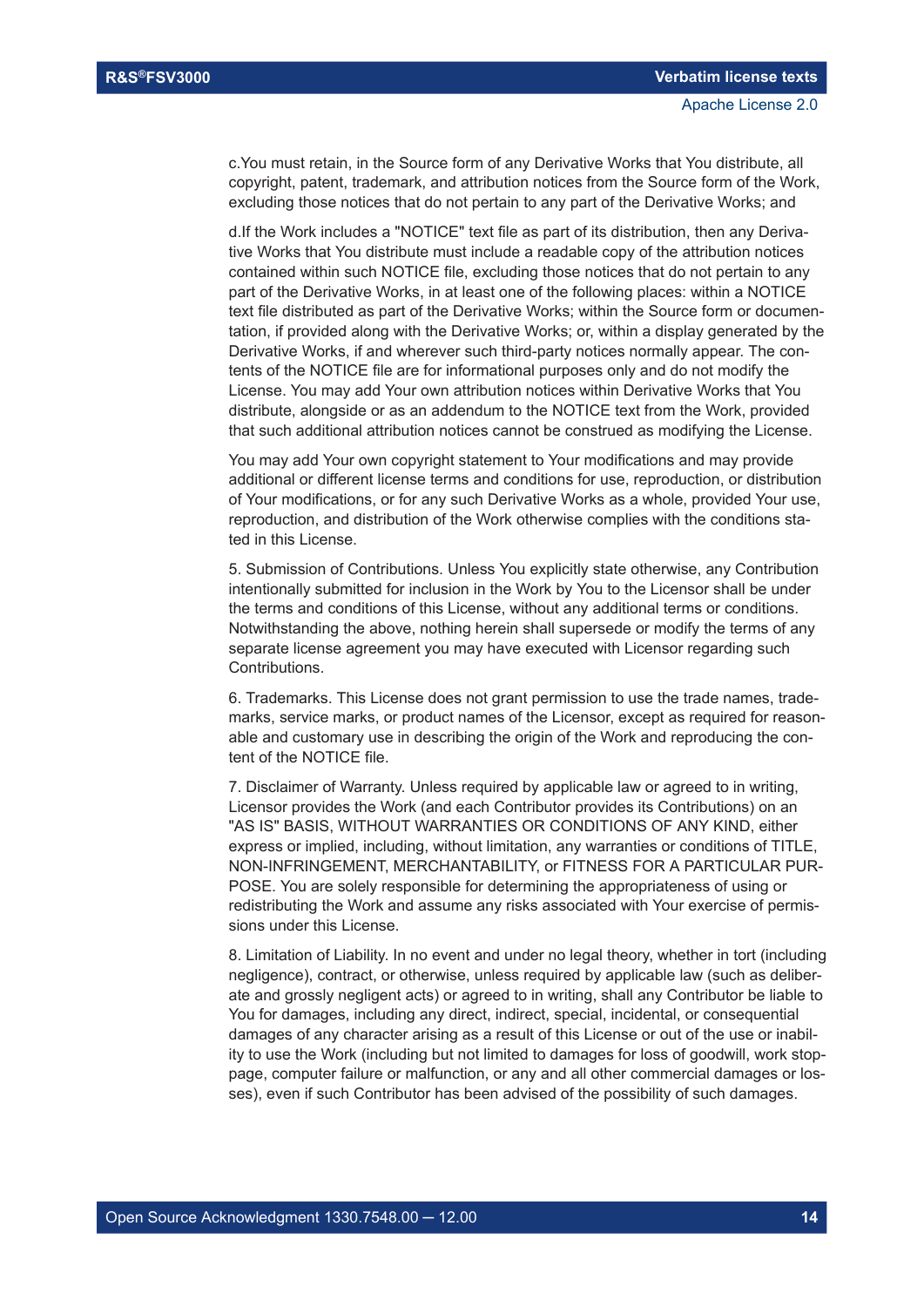c.You must retain, in the Source form of any Derivative Works that You distribute, all copyright, patent, trademark, and attribution notices from the Source form of the Work, excluding those notices that do not pertain to any part of the Derivative Works; and

d.If the Work includes a "NOTICE" text file as part of its distribution, then any Derivative Works that You distribute must include a readable copy of the attribution notices contained within such NOTICE file, excluding those notices that do not pertain to any part of the Derivative Works, in at least one of the following places: within a NOTICE text file distributed as part of the Derivative Works; within the Source form or documentation, if provided along with the Derivative Works; or, within a display generated by the Derivative Works, if and wherever such third-party notices normally appear. The contents of the NOTICE file are for informational purposes only and do not modify the License. You may add Your own attribution notices within Derivative Works that You distribute, alongside or as an addendum to the NOTICE text from the Work, provided that such additional attribution notices cannot be construed as modifying the License.

You may add Your own copyright statement to Your modifications and may provide additional or different license terms and conditions for use, reproduction, or distribution of Your modifications, or for any such Derivative Works as a whole, provided Your use, reproduction, and distribution of the Work otherwise complies with the conditions stated in this License.

5. Submission of Contributions. Unless You explicitly state otherwise, any Contribution intentionally submitted for inclusion in the Work by You to the Licensor shall be under the terms and conditions of this License, without any additional terms or conditions. Notwithstanding the above, nothing herein shall supersede or modify the terms of any separate license agreement you may have executed with Licensor regarding such Contributions.

6. Trademarks. This License does not grant permission to use the trade names, trademarks, service marks, or product names of the Licensor, except as required for reasonable and customary use in describing the origin of the Work and reproducing the content of the NOTICE file.

7. Disclaimer of Warranty. Unless required by applicable law or agreed to in writing, Licensor provides the Work (and each Contributor provides its Contributions) on an "AS IS" BASIS, WITHOUT WARRANTIES OR CONDITIONS OF ANY KIND, either express or implied, including, without limitation, any warranties or conditions of TITLE, NON-INFRINGEMENT, MERCHANTABILITY, or FITNESS FOR A PARTICULAR PURPOSE. You are solely responsible for determining the appropriateness of using or redistributing the Work and assume any risks associated with Your exercise of permissions under this License.

8. Limitation of Liability. In no event and under no legal theory, whether in tort (including negligence), contract, or otherwise, unless required by applicable law (such as deliberate and grossly negligent acts) or agreed to in writing, shall any Contributor be liable to You for damages, including any direct, indirect, special, incidental, or consequential damages of any character arising as a result of this License or out of the use or inability to use the Work (including but not limited to damages for loss of goodwill, work stoppage, computer failure or malfunction, or any and all other commercial damages or losses), even if such Contributor has been advised of the possibility of such damages.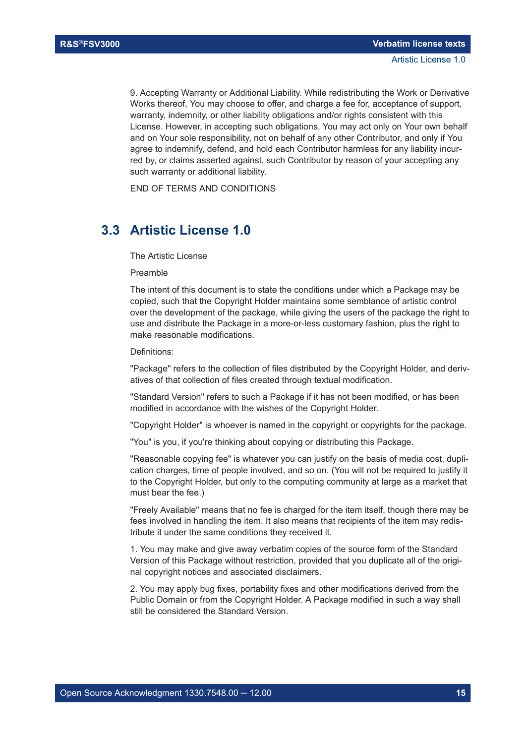9. Accepting Warranty or Additional Liability. While redistributing the Work or Derivative Works thereof, You may choose to offer, and charge a fee for, acceptance of support, warranty, indemnity, or other liability obligations and/or rights consistent with this License. However, in accepting such obligations, You may act only on Your own behalf and on Your sole responsibility, not on behalf of any other Contributor, and only if You agree to indemnify, defend, and hold each Contributor harmless for any liability incurred by, or claims asserted against, such Contributor by reason of your accepting any such warranty or additional liability.

END OF TERMS AND CONDITIONS

## 3.3 Artistic License 1.0

The Artistic License

Preamble

The intent of this document is to state the conditions under which a Package may be copied, such that the Copyright Holder maintains some semblance of artistic control over the development of the package, while giving the users of the package the right to use and distribute the Package in a more-or-less customary fashion, plus the right to make reasonable modifications.

Definitions:

"Package" refers to the collection of files distributed by the Copyright Holder, and derivatives of that collection of files created through textual modification.

"Standard Version" refers to such a Package if it has not been modified, or has been modified in accordance with the wishes of the Copyright Holder.

"Copyright Holder" is whoever is named in the copyright or copyrights for the package.

"You" is you, if you're thinking about copying or distributing this Package.

"Reasonable copying fee" is whatever you can justify on the basis of media cost, duplication charges, time of people involved, and so on. (You will not be required to justify it to the Copyright Holder, but only to the computing community at large as a market that must bear the fee.)

"Freely Available" means that no fee is charged for the item itself, though there may be fees involved in handling the item. It also means that recipients of the item may redistribute it under the same conditions they received it.

1. You may make and give away verbatim copies of the source form of the Standard Version of this Package without restriction, provided that you duplicate all of the original copyright notices and associated disclaimers.

2. You may apply bug fixes, portability fixes and other modifications derived from the Public Domain or from the Copyright Holder. A Package modified in such a way shall still be considered the Standard Version.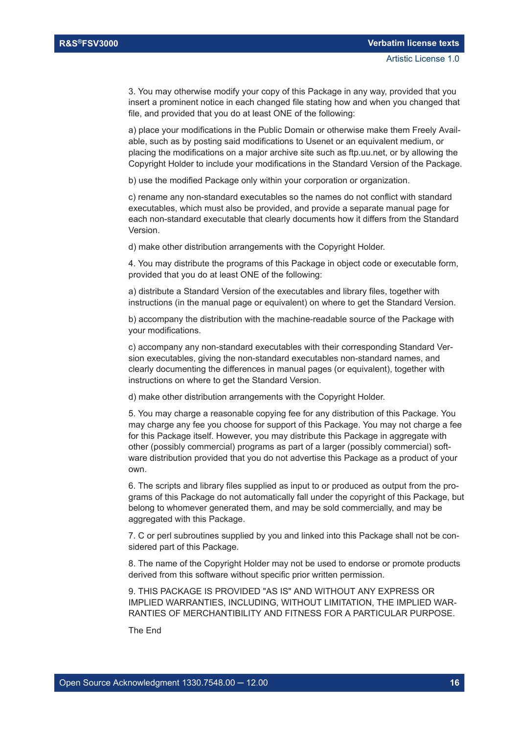3. You may otherwise modify your copy of this Package in any way, provided that you insert a prominent notice in each changed file stating how and when you changed that file, and provided that you do at least ONE of the following:

a) place your modifications in the Public Domain or otherwise make them Freely Available, such as by posting said modifications to Usenet or an equivalent medium, or placing the modifications on a major archive site such as ftp.uu.net, or by allowing the Copyright Holder to include your modifications in the Standard Version of the Package.

b) use the modified Package only within your corporation or organization.

c) rename any non-standard executables so the names do not conflict with standard executables, which must also be provided, and provide a separate manual page for each non-standard executable that clearly documents how it differs from the Standard Version.

d) make other distribution arrangements with the Copyright Holder.

4. You may distribute the programs of this Package in object code or executable form, provided that you do at least ONE of the following:

a) distribute a Standard Version of the executables and library files, together with instructions (in the manual page or equivalent) on where to get the Standard Version.

b) accompany the distribution with the machine-readable source of the Package with your modifications.

c) accompany any non-standard executables with their corresponding Standard Version executables, giving the non-standard executables non-standard names, and clearly documenting the differences in manual pages (or equivalent), together with instructions on where to get the Standard Version.

d) make other distribution arrangements with the Copyright Holder.

5. You may charge a reasonable copying fee for any distribution of this Package. You may charge any fee you choose for support of this Package. You may not charge a fee for this Package itself. However, you may distribute this Package in aggregate with other (possibly commercial) programs as part of a larger (possibly commercial) software distribution provided that you do not advertise this Package as a product of your own.

6. The scripts and library files supplied as input to or produced as output from the programs of this Package do not automatically fall under the copyright of this Package, but belong to whomever generated them, and may be sold commercially, and may be aggregated with this Package.

7. C or perl subroutines supplied by you and linked into this Package shall not be considered part of this Package.

8. The name of the Copyright Holder may not be used to endorse or promote products derived from this software without specific prior written permission.

9. THIS PACKAGE IS PROVIDED "AS IS" AND WITHOUT ANY EXPRESS OR IMPLIED WARRANTIES, INCLUDING, WITHOUT LIMITATION, THE IMPLIED WARRANTIES OF MERCHANTIBILITY AND FITNESS FOR A PARTICULAR PURPOSE.

The End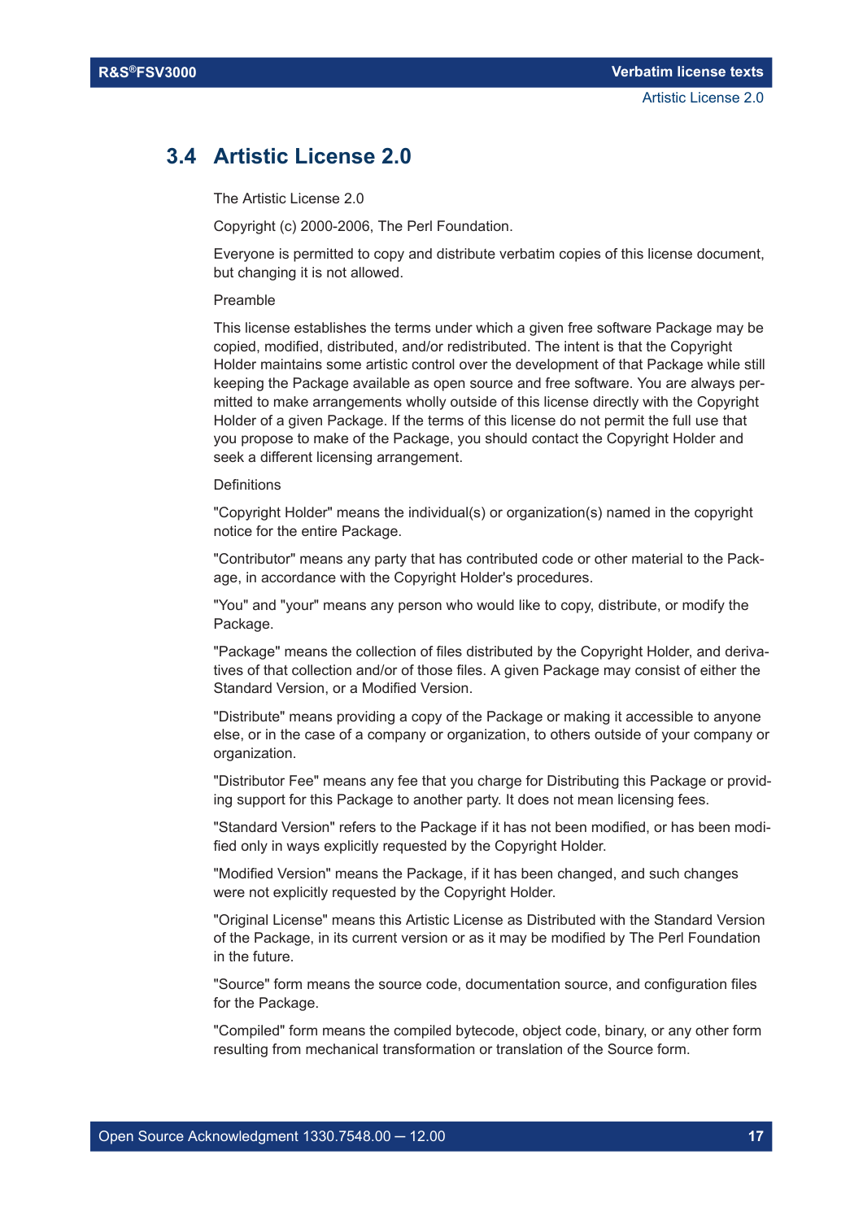## 3.4 Artistic License 2.0

The Artistic License 2.0

Copyright (c) 2000-2006, The Perl Foundation.

Everyone is permitted to copy and distribute verbatim copies of this license document, but changing it is not allowed.

Preamble

This license establishes the terms under which a given free software Package may be copied, modified, distributed, and/or redistributed. The intent is that the Copyright Holder maintains some artistic control over the development of that Package while still keeping the Package available as open source and free software. You are always permitted to make arrangements wholly outside of this license directly with the Copyright Holder of a given Package. If the terms of this license do not permit the full use that you propose to make of the Package, you should contact the Copyright Holder and seek a different licensing arrangement.

Definitions

"Copyright Holder" means the individual(s) or organization(s) named in the copyright notice for the entire Package.

"Contributor" means any party that has contributed code or other material to the Package, in accordance with the Copyright Holder's procedures.

"You" and "your" means any person who would like to copy, distribute, or modify the Package.

"Package" means the collection of files distributed by the Copyright Holder, and derivatives of that collection and/or of those files. A given Package may consist of either the Standard Version, or a Modified Version.

"Distribute" means providing a copy of the Package or making it accessible to anyone else, or in the case of a company or organization, to others outside of your company or organization.

"Distributor Fee" means any fee that you charge for Distributing this Package or providing support for this Package to another party. It does not mean licensing fees.

"Standard Version" refers to the Package if it has not been modified, or has been modified only in ways explicitly requested by the Copyright Holder.

"Modified Version" means the Package, if it has been changed, and such changes were not explicitly requested by the Copyright Holder.

"Original License" means this Artistic License as Distributed with the Standard Version of the Package, in its current version or as it may be modified by The Perl Foundation in the future.

"Source" form means the source code, documentation source, and configuration files for the Package.

"Compiled" form means the compiled bytecode, object code, binary, or any other form resulting from mechanical transformation or translation of the Source form.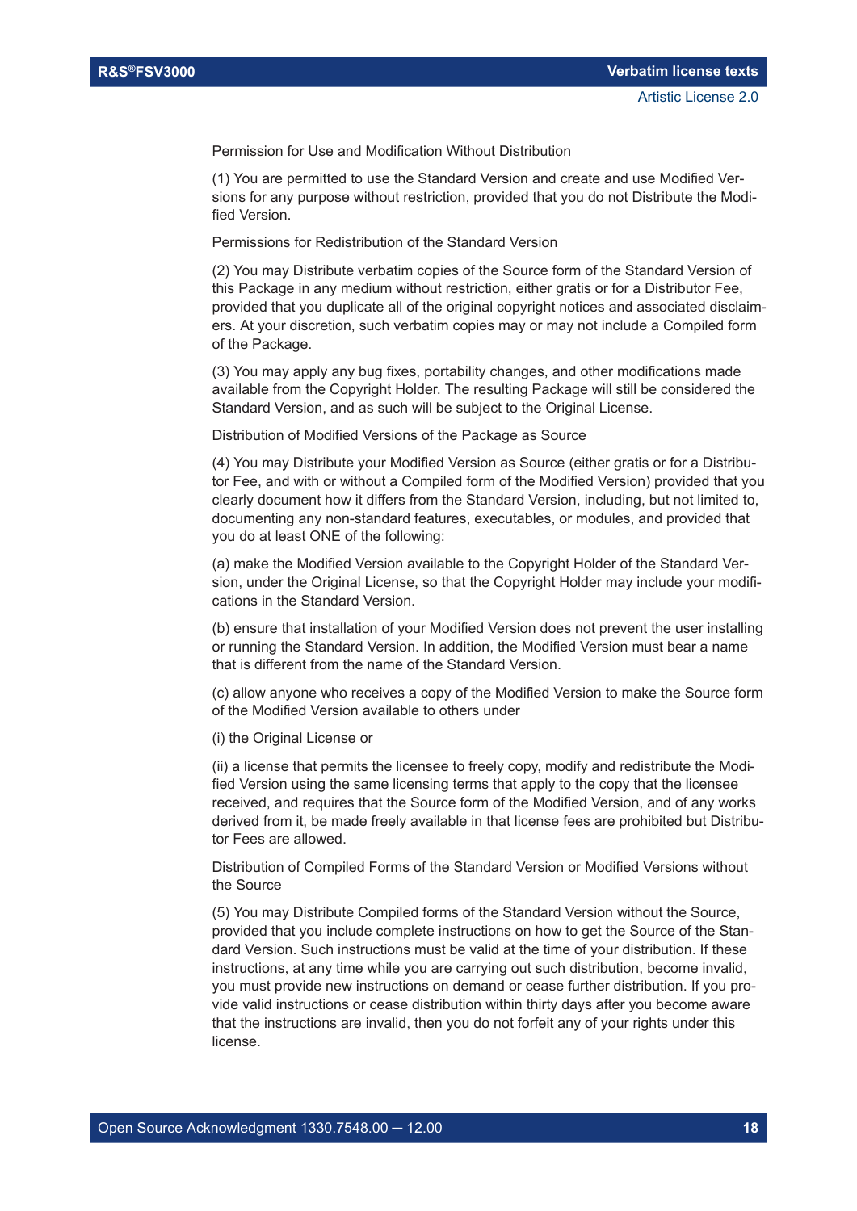Permission for Use and Modification Without Distribution

(1) You are permitted to use the Standard Version and create and use Modified Versions for any purpose without restriction, provided that you do not Distribute the Modified Version.

Permissions for Redistribution of the Standard Version

(2) You may Distribute verbatim copies of the Source form of the Standard Version of this Package in any medium without restriction, either gratis or for a Distributor Fee, provided that you duplicate all of the original copyright notices and associated disclaimers. At your discretion, such verbatim copies may or may not include a Compiled form of the Package.

(3) You may apply any bug fixes, portability changes, and other modifications made available from the Copyright Holder. The resulting Package will still be considered the Standard Version, and as such will be subject to the Original License.

Distribution of Modified Versions of the Package as Source

(4) You may Distribute your Modified Version as Source (either gratis or for a Distributor Fee, and with or without a Compiled form of the Modified Version) provided that you clearly document how it differs from the Standard Version, including, but not limited to, documenting any non-standard features, executables, or modules, and provided that you do at least ONE of the following:

(a) make the Modified Version available to the Copyright Holder of the Standard Version, under the Original License, so that the Copyright Holder may include your modifications in the Standard Version.

(b) ensure that installation of your Modified Version does not prevent the user installing or running the Standard Version. In addition, the Modified Version must bear a name that is different from the name of the Standard Version.

(c) allow anyone who receives a copy of the Modified Version to make the Source form of the Modified Version available to others under

(i) the Original License or

(ii) a license that permits the licensee to freely copy, modify and redistribute the Modified Version using the same licensing terms that apply to the copy that the licensee received, and requires that the Source form of the Modified Version, and of any works derived from it, be made freely available in that license fees are prohibited but Distributor Fees are allowed.

Distribution of Compiled Forms of the Standard Version or Modified Versions without the Source

(5) You may Distribute Compiled forms of the Standard Version without the Source, provided that you include complete instructions on how to get the Source of the Standard Version. Such instructions must be valid at the time of your distribution. If these instructions, at any time while you are carrying out such distribution, become invalid, you must provide new instructions on demand or cease further distribution. If you provide valid instructions or cease distribution within thirty days after you become aware that the instructions are invalid, then you do not forfeit any of your rights under this license.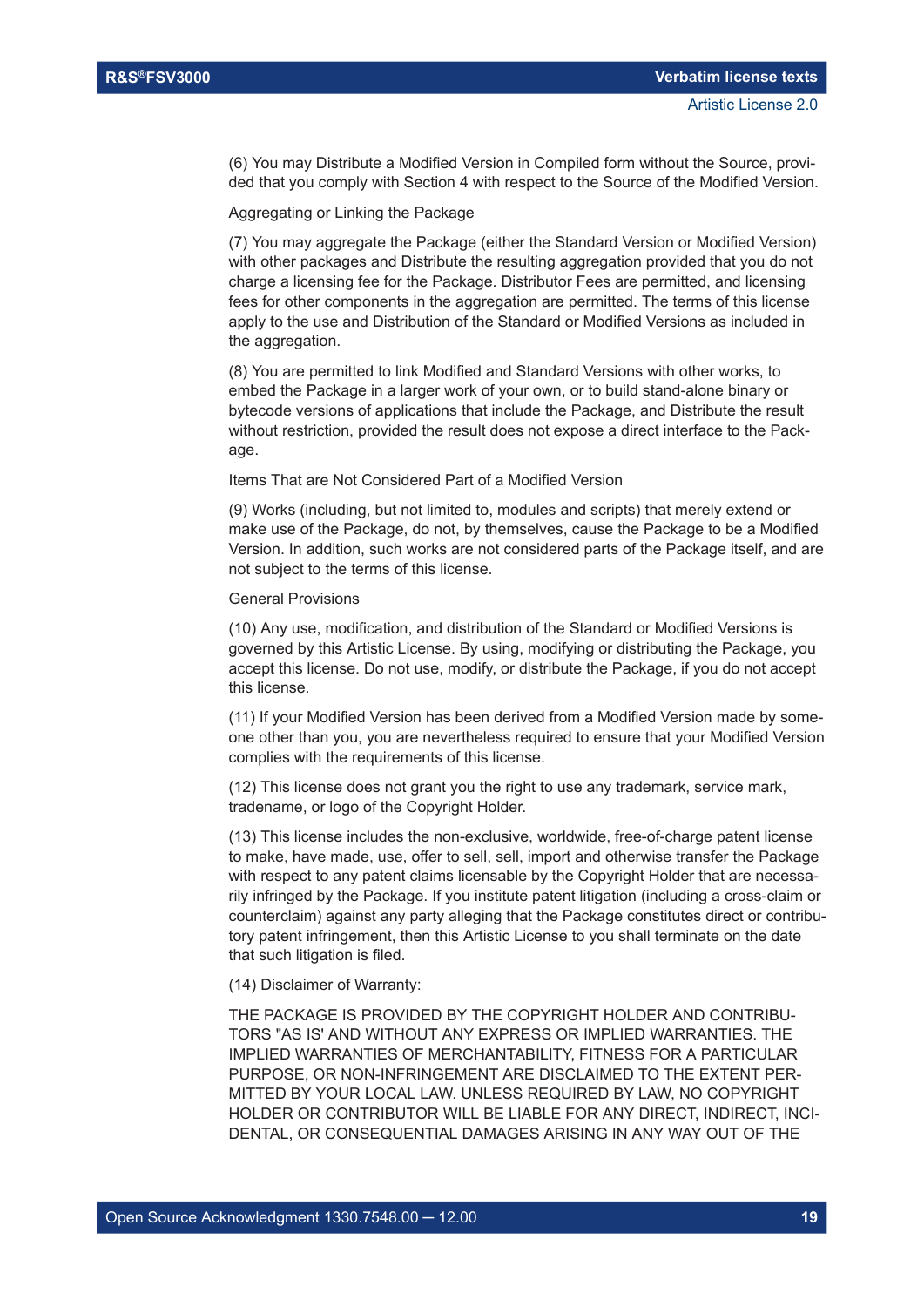(6) You may Distribute a Modified Version in Compiled form without the Source, provided that you comply with Section 4 with respect to the Source of the Modified Version.

Aggregating or Linking the Package

(7) You may aggregate the Package (either the Standard Version or Modified Version) with other packages and Distribute the resulting aggregation provided that you do not charge a licensing fee for the Package. Distributor Fees are permitted, and licensing fees for other components in the aggregation are permitted. The terms of this license apply to the use and Distribution of the Standard or Modified Versions as included in the aggregation.

(8) You are permitted to link Modified and Standard Versions with other works, to embed the Package in a larger work of your own, or to build stand-alone binary or bytecode versions of applications that include the Package, and Distribute the result without restriction, provided the result does not expose a direct interface to the Package.

Items That are Not Considered Part of a Modified Version

(9) Works (including, but not limited to, modules and scripts) that merely extend or make use of the Package, do not, by themselves, cause the Package to be a Modified Version. In addition, such works are not considered parts of the Package itself, and are not subject to the terms of this license.

General Provisions

(10) Any use, modification, and distribution of the Standard or Modified Versions is governed by this Artistic License. By using, modifying or distributing the Package, you accept this license. Do not use, modify, or distribute the Package, if you do not accept this license.

(11) If your Modified Version has been derived from a Modified Version made by someone other than you, you are nevertheless required to ensure that your Modified Version complies with the requirements of this license.

(12) This license does not grant you the right to use any trademark, service mark, tradename, or logo of the Copyright Holder.

(13) This license includes the non-exclusive, worldwide, free-of-charge patent license to make, have made, use, offer to sell, sell, import and otherwise transfer the Package with respect to any patent claims licensable by the Copyright Holder that are necessarily infringed by the Package. If you institute patent litigation (including a cross-claim or counterclaim) against any party alleging that the Package constitutes direct or contributory patent infringement, then this Artistic License to you shall terminate on the date that such litigation is filed.

(14) Disclaimer of Warranty:

THE PACKAGE IS PROVIDED BY THE COPYRIGHT HOLDER AND CONTRIBUTORS "AS IS' AND WITHOUT ANY EXPRESS OR IMPLIED WARRANTIES. THE IMPLIED WARRANTIES OF MERCHANTABILITY, FITNESS FOR A PARTICULAR PURPOSE, OR NON-INFRINGEMENT ARE DISCLAIMED TO THE EXTENT PERMITTED BY YOUR LOCAL LAW. UNLESS REQUIRED BY LAW, NO COPYRIGHT HOLDER OR CONTRIBUTOR WILL BE LIABLE FOR ANY DIRECT, INDIRECT, INCIDENTAL, OR CONSEQUENTIAL DAMAGES ARISING IN ANY WAY OUT OF THE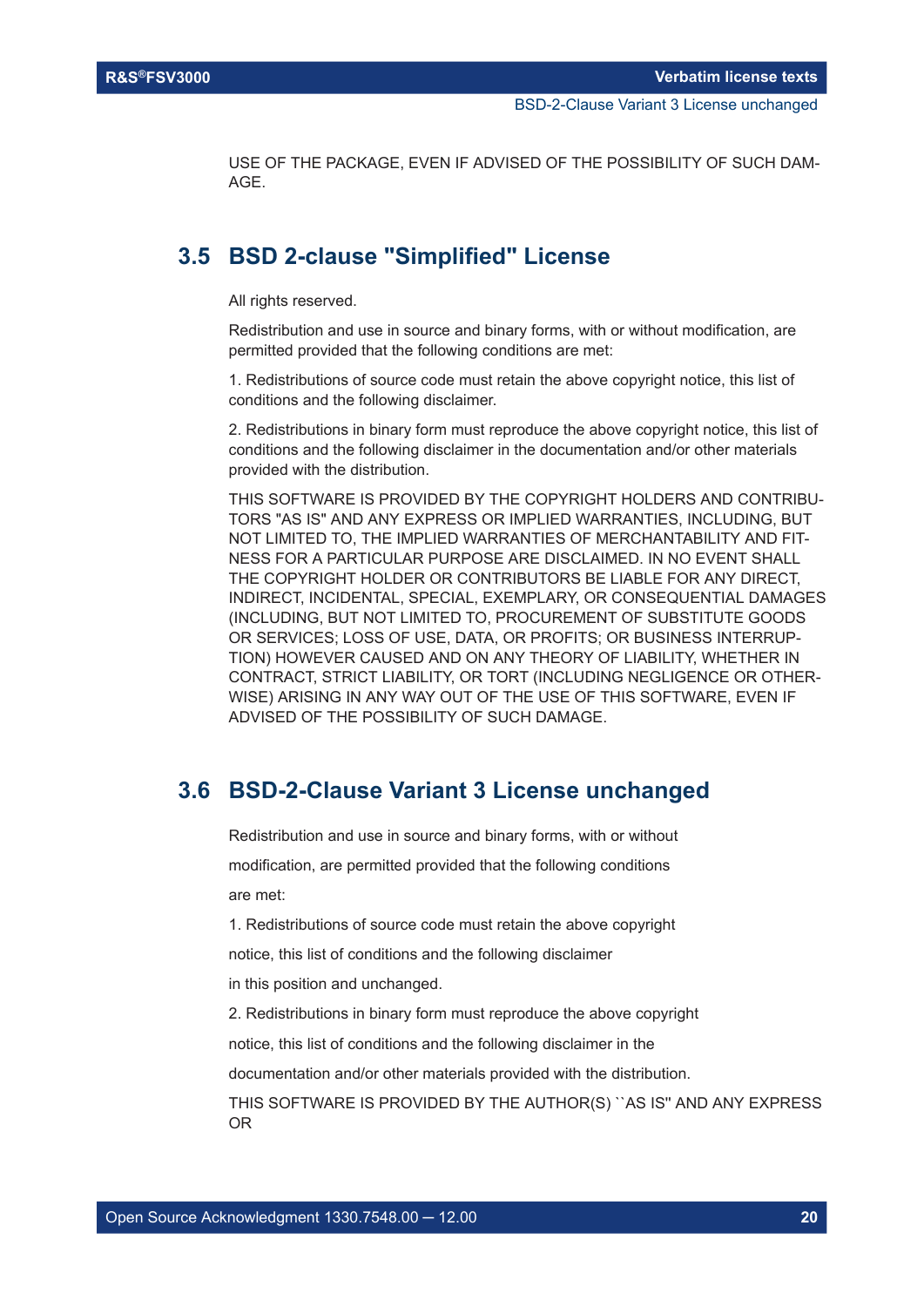USE OF THE PACKAGE, EVEN IF ADVISED OF THE POSSIBILITY OF SUCH DAMAGE.

## 3.5 BSD 2-clause "Simplified" License

All rights reserved.

Redistribution and use in source and binary forms, with or without modification, are permitted provided that the following conditions are met:

1. Redistributions of source code must retain the above copyright notice, this list of conditions and the following disclaimer.

2. Redistributions in binary form must reproduce the above copyright notice, this list of conditions and the following disclaimer in the documentation and/or other materials provided with the distribution.

THIS SOFTWARE IS PROVIDED BY THE COPYRIGHT HOLDERS AND CONTRIBUTORS "AS IS" AND ANY EXPRESS OR IMPLIED WARRANTIES, INCLUDING, BUT NOT LIMITED TO, THE IMPLIED WARRANTIES OF MERCHANTABILITY AND FITNESS FOR A PARTICULAR PURPOSE ARE DISCLAIMED. IN NO EVENT SHALL THE COPYRIGHT HOLDER OR CONTRIBUTORS BE LIABLE FOR ANY DIRECT, INDIRECT, INCIDENTAL, SPECIAL, EXEMPLARY, OR CONSEQUENTIAL DAMAGES (INCLUDING, BUT NOT LIMITED TO, PROCUREMENT OF SUBSTITUTE GOODS OR SERVICES; LOSS OF USE, DATA, OR PROFITS; OR BUSINESS INTERRUPTION) HOWEVER CAUSED AND ON ANY THEORY OF LIABILITY, WHETHER IN CONTRACT, STRICT LIABILITY, OR TORT (INCLUDING NEGLIGENCE OR OTHERWISE) ARISING IN ANY WAY OUT OF THE USE OF THIS SOFTWARE, EVEN IF ADVISED OF THE POSSIBILITY OF SUCH DAMAGE.

## 3.6 BSD-2-Clause Variant 3 License unchanged

Redistribution and use in source and binary forms, with or without

modification, are permitted provided that the following conditions

are met:

1. Redistributions of source code must retain the above copyright

notice, this list of conditions and the following disclaimer

in this position and unchanged.

2. Redistributions in binary form must reproduce the above copyright

notice, this list of conditions and the following disclaimer in the

documentation and/or other materials provided with the distribution.

THIS SOFTWARE IS PROVIDED BY THE AUTHOR(S) ``AS IS'' AND ANY EXPRESS OR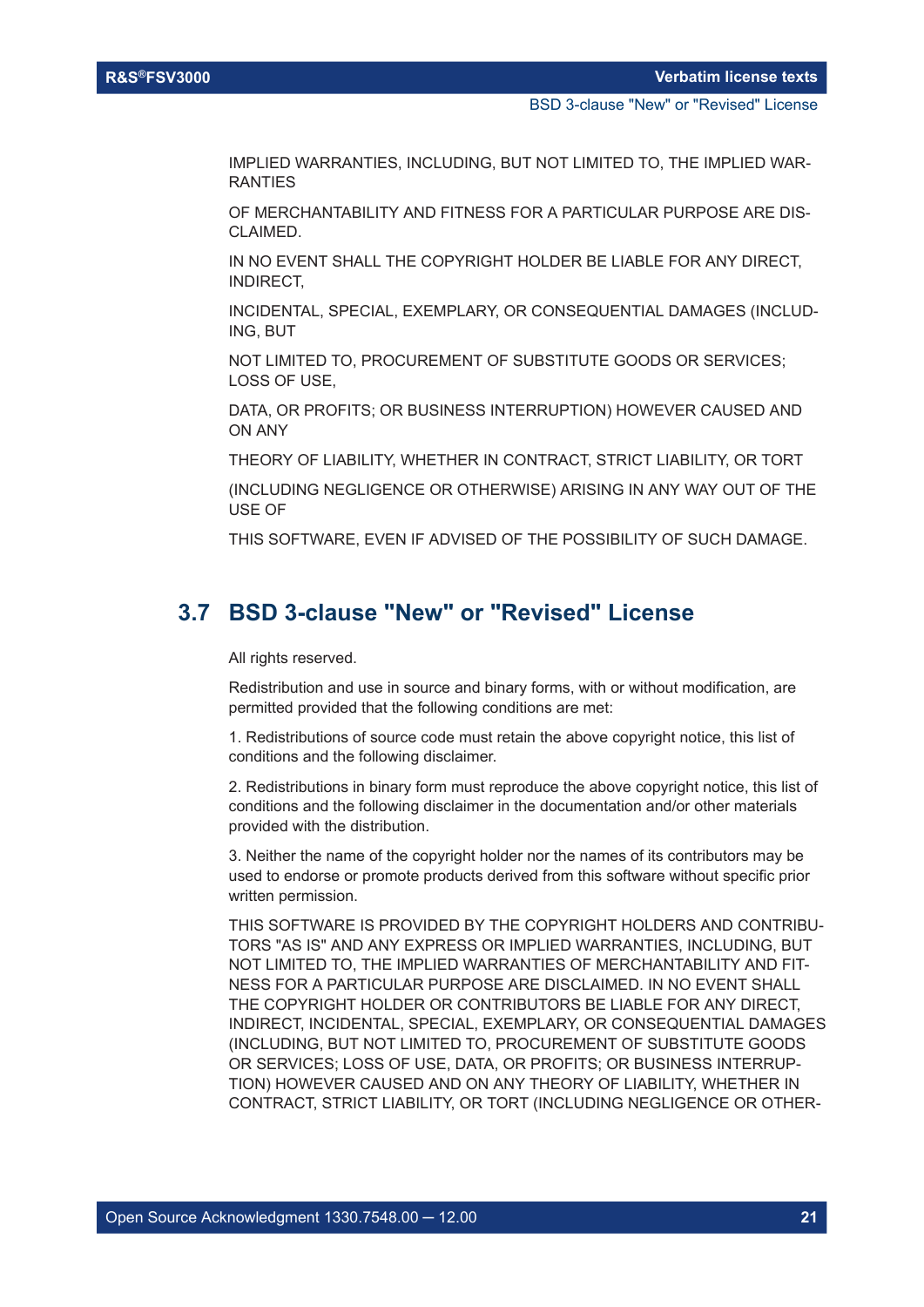IMPLIED WARRANTIES, INCLUDING, BUT NOT LIMITED TO, THE IMPLIED WARRANTIES

OF MERCHANTABILITY AND FITNESS FOR A PARTICULAR PURPOSE ARE DISCLAIMED.

IN NO EVENT SHALL THE COPYRIGHT HOLDER BE LIABLE FOR ANY DIRECT, INDIRECT,

INCIDENTAL, SPECIAL, EXEMPLARY, OR CONSEQUENTIAL DAMAGES (INCLUDING, BUT

NOT LIMITED TO, PROCUREMENT OF SUBSTITUTE GOODS OR SERVICES; LOSS OF USE,

DATA, OR PROFITS; OR BUSINESS INTERRUPTION) HOWEVER CAUSED AND ON ANY

THEORY OF LIABILITY, WHETHER IN CONTRACT, STRICT LIABILITY, OR TORT

(INCLUDING NEGLIGENCE OR OTHERWISE) ARISING IN ANY WAY OUT OF THE USE OF

THIS SOFTWARE, EVEN IF ADVISED OF THE POSSIBILITY OF SUCH DAMAGE.

## 3.7 BSD 3-clause "New" or "Revised" License

All rights reserved.

Redistribution and use in source and binary forms, with or without modification, are permitted provided that the following conditions are met:

1. Redistributions of source code must retain the above copyright notice, this list of conditions and the following disclaimer.

2. Redistributions in binary form must reproduce the above copyright notice, this list of conditions and the following disclaimer in the documentation and/or other materials provided with the distribution.

3. Neither the name of the copyright holder nor the names of its contributors may be used to endorse or promote products derived from this software without specific prior written permission.

THIS SOFTWARE IS PROVIDED BY THE COPYRIGHT HOLDERS AND CONTRIBUTORS "AS IS" AND ANY EXPRESS OR IMPLIED WARRANTIES, INCLUDING, BUT NOT LIMITED TO, THE IMPLIED WARRANTIES OF MERCHANTABILITY AND FITNESS FOR A PARTICULAR PURPOSE ARE DISCLAIMED. IN NO EVENT SHALL THE COPYRIGHT HOLDER OR CONTRIBUTORS BE LIABLE FOR ANY DIRECT, INDIRECT, INCIDENTAL, SPECIAL, EXEMPLARY, OR CONSEQUENTIAL DAMAGES (INCLUDING, BUT NOT LIMITED TO, PROCUREMENT OF SUBSTITUTE GOODS OR SERVICES; LOSS OF USE, DATA, OR PROFITS; OR BUSINESS INTERRUPTION) HOWEVER CAUSED AND ON ANY THEORY OF LIABILITY, WHETHER IN CONTRACT, STRICT LIABILITY, OR TORT (INCLUDING NEGLIGENCE OR OTHER-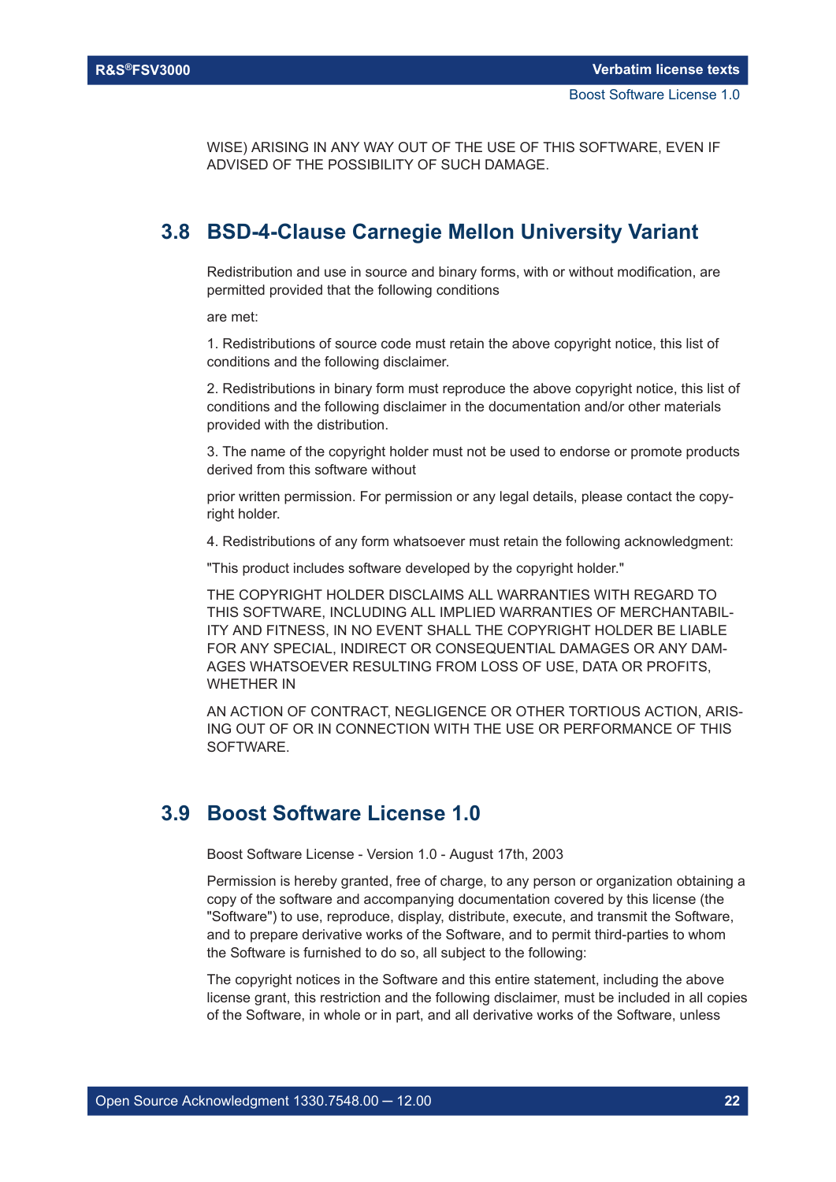WISE) ARISING IN ANY WAY OUT OF THE USE OF THIS SOFTWARE, EVEN IF ADVISED OF THE POSSIBILITY OF SUCH DAMAGE.

## 3.8 BSD-4-Clause Carnegie Mellon University Variant

Redistribution and use in source and binary forms, with or without modification, are permitted provided that the following conditions

are met:

1. Redistributions of source code must retain the above copyright notice, this list of conditions and the following disclaimer.

2. Redistributions in binary form must reproduce the above copyright notice, this list of conditions and the following disclaimer in the documentation and/or other materials provided with the distribution.

3. The name of the copyright holder must not be used to endorse or promote products derived from this software without

prior written permission. For permission or any legal details, please contact the copyright holder.

4. Redistributions of any form whatsoever must retain the following acknowledgment:

"This product includes software developed by the copyright holder."

THE COPYRIGHT HOLDER DISCLAIMS ALL WARRANTIES WITH REGARD TO THIS SOFTWARE, INCLUDING ALL IMPLIED WARRANTIES OF MERCHANTABILITY AND FITNESS, IN NO EVENT SHALL THE COPYRIGHT HOLDER BE LIABLE FOR ANY SPECIAL, INDIRECT OR CONSEQUENTIAL DAMAGES OR ANY DAMAGES WHATSOEVER RESULTING FROM LOSS OF USE, DATA OR PROFITS, WHETHER IN

AN ACTION OF CONTRACT, NEGLIGENCE OR OTHER TORTIOUS ACTION, ARISING OUT OF OR IN CONNECTION WITH THE USE OR PERFORMANCE OF THIS SOFTWARE.

## 3.9 Boost Software License 1.0

Boost Software License - Version 1.0 - August 17th, 2003

Permission is hereby granted, free of charge, to any person or organization obtaining a copy of the software and accompanying documentation covered by this license (the "Software") to use, reproduce, display, distribute, execute, and transmit the Software, and to prepare derivative works of the Software, and to permit third-parties to whom the Software is furnished to do so, all subject to the following:

The copyright notices in the Software and this entire statement, including the above license grant, this restriction and the following disclaimer, must be included in all copies of the Software, in whole or in part, and all derivative works of the Software, unless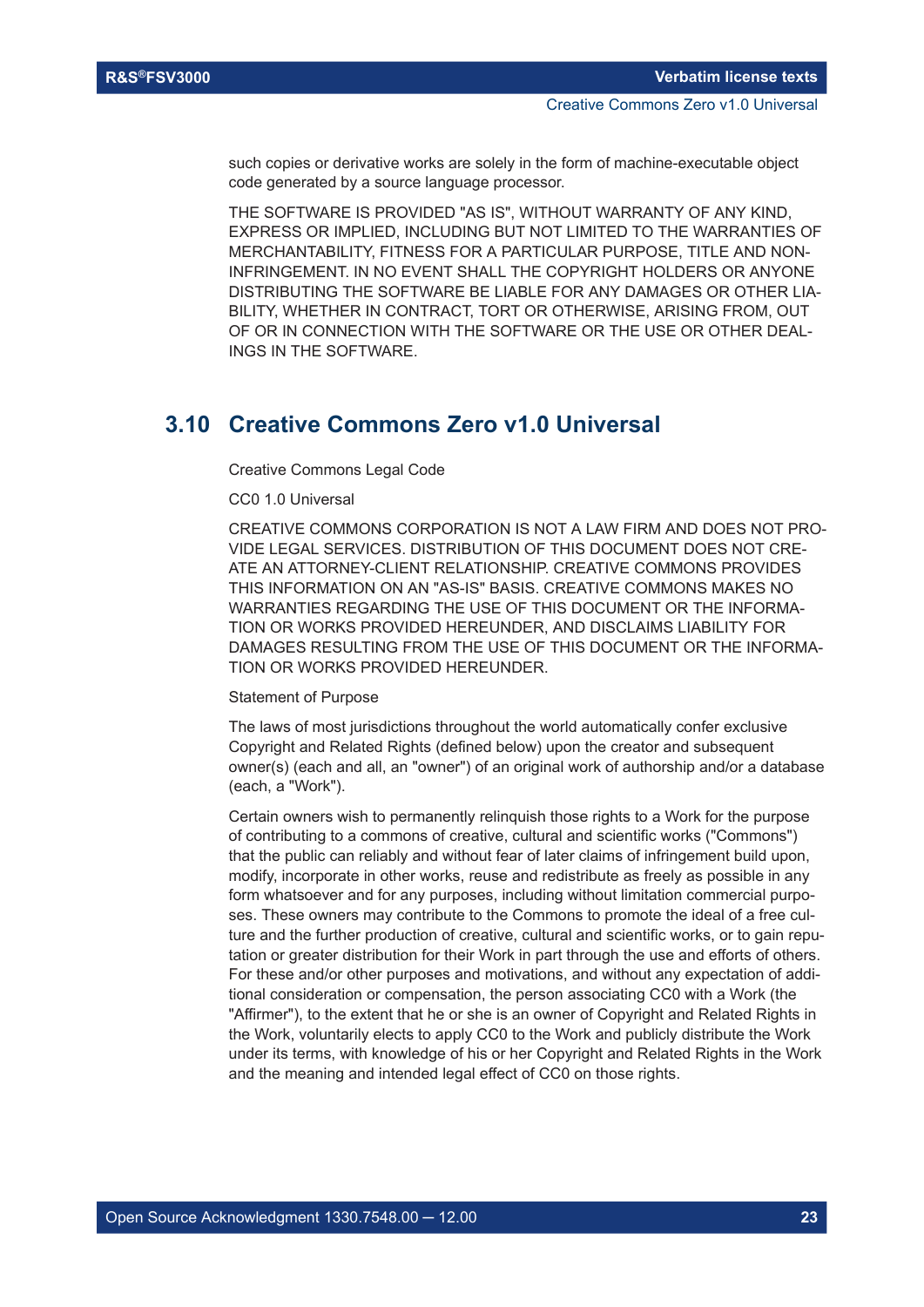such copies or derivative works are solely in the form of machine-executable object code generated by a source language processor.

THE SOFTWARE IS PROVIDED "AS IS", WITHOUT WARRANTY OF ANY KIND, EXPRESS OR IMPLIED, INCLUDING BUT NOT LIMITED TO THE WARRANTIES OF MERCHANTABILITY, FITNESS FOR A PARTICULAR PURPOSE, TITLE AND NON-INFRINGEMENT. IN NO EVENT SHALL THE COPYRIGHT HOLDERS OR ANYONE DISTRIBUTING THE SOFTWARE BE LIABLE FOR ANY DAMAGES OR OTHER LIABILITY, WHETHER IN CONTRACT, TORT OR OTHERWISE, ARISING FROM, OUT OF OR IN CONNECTION WITH THE SOFTWARE OR THE USE OR OTHER DEALINGS IN THE SOFTWARE.

## 3.10 Creative Commons Zero v1.0 Universal

Creative Commons Legal Code

CC0 1.0 Universal

CREATIVE COMMONS CORPORATION IS NOT A LAW FIRM AND DOES NOT PROVIDE LEGAL SERVICES. DISTRIBUTION OF THIS DOCUMENT DOES NOT CREATE AN ATTORNEY-CLIENT RELATIONSHIP. CREATIVE COMMONS PROVIDES THIS INFORMATION ON AN "AS-IS" BASIS. CREATIVE COMMONS MAKES NO WARRANTIES REGARDING THE USE OF THIS DOCUMENT OR THE INFORMATION OR WORKS PROVIDED HEREUNDER, AND DISCLAIMS LIABILITY FOR DAMAGES RESULTING FROM THE USE OF THIS DOCUMENT OR THE INFORMATION OR WORKS PROVIDED HEREUNDER.

Statement of Purpose

The laws of most jurisdictions throughout the world automatically confer exclusive Copyright and Related Rights (defined below) upon the creator and subsequent owner(s) (each and all, an "owner") of an original work of authorship and/or a database (each, a "Work").

Certain owners wish to permanently relinquish those rights to a Work for the purpose of contributing to a commons of creative, cultural and scientific works ("Commons") that the public can reliably and without fear of later claims of infringement build upon, modify, incorporate in other works, reuse and redistribute as freely as possible in any form whatsoever and for any purposes, including without limitation commercial purposes. These owners may contribute to the Commons to promote the ideal of a free culture and the further production of creative, cultural and scientific works, or to gain reputation or greater distribution for their Work in part through the use and efforts of others. For these and/or other purposes and motivations, and without any expectation of additional consideration or compensation, the person associating CC0 with a Work (the "Affirmer"), to the extent that he or she is an owner of Copyright and Related Rights in the Work, voluntarily elects to apply CC0 to the Work and publicly distribute the Work under its terms, with knowledge of his or her Copyright and Related Rights in the Work and the meaning and intended legal effect of CC0 on those rights.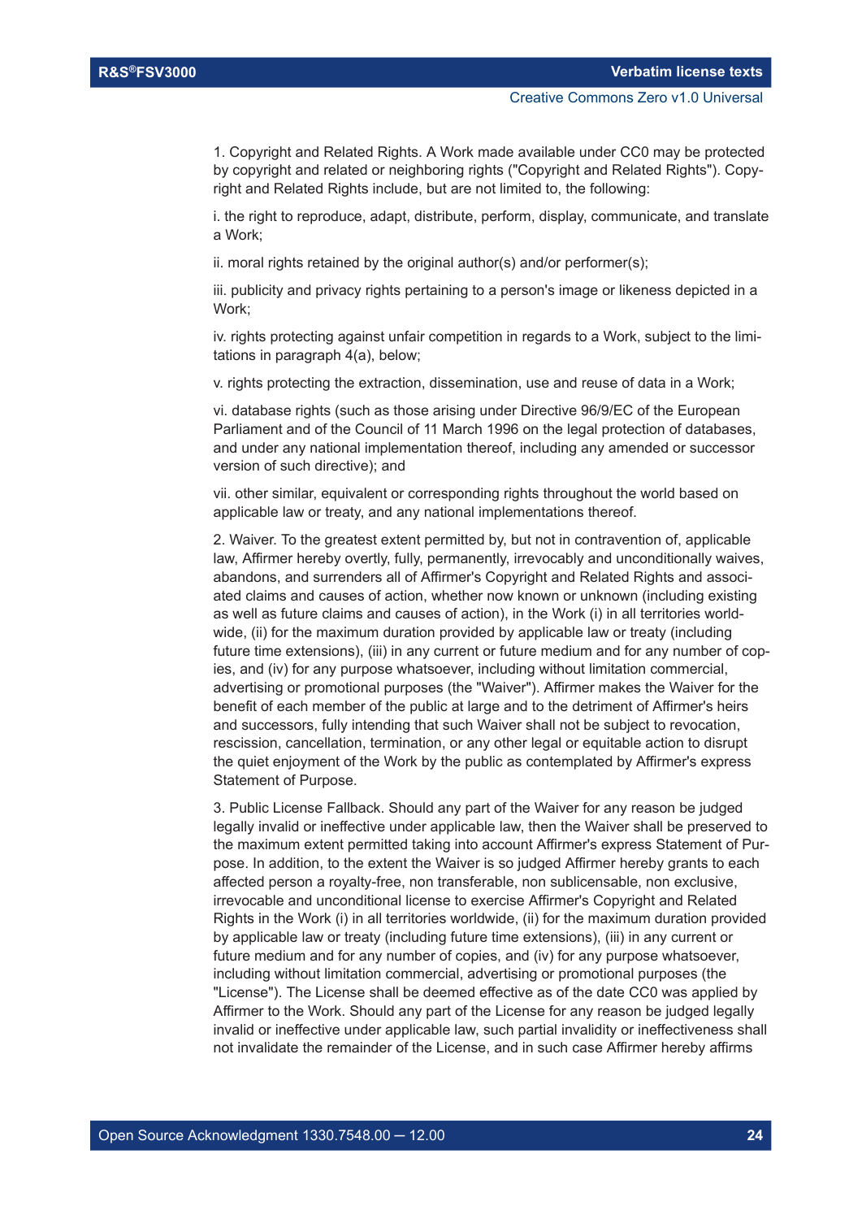1. Copyright and Related Rights. A Work made available under CC0 may be protected by copyright and related or neighboring rights ("Copyright and Related Rights"). Copyright and Related Rights include, but are not limited to, the following:

i. the right to reproduce, adapt, distribute, perform, display, communicate, and translate a Work;

ii. moral rights retained by the original author(s) and/or performer(s);

iii. publicity and privacy rights pertaining to a person's image or likeness depicted in a Work;

iv. rights protecting against unfair competition in regards to a Work, subject to the limitations in paragraph 4(a), below;

v. rights protecting the extraction, dissemination, use and reuse of data in a Work;

vi. database rights (such as those arising under Directive 96/9/EC of the European Parliament and of the Council of 11 March 1996 on the legal protection of databases, and under any national implementation thereof, including any amended or successor version of such directive); and

vii. other similar, equivalent or corresponding rights throughout the world based on applicable law or treaty, and any national implementations thereof.

2. Waiver. To the greatest extent permitted by, but not in contravention of, applicable law, Affirmer hereby overtly, fully, permanently, irrevocably and unconditionally waives, abandons, and surrenders all of Affirmer's Copyright and Related Rights and associated claims and causes of action, whether now known or unknown (including existing as well as future claims and causes of action), in the Work (i) in all territories worldwide, (ii) for the maximum duration provided by applicable law or treaty (including future time extensions), (iii) in any current or future medium and for any number of copies, and (iv) for any purpose whatsoever, including without limitation commercial, advertising or promotional purposes (the "Waiver"). Affirmer makes the Waiver for the benefit of each member of the public at large and to the detriment of Affirmer's heirs and successors, fully intending that such Waiver shall not be subject to revocation, rescission, cancellation, termination, or any other legal or equitable action to disrupt the quiet enjoyment of the Work by the public as contemplated by Affirmer's express Statement of Purpose.

3. Public License Fallback. Should any part of the Waiver for any reason be judged legally invalid or ineffective under applicable law, then the Waiver shall be preserved to the maximum extent permitted taking into account Affirmer's express Statement of Purpose. In addition, to the extent the Waiver is so judged Affirmer hereby grants to each affected person a royalty-free, non transferable, non sublicensable, non exclusive, irrevocable and unconditional license to exercise Affirmer's Copyright and Related Rights in the Work (i) in all territories worldwide, (ii) for the maximum duration provided by applicable law or treaty (including future time extensions), (iii) in any current or future medium and for any number of copies, and (iv) for any purpose whatsoever, including without limitation commercial, advertising or promotional purposes (the "License"). The License shall be deemed effective as of the date CC0 was applied by Affirmer to the Work. Should any part of the License for any reason be judged legally invalid or ineffective under applicable law, such partial invalidity or ineffectiveness shall not invalidate the remainder of the License, and in such case Affirmer hereby affirms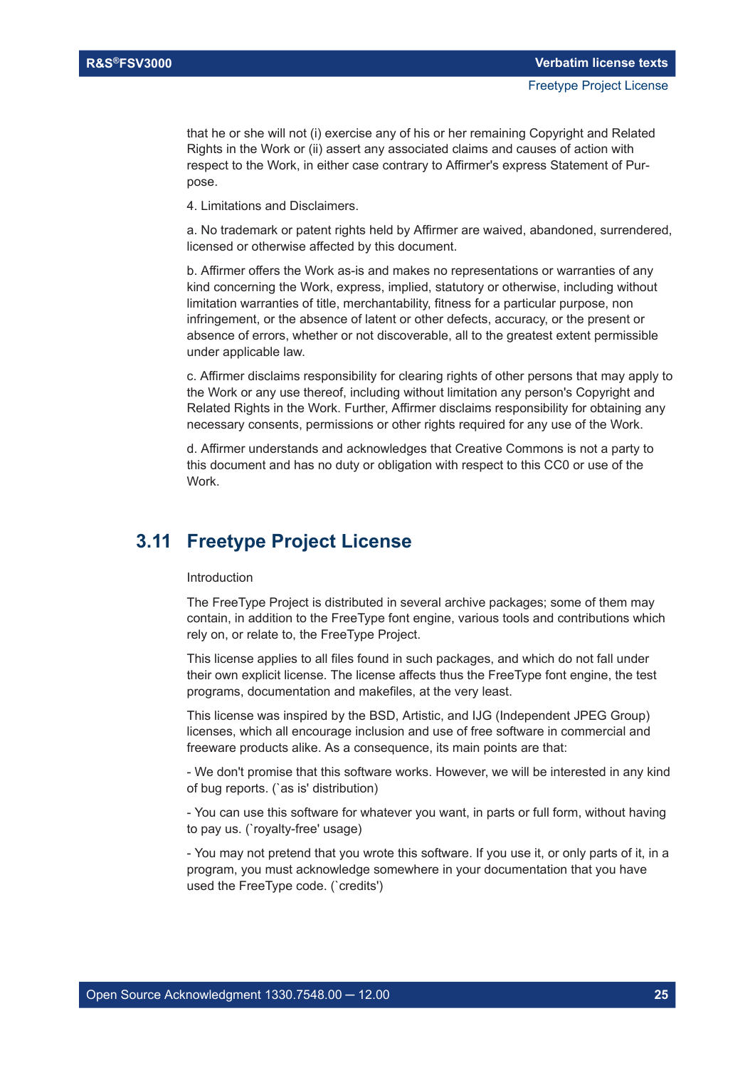that he or she will not (i) exercise any of his or her remaining Copyright and Related Rights in the Work or (ii) assert any associated claims and causes of action with respect to the Work, in either case contrary to Affirmer's express Statement of Purpose.

4. Limitations and Disclaimers.

a. No trademark or patent rights held by Affirmer are waived, abandoned, surrendered, licensed or otherwise affected by this document.

b. Affirmer offers the Work as-is and makes no representations or warranties of any kind concerning the Work, express, implied, statutory or otherwise, including without limitation warranties of title, merchantability, fitness for a particular purpose, non infringement, or the absence of latent or other defects, accuracy, or the present or absence of errors, whether or not discoverable, all to the greatest extent permissible under applicable law.

c. Affirmer disclaims responsibility for clearing rights of other persons that may apply to the Work or any use thereof, including without limitation any person's Copyright and Related Rights in the Work. Further, Affirmer disclaims responsibility for obtaining any necessary consents, permissions or other rights required for any use of the Work.

d. Affirmer understands and acknowledges that Creative Commons is not a party to this document and has no duty or obligation with respect to this CC0 or use of the Work.

## 3.11 Freetype Project License

Introduction

The FreeType Project is distributed in several archive packages; some of them may contain, in addition to the FreeType font engine, various tools and contributions which rely on, or relate to, the FreeType Project.

This license applies to all files found in such packages, and which do not fall under their own explicit license. The license affects thus the FreeType font engine, the test programs, documentation and makefiles, at the very least.

This license was inspired by the BSD, Artistic, and IJG (Independent JPEG Group) licenses, which all encourage inclusion and use of free software in commercial and freeware products alike. As a consequence, its main points are that:

- We don't promise that this software works. However, we will be interested in any kind of bug reports. (`as is' distribution)

- You can use this software for whatever you want, in parts or full form, without having to pay us. (`royalty-free' usage)

- You may not pretend that you wrote this software. If you use it, or only parts of it, in a program, you must acknowledge somewhere in your documentation that you have used the FreeType code. (`credits')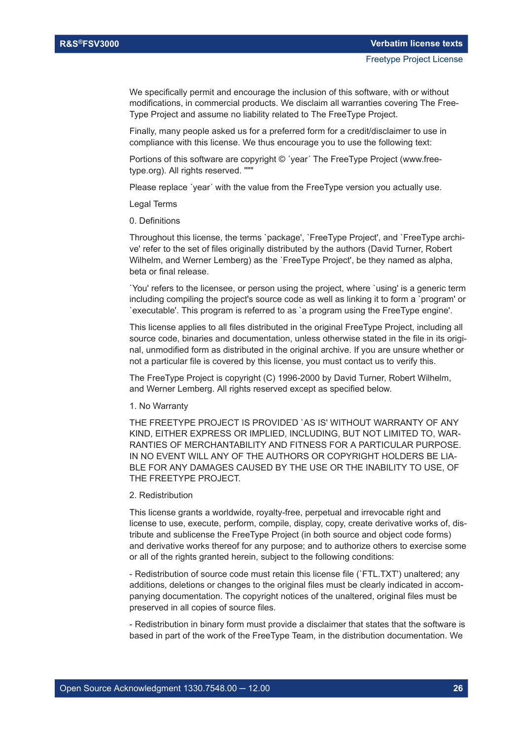We specifically permit and encourage the inclusion of this software, with or without modifications, in commercial products. We disclaim all warranties covering The FreeType Project and assume no liability related to The FreeType Project.

Finally, many people asked us for a preferred form for a credit/disclaimer to use in compliance with this license. We thus encourage you to use the following text:

Portions of this software are copyright © ´year´ The FreeType Project (www.freetype.org). All rights reserved. """

Please replace ´year´ with the value from the FreeType version you actually use.

Legal Terms

0. Definitions

Throughout this license, the terms `package', `FreeType Project', and `FreeType archive' refer to the set of files originally distributed by the authors (David Turner, Robert Wilhelm, and Werner Lemberg) as the `FreeType Project', be they named as alpha, beta or final release.

`You' refers to the licensee, or person using the project, where `using' is a generic term including compiling the project's source code as well as linking it to form a `program' or `executable'. This program is referred to as `a program using the FreeType engine'.

This license applies to all files distributed in the original FreeType Project, including all source code, binaries and documentation, unless otherwise stated in the file in its original, unmodified form as distributed in the original archive. If you are unsure whether or not a particular file is covered by this license, you must contact us to verify this.

The FreeType Project is copyright (C) 1996-2000 by David Turner, Robert Wilhelm, and Werner Lemberg. All rights reserved except as specified below.

1. No Warranty

THE FREETYPE PROJECT IS PROVIDED `AS IS' WITHOUT WARRANTY OF ANY KIND, EITHER EXPRESS OR IMPLIED, INCLUDING, BUT NOT LIMITED TO, WARRANTIES OF MERCHANTABILITY AND FITNESS FOR A PARTICULAR PURPOSE. IN NO EVENT WILL ANY OF THE AUTHORS OR COPYRIGHT HOLDERS BE LIABLE FOR ANY DAMAGES CAUSED BY THE USE OR THE INABILITY TO USE, OF THE FREETYPE PROJECT.

2. Redistribution

This license grants a worldwide, royalty-free, perpetual and irrevocable right and license to use, execute, perform, compile, display, copy, create derivative works of, distribute and sublicense the FreeType Project (in both source and object code forms) and derivative works thereof for any purpose; and to authorize others to exercise some or all of the rights granted herein, subject to the following conditions:

- Redistribution of source code must retain this license file (`FTL.TXT') unaltered; any additions, deletions or changes to the original files must be clearly indicated in accompanying documentation. The copyright notices of the unaltered, original files must be preserved in all copies of source files.

- Redistribution in binary form must provide a disclaimer that states that the software is based in part of the work of the FreeType Team, in the distribution documentation. We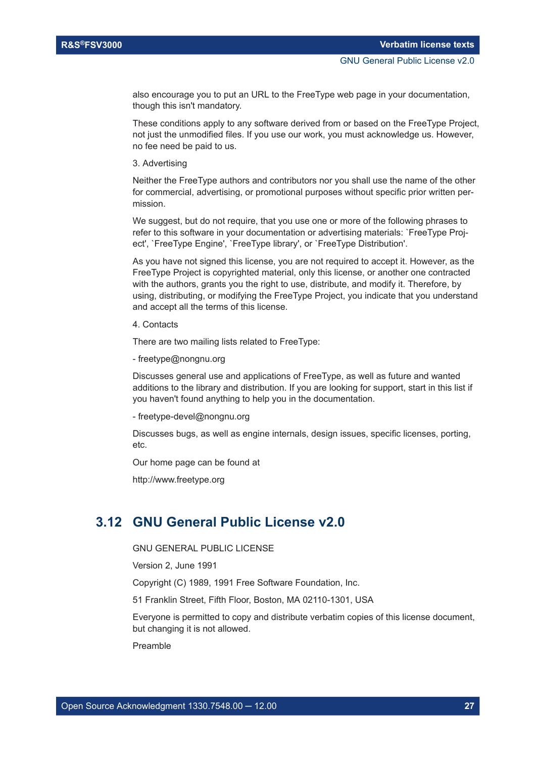also encourage you to put an URL to the FreeType web page in your documentation, though this isn't mandatory.

These conditions apply to any software derived from or based on the FreeType Project, not just the unmodified files. If you use our work, you must acknowledge us. However, no fee need be paid to us.

3. Advertising

Neither the FreeType authors and contributors nor you shall use the name of the other for commercial, advertising, or promotional purposes without specific prior written permission.

We suggest, but do not require, that you use one or more of the following phrases to refer to this software in your documentation or advertising materials: `FreeType Project', `FreeType Engine', `FreeType library', or `FreeType Distribution'.

As you have not signed this license, you are not required to accept it. However, as the FreeType Project is copyrighted material, only this license, or another one contracted with the authors, grants you the right to use, distribute, and modify it. Therefore, by using, distributing, or modifying the FreeType Project, you indicate that you understand and accept all the terms of this license.

4. Contacts

There are two mailing lists related to FreeType:

- freetype@nongnu.org

Discusses general use and applications of FreeType, as well as future and wanted additions to the library and distribution. If you are looking for support, start in this list if you haven't found anything to help you in the documentation.

- freetype-devel@nongnu.org

Discusses bugs, as well as engine internals, design issues, specific licenses, porting, etc.

Our home page can be found at

http://www.freetype.org

## 3.12 GNU General Public License v2.0

GNU GENERAL PUBLIC LICENSE

Version 2, June 1991

Copyright (C) 1989, 1991 Free Software Foundation, Inc.

51 Franklin Street, Fifth Floor, Boston, MA 02110-1301, USA

Everyone is permitted to copy and distribute verbatim copies of this license document, but changing it is not allowed.

Preamble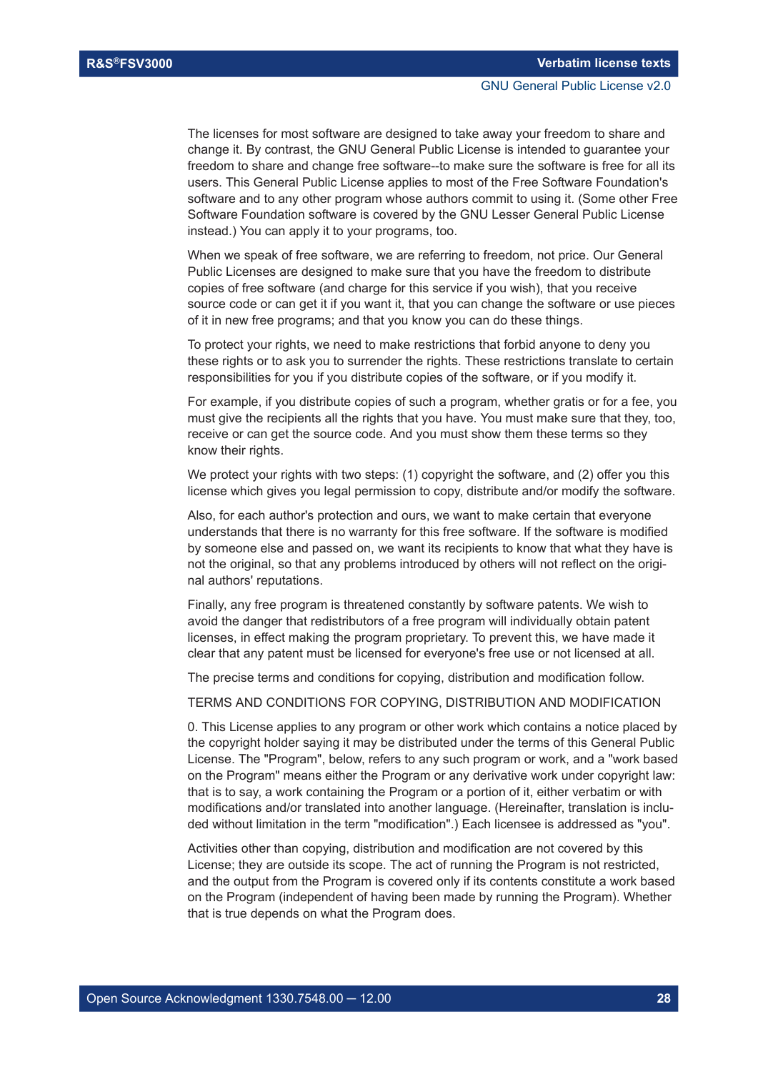The licenses for most software are designed to take away your freedom to share and change it. By contrast, the GNU General Public License is intended to guarantee your freedom to share and change free software--to make sure the software is free for all its users. This General Public License applies to most of the Free Software Foundation's software and to any other program whose authors commit to using it. (Some other Free Software Foundation software is covered by the GNU Lesser General Public License instead.) You can apply it to your programs, too.

When we speak of free software, we are referring to freedom, not price. Our General Public Licenses are designed to make sure that you have the freedom to distribute copies of free software (and charge for this service if you wish), that you receive source code or can get it if you want it, that you can change the software or use pieces of it in new free programs; and that you know you can do these things.

To protect your rights, we need to make restrictions that forbid anyone to deny you these rights or to ask you to surrender the rights. These restrictions translate to certain responsibilities for you if you distribute copies of the software, or if you modify it.

For example, if you distribute copies of such a program, whether gratis or for a fee, you must give the recipients all the rights that you have. You must make sure that they, too, receive or can get the source code. And you must show them these terms so they know their rights.

We protect your rights with two steps: (1) copyright the software, and (2) offer you this license which gives you legal permission to copy, distribute and/or modify the software.

Also, for each author's protection and ours, we want to make certain that everyone understands that there is no warranty for this free software. If the software is modified by someone else and passed on, we want its recipients to know that what they have is not the original, so that any problems introduced by others will not reflect on the original authors' reputations.

Finally, any free program is threatened constantly by software patents. We wish to avoid the danger that redistributors of a free program will individually obtain patent licenses, in effect making the program proprietary. To prevent this, we have made it clear that any patent must be licensed for everyone's free use or not licensed at all.

The precise terms and conditions for copying, distribution and modification follow.

TERMS AND CONDITIONS FOR COPYING, DISTRIBUTION AND MODIFICATION

0. This License applies to any program or other work which contains a notice placed by the copyright holder saying it may be distributed under the terms of this General Public License. The "Program", below, refers to any such program or work, and a "work based on the Program" means either the Program or any derivative work under copyright law: that is to say, a work containing the Program or a portion of it, either verbatim or with modifications and/or translated into another language. (Hereinafter, translation is included without limitation in the term "modification".) Each licensee is addressed as "you".

Activities other than copying, distribution and modification are not covered by this License; they are outside its scope. The act of running the Program is not restricted, and the output from the Program is covered only if its contents constitute a work based on the Program (independent of having been made by running the Program). Whether that is true depends on what the Program does.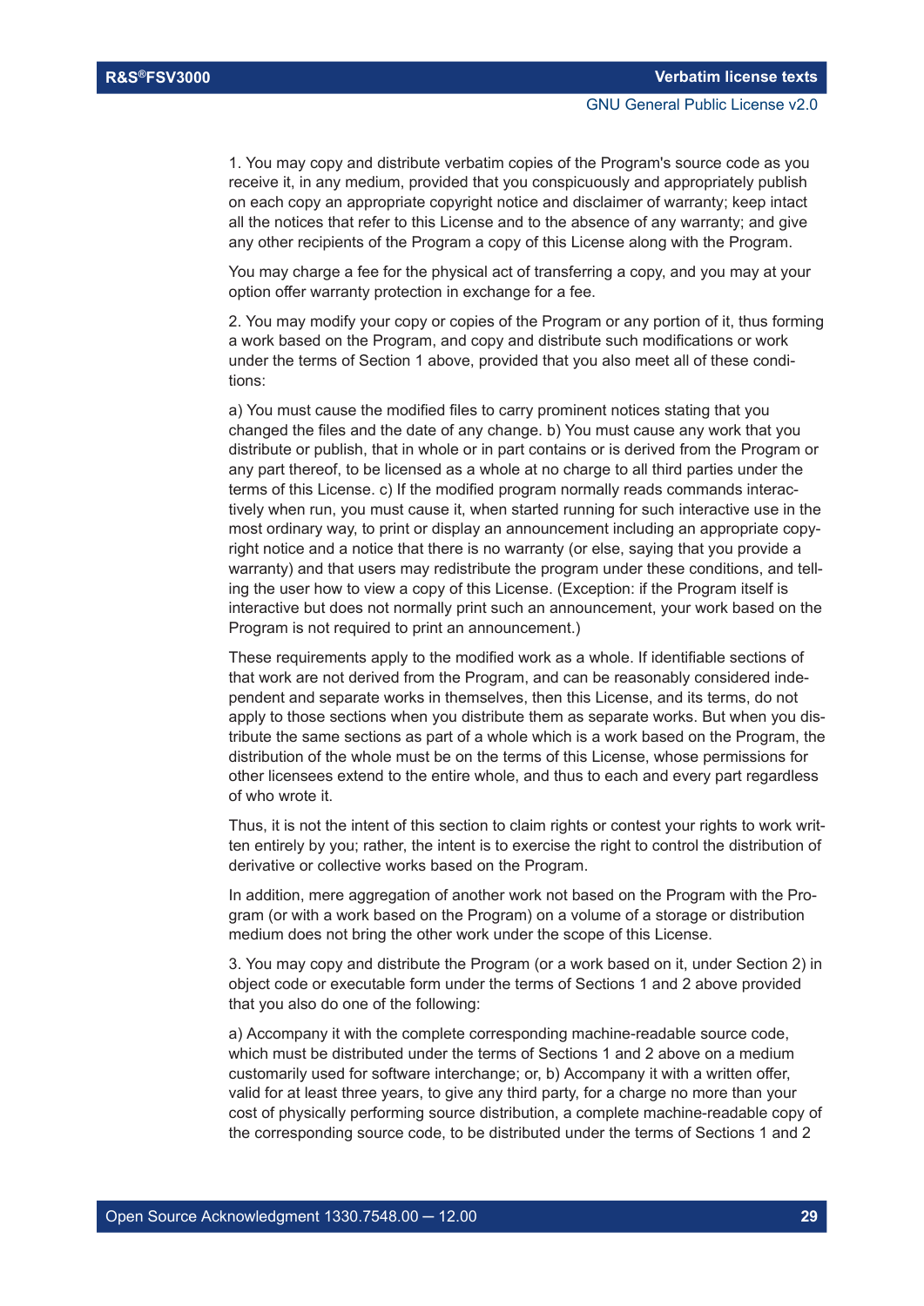1. You may copy and distribute verbatim copies of the Program's source code as you receive it, in any medium, provided that you conspicuously and appropriately publish on each copy an appropriate copyright notice and disclaimer of warranty; keep intact all the notices that refer to this License and to the absence of any warranty; and give any other recipients of the Program a copy of this License along with the Program.

You may charge a fee for the physical act of transferring a copy, and you may at your option offer warranty protection in exchange for a fee.

2. You may modify your copy or copies of the Program or any portion of it, thus forming a work based on the Program, and copy and distribute such modifications or work under the terms of Section 1 above, provided that you also meet all of these conditions:

a) You must cause the modified files to carry prominent notices stating that you changed the files and the date of any change. b) You must cause any work that you distribute or publish, that in whole or in part contains or is derived from the Program or any part thereof, to be licensed as a whole at no charge to all third parties under the terms of this License. c) If the modified program normally reads commands interactively when run, you must cause it, when started running for such interactive use in the most ordinary way, to print or display an announcement including an appropriate copyright notice and a notice that there is no warranty (or else, saying that you provide a warranty) and that users may redistribute the program under these conditions, and telling the user how to view a copy of this License. (Exception: if the Program itself is interactive but does not normally print such an announcement, your work based on the Program is not required to print an announcement.)

These requirements apply to the modified work as a whole. If identifiable sections of that work are not derived from the Program, and can be reasonably considered independent and separate works in themselves, then this License, and its terms, do not apply to those sections when you distribute them as separate works. But when you distribute the same sections as part of a whole which is a work based on the Program, the distribution of the whole must be on the terms of this License, whose permissions for other licensees extend to the entire whole, and thus to each and every part regardless of who wrote it.

Thus, it is not the intent of this section to claim rights or contest your rights to work written entirely by you; rather, the intent is to exercise the right to control the distribution of derivative or collective works based on the Program.

In addition, mere aggregation of another work not based on the Program with the Program (or with a work based on the Program) on a volume of a storage or distribution medium does not bring the other work under the scope of this License.

3. You may copy and distribute the Program (or a work based on it, under Section 2) in object code or executable form under the terms of Sections 1 and 2 above provided that you also do one of the following:

a) Accompany it with the complete corresponding machine-readable source code, which must be distributed under the terms of Sections 1 and 2 above on a medium customarily used for software interchange; or, b) Accompany it with a written offer, valid for at least three years, to give any third party, for a charge no more than your cost of physically performing source distribution, a complete machine-readable copy of the corresponding source code, to be distributed under the terms of Sections 1 and 2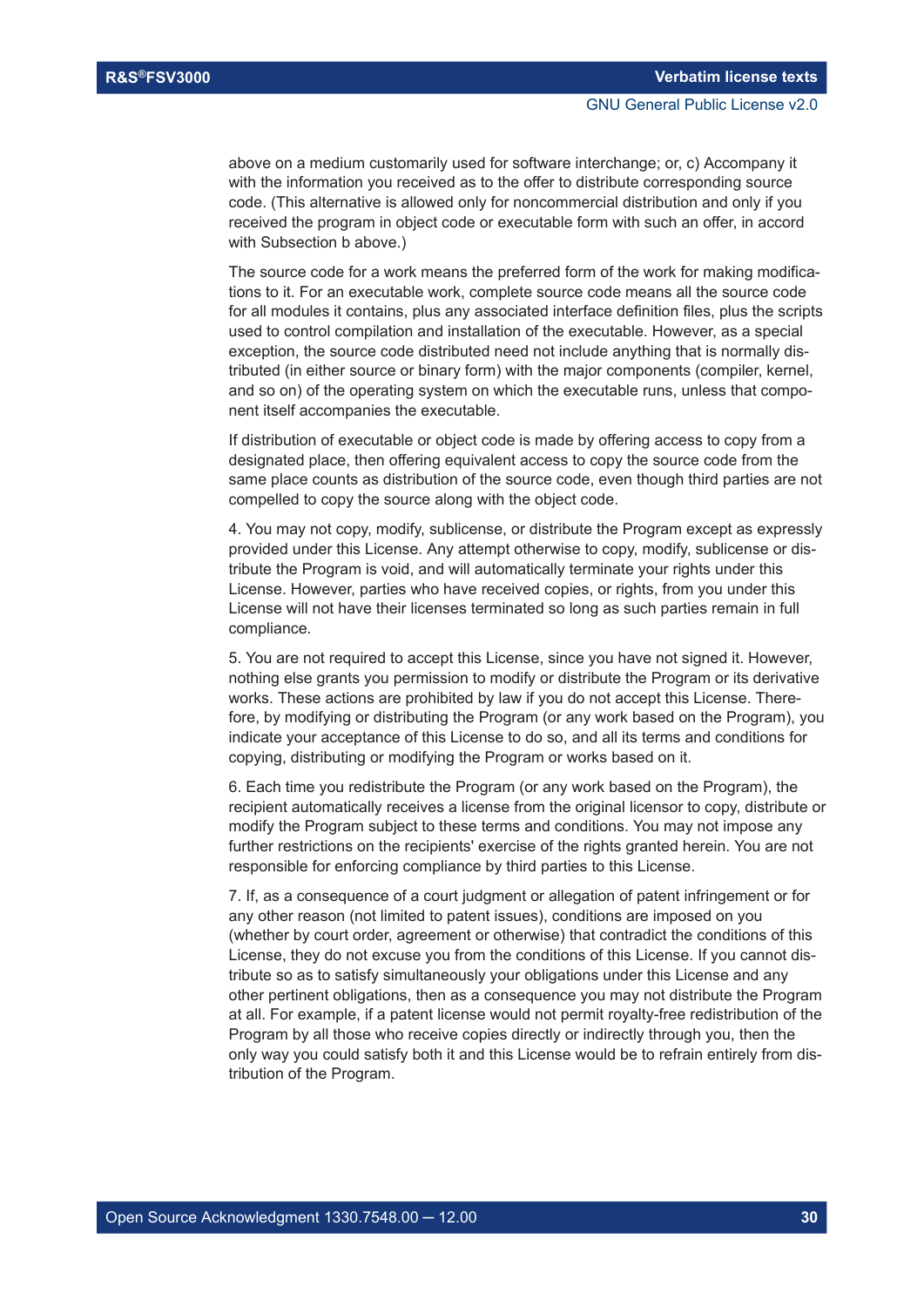above on a medium customarily used for software interchange; or, c) Accompany it with the information you received as to the offer to distribute corresponding source code. (This alternative is allowed only for noncommercial distribution and only if you received the program in object code or executable form with such an offer, in accord with Subsection b above.)

The source code for a work means the preferred form of the work for making modifications to it. For an executable work, complete source code means all the source code for all modules it contains, plus any associated interface definition files, plus the scripts used to control compilation and installation of the executable. However, as a special exception, the source code distributed need not include anything that is normally distributed (in either source or binary form) with the major components (compiler, kernel, and so on) of the operating system on which the executable runs, unless that component itself accompanies the executable.

If distribution of executable or object code is made by offering access to copy from a designated place, then offering equivalent access to copy the source code from the same place counts as distribution of the source code, even though third parties are not compelled to copy the source along with the object code.

4. You may not copy, modify, sublicense, or distribute the Program except as expressly provided under this License. Any attempt otherwise to copy, modify, sublicense or distribute the Program is void, and will automatically terminate your rights under this License. However, parties who have received copies, or rights, from you under this License will not have their licenses terminated so long as such parties remain in full compliance.

5. You are not required to accept this License, since you have not signed it. However, nothing else grants you permission to modify or distribute the Program or its derivative works. These actions are prohibited by law if you do not accept this License. Therefore, by modifying or distributing the Program (or any work based on the Program), you indicate your acceptance of this License to do so, and all its terms and conditions for copying, distributing or modifying the Program or works based on it.

6. Each time you redistribute the Program (or any work based on the Program), the recipient automatically receives a license from the original licensor to copy, distribute or modify the Program subject to these terms and conditions. You may not impose any further restrictions on the recipients' exercise of the rights granted herein. You are not responsible for enforcing compliance by third parties to this License.

7. If, as a consequence of a court judgment or allegation of patent infringement or for any other reason (not limited to patent issues), conditions are imposed on you (whether by court order, agreement or otherwise) that contradict the conditions of this License, they do not excuse you from the conditions of this License. If you cannot distribute so as to satisfy simultaneously your obligations under this License and any other pertinent obligations, then as a consequence you may not distribute the Program at all. For example, if a patent license would not permit royalty-free redistribution of the Program by all those who receive copies directly or indirectly through you, then the only way you could satisfy both it and this License would be to refrain entirely from distribution of the Program.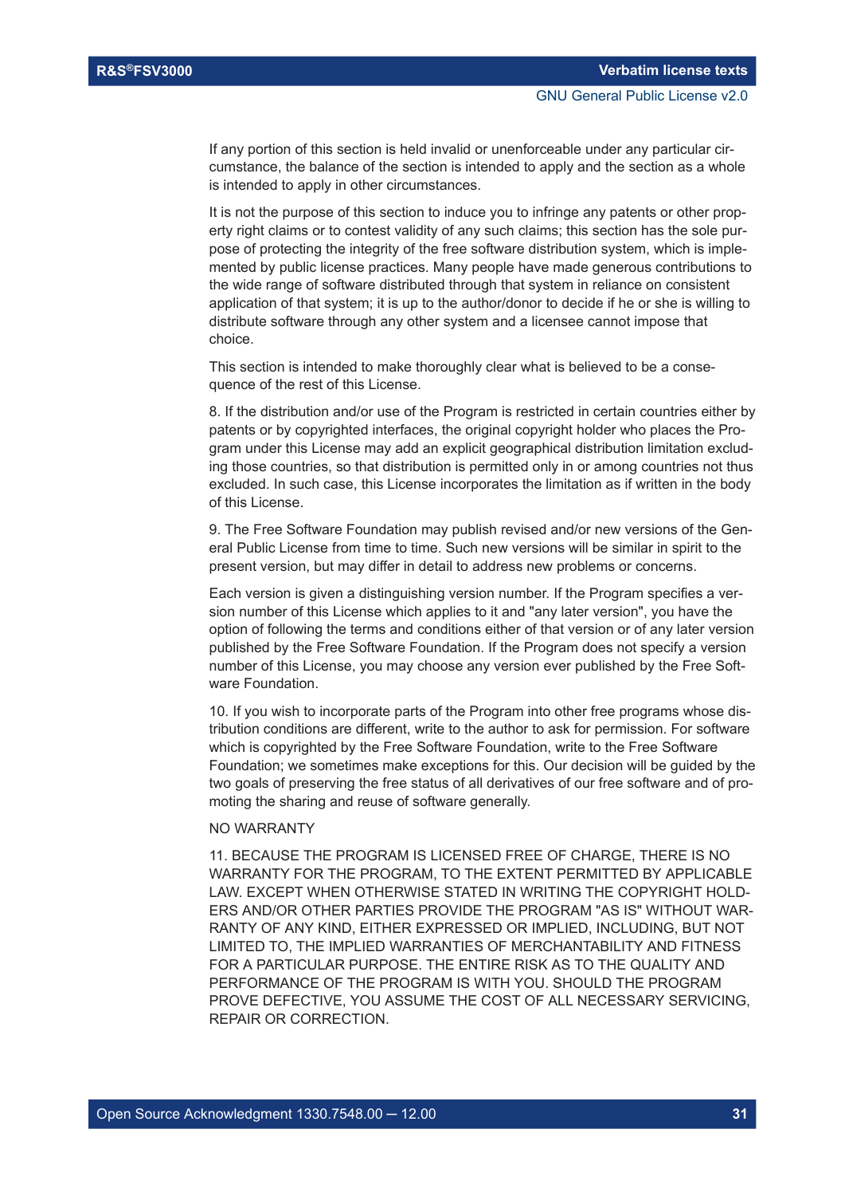If any portion of this section is held invalid or unenforceable under any particular circumstance, the balance of the section is intended to apply and the section as a whole is intended to apply in other circumstances.

It is not the purpose of this section to induce you to infringe any patents or other property right claims or to contest validity of any such claims; this section has the sole purpose of protecting the integrity of the free software distribution system, which is implemented by public license practices. Many people have made generous contributions to the wide range of software distributed through that system in reliance on consistent application of that system; it is up to the author/donor to decide if he or she is willing to distribute software through any other system and a licensee cannot impose that choice.

This section is intended to make thoroughly clear what is believed to be a consequence of the rest of this License.

8. If the distribution and/or use of the Program is restricted in certain countries either by patents or by copyrighted interfaces, the original copyright holder who places the Program under this License may add an explicit geographical distribution limitation excluding those countries, so that distribution is permitted only in or among countries not thus excluded. In such case, this License incorporates the limitation as if written in the body of this License.

9. The Free Software Foundation may publish revised and/or new versions of the General Public License from time to time. Such new versions will be similar in spirit to the present version, but may differ in detail to address new problems or concerns.

Each version is given a distinguishing version number. If the Program specifies a version number of this License which applies to it and "any later version", you have the option of following the terms and conditions either of that version or of any later version published by the Free Software Foundation. If the Program does not specify a version number of this License, you may choose any version ever published by the Free Software Foundation.

10. If you wish to incorporate parts of the Program into other free programs whose distribution conditions are different, write to the author to ask for permission. For software which is copyrighted by the Free Software Foundation, write to the Free Software Foundation; we sometimes make exceptions for this. Our decision will be guided by the two goals of preserving the free status of all derivatives of our free software and of promoting the sharing and reuse of software generally.

NO WARRANTY

11. BECAUSE THE PROGRAM IS LICENSED FREE OF CHARGE, THERE IS NO WARRANTY FOR THE PROGRAM, TO THE EXTENT PERMITTED BY APPLICABLE LAW. EXCEPT WHEN OTHERWISE STATED IN WRITING THE COPYRIGHT HOLDERS AND/OR OTHER PARTIES PROVIDE THE PROGRAM "AS IS" WITHOUT WARRANTY OF ANY KIND, EITHER EXPRESSED OR IMPLIED, INCLUDING, BUT NOT LIMITED TO, THE IMPLIED WARRANTIES OF MERCHANTABILITY AND FITNESS FOR A PARTICULAR PURPOSE. THE ENTIRE RISK AS TO THE QUALITY AND PERFORMANCE OF THE PROGRAM IS WITH YOU. SHOULD THE PROGRAM PROVE DEFECTIVE, YOU ASSUME THE COST OF ALL NECESSARY SERVICING, REPAIR OR CORRECTION.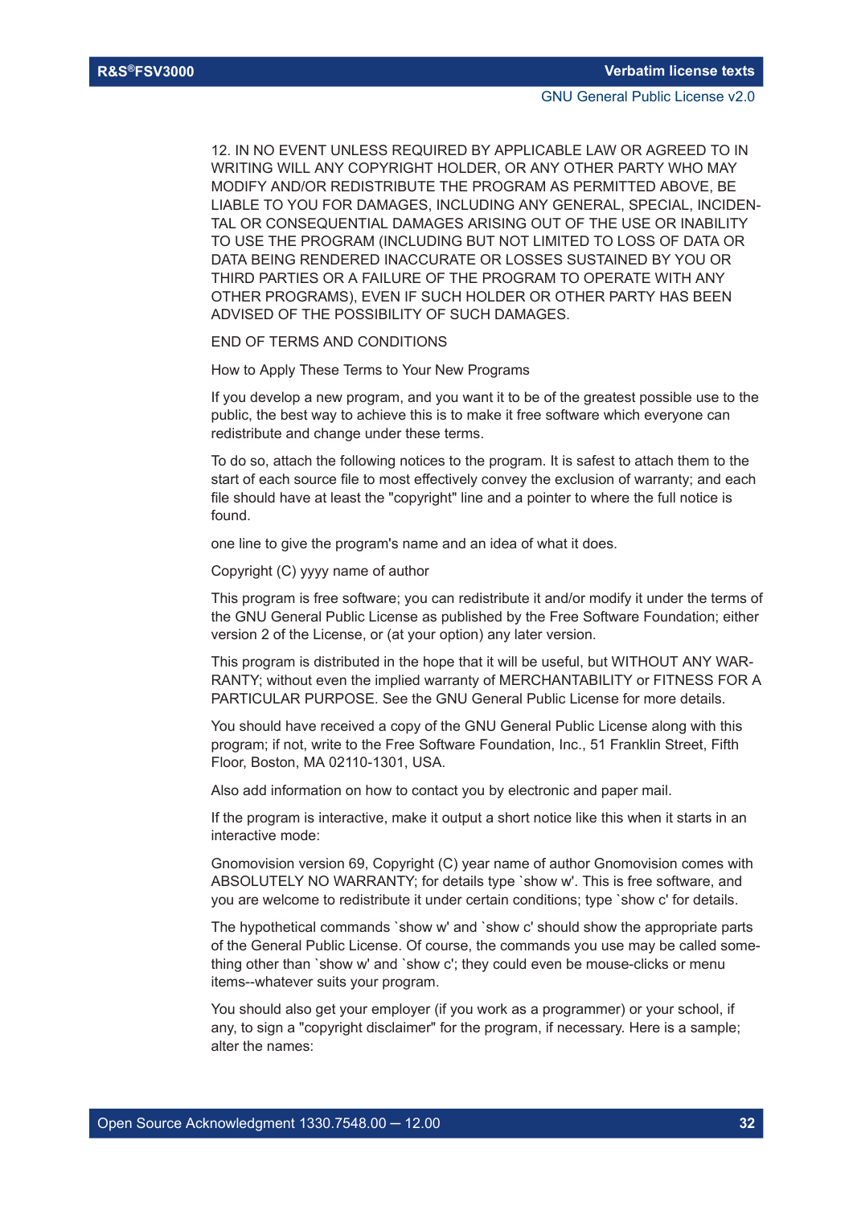12. IN NO EVENT UNLESS REQUIRED BY APPLICABLE LAW OR AGREED TO IN WRITING WILL ANY COPYRIGHT HOLDER, OR ANY OTHER PARTY WHO MAY MODIFY AND/OR REDISTRIBUTE THE PROGRAM AS PERMITTED ABOVE, BE LIABLE TO YOU FOR DAMAGES, INCLUDING ANY GENERAL, SPECIAL, INCIDENTAL OR CONSEQUENTIAL DAMAGES ARISING OUT OF THE USE OR INABILITY TO USE THE PROGRAM (INCLUDING BUT NOT LIMITED TO LOSS OF DATA OR DATA BEING RENDERED INACCURATE OR LOSSES SUSTAINED BY YOU OR THIRD PARTIES OR A FAILURE OF THE PROGRAM TO OPERATE WITH ANY OTHER PROGRAMS), EVEN IF SUCH HOLDER OR OTHER PARTY HAS BEEN ADVISED OF THE POSSIBILITY OF SUCH DAMAGES.

END OF TERMS AND CONDITIONS

How to Apply These Terms to Your New Programs

If you develop a new program, and you want it to be of the greatest possible use to the public, the best way to achieve this is to make it free software which everyone can redistribute and change under these terms.

To do so, attach the following notices to the program. It is safest to attach them to the start of each source file to most effectively convey the exclusion of warranty; and each file should have at least the "copyright" line and a pointer to where the full notice is found.

one line to give the program's name and an idea of what it does.

Copyright (C) yyyy name of author

This program is free software; you can redistribute it and/or modify it under the terms of the GNU General Public License as published by the Free Software Foundation; either version 2 of the License, or (at your option) any later version.

This program is distributed in the hope that it will be useful, but WITHOUT ANY WARRANTY; without even the implied warranty of MERCHANTABILITY or FITNESS FOR A PARTICULAR PURPOSE. See the GNU General Public License for more details.

You should have received a copy of the GNU General Public License along with this program; if not, write to the Free Software Foundation, Inc., 51 Franklin Street, Fifth Floor, Boston, MA 02110-1301, USA.

Also add information on how to contact you by electronic and paper mail.

If the program is interactive, make it output a short notice like this when it starts in an interactive mode:

Gnomovision version 69, Copyright (C) year name of author Gnomovision comes with ABSOLUTELY NO WARRANTY; for details type `show w'. This is free software, and you are welcome to redistribute it under certain conditions; type `show c' for details.

The hypothetical commands `show w' and `show c' should show the appropriate parts of the General Public License. Of course, the commands you use may be called something other than `show w' and `show c'; they could even be mouse-clicks or menu items--whatever suits your program.

You should also get your employer (if you work as a programmer) or your school, if any, to sign a "copyright disclaimer" for the program, if necessary. Here is a sample; alter the names: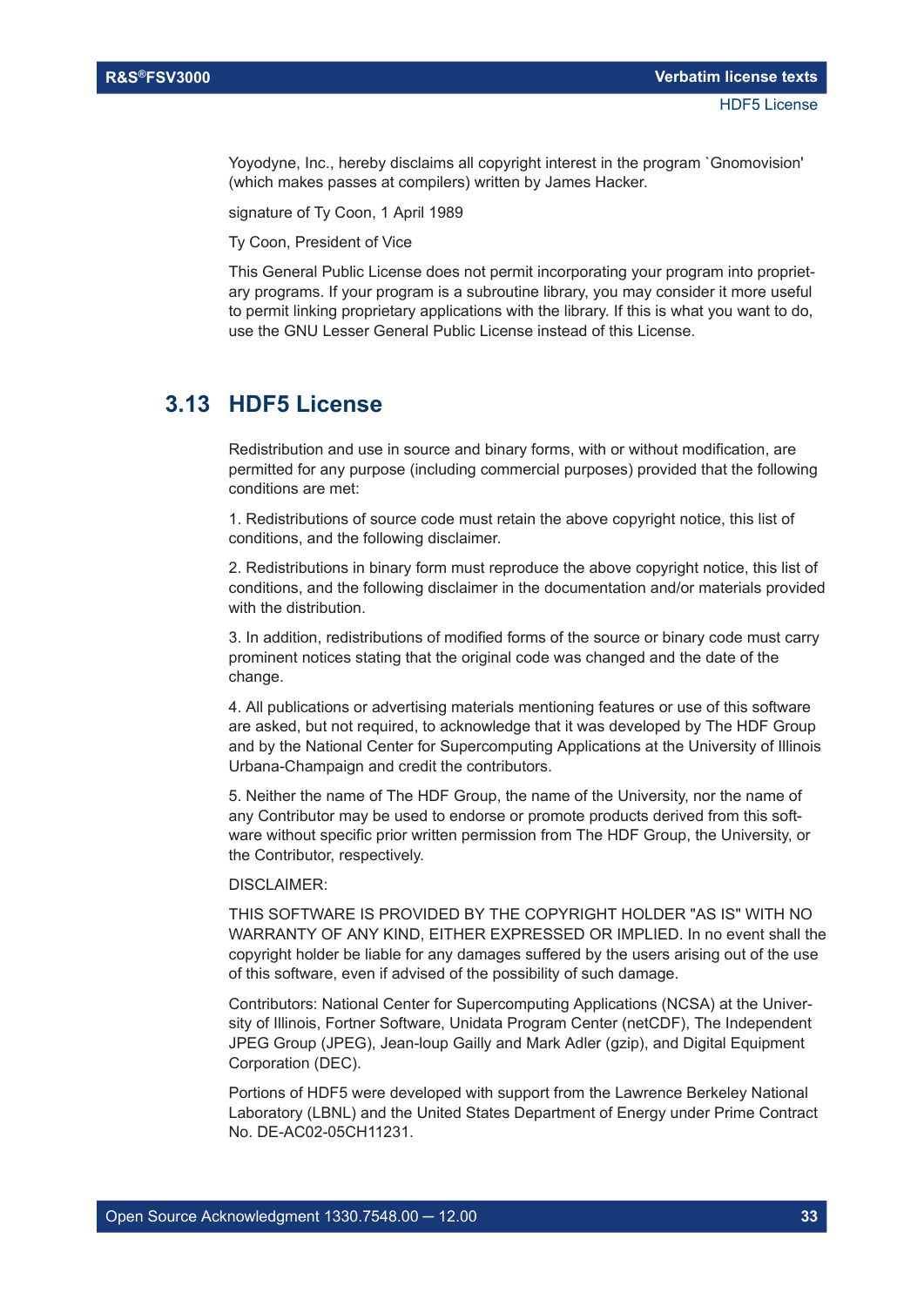Yoyodyne, Inc., hereby disclaims all copyright interest in the program `Gnomovision' (which makes passes at compilers) written by James Hacker.

signature of Ty Coon, 1 April 1989

Ty Coon, President of Vice

This General Public License does not permit incorporating your program into proprietary programs. If your program is a subroutine library, you may consider it more useful to permit linking proprietary applications with the library. If this is what you want to do, use the GNU Lesser General Public License instead of this License.

## 3.13 HDF5 License

Redistribution and use in source and binary forms, with or without modification, are permitted for any purpose (including commercial purposes) provided that the following conditions are met:

1. Redistributions of source code must retain the above copyright notice, this list of conditions, and the following disclaimer.

2. Redistributions in binary form must reproduce the above copyright notice, this list of conditions, and the following disclaimer in the documentation and/or materials provided with the distribution.

3. In addition, redistributions of modified forms of the source or binary code must carry prominent notices stating that the original code was changed and the date of the change.

4. All publications or advertising materials mentioning features or use of this software are asked, but not required, to acknowledge that it was developed by The HDF Group and by the National Center for Supercomputing Applications at the University of Illinois Urbana-Champaign and credit the contributors.

5. Neither the name of The HDF Group, the name of the University, nor the name of any Contributor may be used to endorse or promote products derived from this software without specific prior written permission from The HDF Group, the University, or the Contributor, respectively.

DISCLAIMER:

THIS SOFTWARE IS PROVIDED BY THE COPYRIGHT HOLDER "AS IS" WITH NO WARRANTY OF ANY KIND, EITHER EXPRESSED OR IMPLIED. In no event shall the copyright holder be liable for any damages suffered by the users arising out of the use of this software, even if advised of the possibility of such damage.

Contributors: National Center for Supercomputing Applications (NCSA) at the University of Illinois, Fortner Software, Unidata Program Center (netCDF), The Independent JPEG Group (JPEG), Jean-loup Gailly and Mark Adler (gzip), and Digital Equipment Corporation (DEC).

Portions of HDF5 were developed with support from the Lawrence Berkeley National Laboratory (LBNL) and the United States Department of Energy under Prime Contract No. DE-AC02-05CH11231.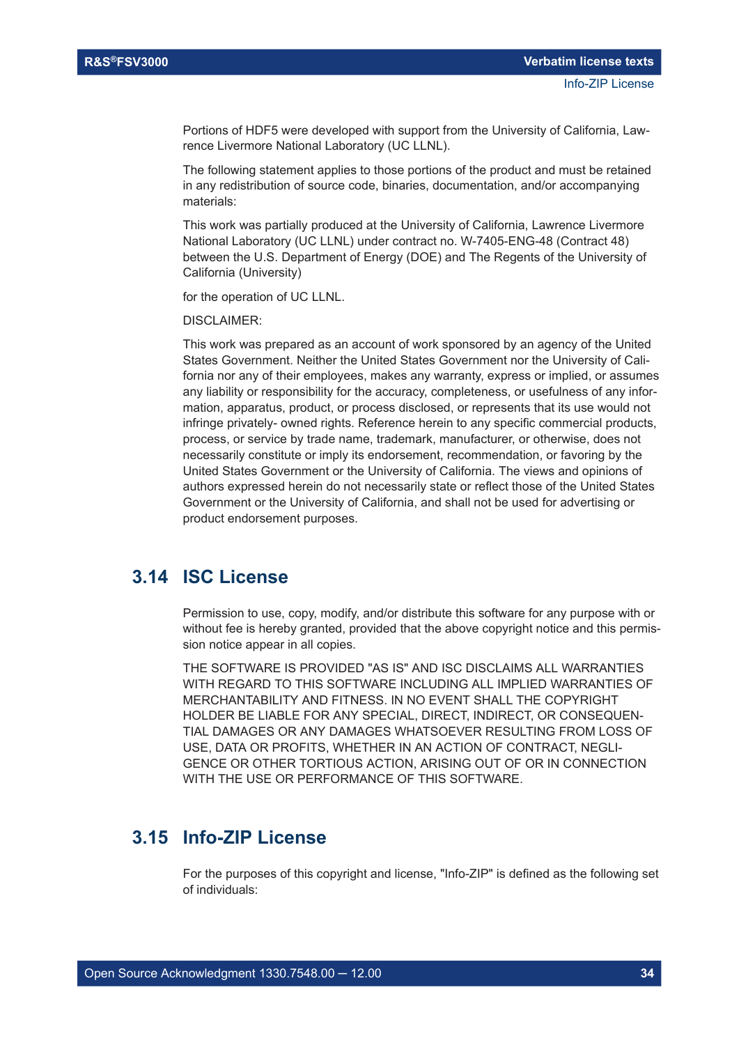Portions of HDF5 were developed with support from the University of California, Lawrence Livermore National Laboratory (UC LLNL).

The following statement applies to those portions of the product and must be retained in any redistribution of source code, binaries, documentation, and/or accompanying materials:

This work was partially produced at the University of California, Lawrence Livermore National Laboratory (UC LLNL) under contract no. W-7405-ENG-48 (Contract 48) between the U.S. Department of Energy (DOE) and The Regents of the University of California (University)

for the operation of UC LLNL.

DISCLAIMER:

This work was prepared as an account of work sponsored by an agency of the United States Government. Neither the United States Government nor the University of California nor any of their employees, makes any warranty, express or implied, or assumes any liability or responsibility for the accuracy, completeness, or usefulness of any information, apparatus, product, or process disclosed, or represents that its use would not infringe privately- owned rights. Reference herein to any specific commercial products, process, or service by trade name, trademark, manufacturer, or otherwise, does not necessarily constitute or imply its endorsement, recommendation, or favoring by the United States Government or the University of California. The views and opinions of authors expressed herein do not necessarily state or reflect those of the United States Government or the University of California, and shall not be used for advertising or product endorsement purposes.

## 3.14 ISC License

Permission to use, copy, modify, and/or distribute this software for any purpose with or without fee is hereby granted, provided that the above copyright notice and this permission notice appear in all copies.

THE SOFTWARE IS PROVIDED "AS IS" AND ISC DISCLAIMS ALL WARRANTIES WITH REGARD TO THIS SOFTWARE INCLUDING ALL IMPLIED WARRANTIES OF MERCHANTABILITY AND FITNESS. IN NO EVENT SHALL THE COPYRIGHT HOLDER BE LIABLE FOR ANY SPECIAL, DIRECT, INDIRECT, OR CONSEQUENTIAL DAMAGES OR ANY DAMAGES WHATSOEVER RESULTING FROM LOSS OF USE, DATA OR PROFITS, WHETHER IN AN ACTION OF CONTRACT, NEGLIGENCE OR OTHER TORTIOUS ACTION, ARISING OUT OF OR IN CONNECTION WITH THE USE OR PERFORMANCE OF THIS SOFTWARE.

## 3.15 Info-ZIP License

For the purposes of this copyright and license, "Info-ZIP" is defined as the following set of individuals: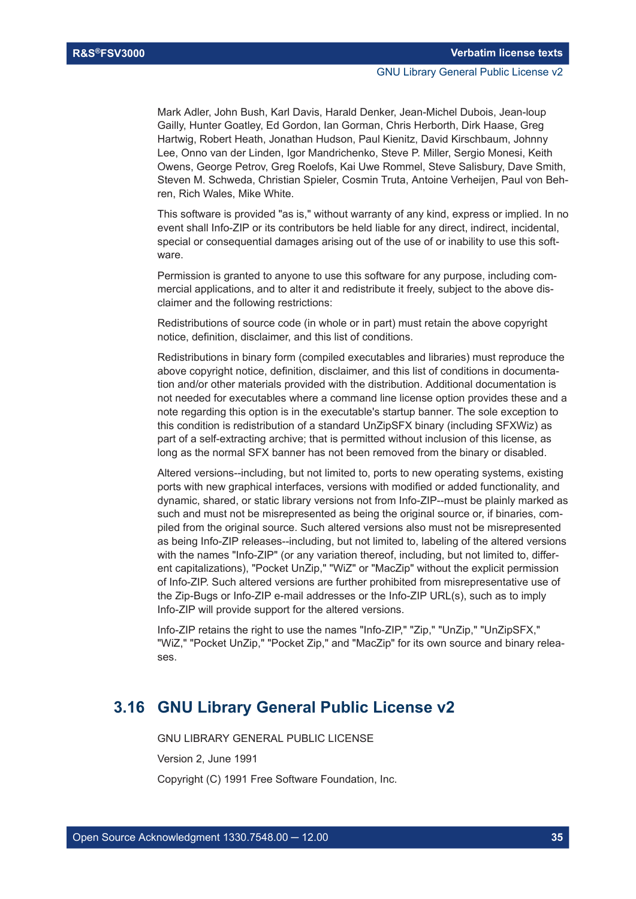Mark Adler, John Bush, Karl Davis, Harald Denker, Jean-Michel Dubois, Jean-loup Gailly, Hunter Goatley, Ed Gordon, Ian Gorman, Chris Herborth, Dirk Haase, Greg Hartwig, Robert Heath, Jonathan Hudson, Paul Kienitz, David Kirschbaum, Johnny Lee, Onno van der Linden, Igor Mandrichenko, Steve P. Miller, Sergio Monesi, Keith Owens, George Petrov, Greg Roelofs, Kai Uwe Rommel, Steve Salisbury, Dave Smith, Steven M. Schweda, Christian Spieler, Cosmin Truta, Antoine Verheijen, Paul von Behren, Rich Wales, Mike White.

This software is provided "as is," without warranty of any kind, express or implied. In no event shall Info-ZIP or its contributors be held liable for any direct, indirect, incidental, special or consequential damages arising out of the use of or inability to use this software.

Permission is granted to anyone to use this software for any purpose, including commercial applications, and to alter it and redistribute it freely, subject to the above disclaimer and the following restrictions:

Redistributions of source code (in whole or in part) must retain the above copyright notice, definition, disclaimer, and this list of conditions.

Redistributions in binary form (compiled executables and libraries) must reproduce the above copyright notice, definition, disclaimer, and this list of conditions in documentation and/or other materials provided with the distribution. Additional documentation is not needed for executables where a command line license option provides these and a note regarding this option is in the executable's startup banner. The sole exception to this condition is redistribution of a standard UnZipSFX binary (including SFXWiz) as part of a self-extracting archive; that is permitted without inclusion of this license, as long as the normal SFX banner has not been removed from the binary or disabled.

Altered versions--including, but not limited to, ports to new operating systems, existing ports with new graphical interfaces, versions with modified or added functionality, and dynamic, shared, or static library versions not from Info-ZIP--must be plainly marked as such and must not be misrepresented as being the original source or, if binaries, compiled from the original source. Such altered versions also must not be misrepresented as being Info-ZIP releases--including, but not limited to, labeling of the altered versions with the names "Info-ZIP" (or any variation thereof, including, but not limited to, different capitalizations), "Pocket UnZip," "WiZ" or "MacZip" without the explicit permission of Info-ZIP. Such altered versions are further prohibited from misrepresentative use of the Zip-Bugs or Info-ZIP e-mail addresses or the Info-ZIP URL(s), such as to imply Info-ZIP will provide support for the altered versions.

Info-ZIP retains the right to use the names "Info-ZIP," "Zip," "UnZip," "UnZipSFX," "WiZ," "Pocket UnZip," "Pocket Zip," and "MacZip" for its own source and binary releases.

## 3.16 GNU Library General Public License v2

GNU LIBRARY GENERAL PUBLIC LICENSE

Version 2, June 1991

Copyright (C) 1991 Free Software Foundation, Inc.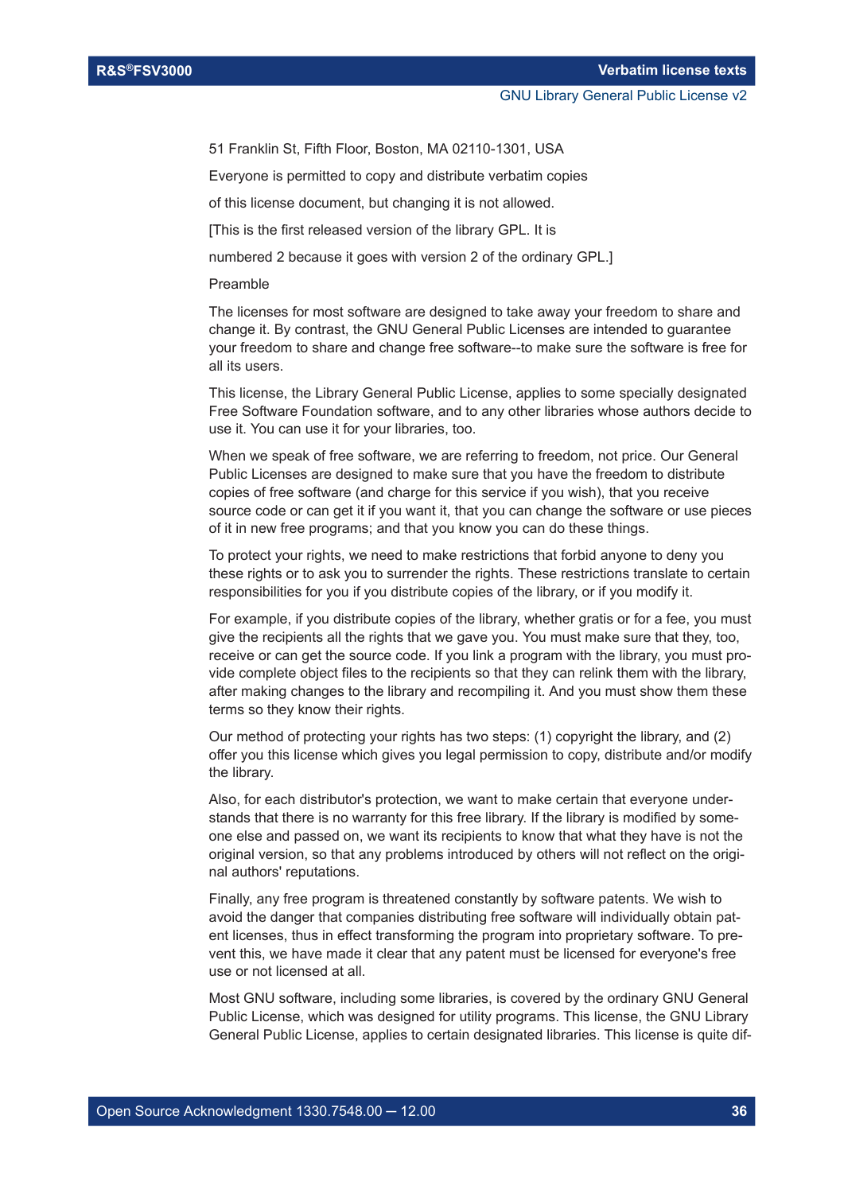51 Franklin St, Fifth Floor, Boston, MA 02110-1301, USA

Everyone is permitted to copy and distribute verbatim copies

of this license document, but changing it is not allowed.

[This is the first released version of the library GPL. It is

numbered 2 because it goes with version 2 of the ordinary GPL.]

Preamble

The licenses for most software are designed to take away your freedom to share and change it. By contrast, the GNU General Public Licenses are intended to guarantee your freedom to share and change free software--to make sure the software is free for all its users.

This license, the Library General Public License, applies to some specially designated Free Software Foundation software, and to any other libraries whose authors decide to use it. You can use it for your libraries, too.

When we speak of free software, we are referring to freedom, not price. Our General Public Licenses are designed to make sure that you have the freedom to distribute copies of free software (and charge for this service if you wish), that you receive source code or can get it if you want it, that you can change the software or use pieces of it in new free programs; and that you know you can do these things.

To protect your rights, we need to make restrictions that forbid anyone to deny you these rights or to ask you to surrender the rights. These restrictions translate to certain responsibilities for you if you distribute copies of the library, or if you modify it.

For example, if you distribute copies of the library, whether gratis or for a fee, you must give the recipients all the rights that we gave you. You must make sure that they, too, receive or can get the source code. If you link a program with the library, you must provide complete object files to the recipients so that they can relink them with the library, after making changes to the library and recompiling it. And you must show them these terms so they know their rights.

Our method of protecting your rights has two steps: (1) copyright the library, and (2) offer you this license which gives you legal permission to copy, distribute and/or modify the library.

Also, for each distributor's protection, we want to make certain that everyone understands that there is no warranty for this free library. If the library is modified by someone else and passed on, we want its recipients to know that what they have is not the original version, so that any problems introduced by others will not reflect on the original authors' reputations.

Finally, any free program is threatened constantly by software patents. We wish to avoid the danger that companies distributing free software will individually obtain patent licenses, thus in effect transforming the program into proprietary software. To prevent this, we have made it clear that any patent must be licensed for everyone's free use or not licensed at all.

Most GNU software, including some libraries, is covered by the ordinary GNU General Public License, which was designed for utility programs. This license, the GNU Library General Public License, applies to certain designated libraries. This license is quite dif-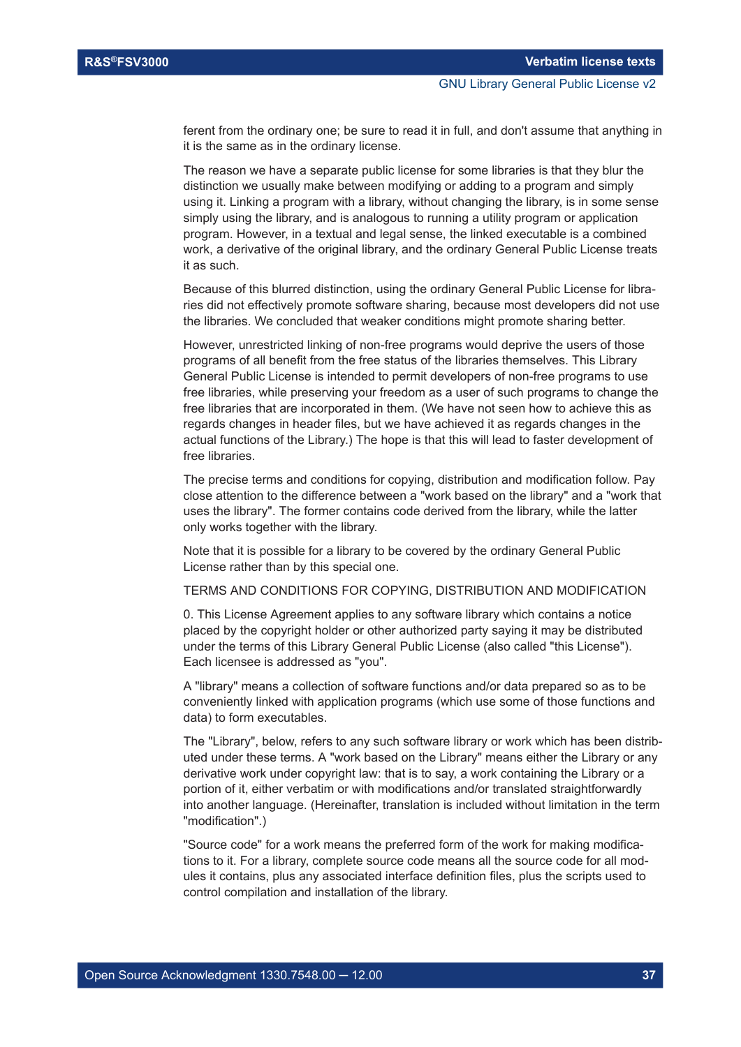ferent from the ordinary one; be sure to read it in full, and don't assume that anything in it is the same as in the ordinary license.

The reason we have a separate public license for some libraries is that they blur the distinction we usually make between modifying or adding to a program and simply using it. Linking a program with a library, without changing the library, is in some sense simply using the library, and is analogous to running a utility program or application program. However, in a textual and legal sense, the linked executable is a combined work, a derivative of the original library, and the ordinary General Public License treats it as such.

Because of this blurred distinction, using the ordinary General Public License for libraries did not effectively promote software sharing, because most developers did not use the libraries. We concluded that weaker conditions might promote sharing better.

However, unrestricted linking of non-free programs would deprive the users of those programs of all benefit from the free status of the libraries themselves. This Library General Public License is intended to permit developers of non-free programs to use free libraries, while preserving your freedom as a user of such programs to change the free libraries that are incorporated in them. (We have not seen how to achieve this as regards changes in header files, but we have achieved it as regards changes in the actual functions of the Library.) The hope is that this will lead to faster development of free libraries.

The precise terms and conditions for copying, distribution and modification follow. Pay close attention to the difference between a "work based on the library" and a "work that uses the library". The former contains code derived from the library, while the latter only works together with the library.

Note that it is possible for a library to be covered by the ordinary General Public License rather than by this special one.

TERMS AND CONDITIONS FOR COPYING, DISTRIBUTION AND MODIFICATION

0. This License Agreement applies to any software library which contains a notice placed by the copyright holder or other authorized party saying it may be distributed under the terms of this Library General Public License (also called "this License"). Each licensee is addressed as "you".

A "library" means a collection of software functions and/or data prepared so as to be conveniently linked with application programs (which use some of those functions and data) to form executables.

The "Library", below, refers to any such software library or work which has been distributed under these terms. A "work based on the Library" means either the Library or any derivative work under copyright law: that is to say, a work containing the Library or a portion of it, either verbatim or with modifications and/or translated straightforwardly into another language. (Hereinafter, translation is included without limitation in the term "modification".)

"Source code" for a work means the preferred form of the work for making modifications to it. For a library, complete source code means all the source code for all modules it contains, plus any associated interface definition files, plus the scripts used to control compilation and installation of the library.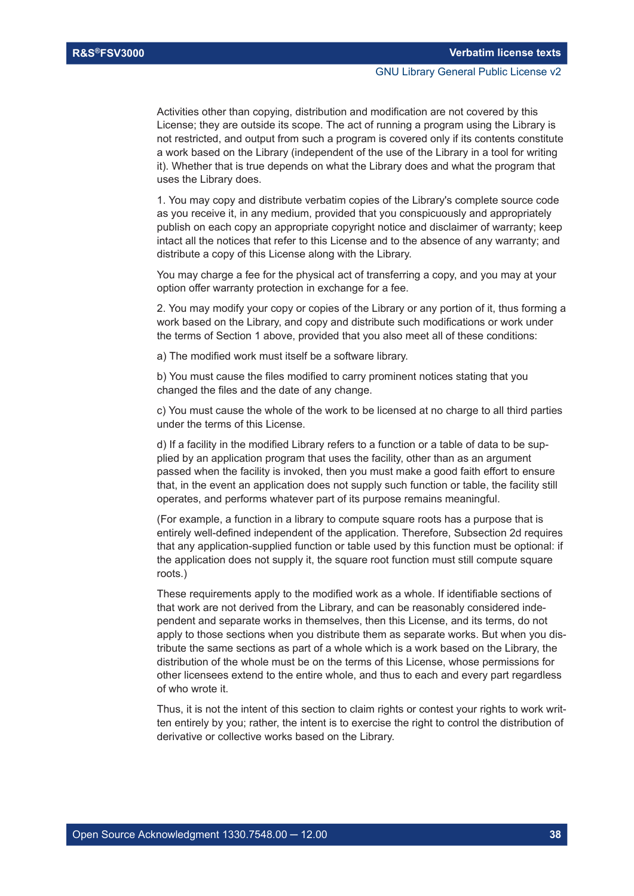Activities other than copying, distribution and modification are not covered by this License; they are outside its scope. The act of running a program using the Library is not restricted, and output from such a program is covered only if its contents constitute a work based on the Library (independent of the use of the Library in a tool for writing it). Whether that is true depends on what the Library does and what the program that uses the Library does.

1. You may copy and distribute verbatim copies of the Library's complete source code as you receive it, in any medium, provided that you conspicuously and appropriately publish on each copy an appropriate copyright notice and disclaimer of warranty; keep intact all the notices that refer to this License and to the absence of any warranty; and distribute a copy of this License along with the Library.

You may charge a fee for the physical act of transferring a copy, and you may at your option offer warranty protection in exchange for a fee.

2. You may modify your copy or copies of the Library or any portion of it, thus forming a work based on the Library, and copy and distribute such modifications or work under the terms of Section 1 above, provided that you also meet all of these conditions:

a) The modified work must itself be a software library.

b) You must cause the files modified to carry prominent notices stating that you changed the files and the date of any change.

c) You must cause the whole of the work to be licensed at no charge to all third parties under the terms of this License.

d) If a facility in the modified Library refers to a function or a table of data to be supplied by an application program that uses the facility, other than as an argument passed when the facility is invoked, then you must make a good faith effort to ensure that, in the event an application does not supply such function or table, the facility still operates, and performs whatever part of its purpose remains meaningful.

(For example, a function in a library to compute square roots has a purpose that is entirely well-defined independent of the application. Therefore, Subsection 2d requires that any application-supplied function or table used by this function must be optional: if the application does not supply it, the square root function must still compute square roots.)

These requirements apply to the modified work as a whole. If identifiable sections of that work are not derived from the Library, and can be reasonably considered independent and separate works in themselves, then this License, and its terms, do not apply to those sections when you distribute them as separate works. But when you distribute the same sections as part of a whole which is a work based on the Library, the distribution of the whole must be on the terms of this License, whose permissions for other licensees extend to the entire whole, and thus to each and every part regardless of who wrote it.

Thus, it is not the intent of this section to claim rights or contest your rights to work written entirely by you; rather, the intent is to exercise the right to control the distribution of derivative or collective works based on the Library.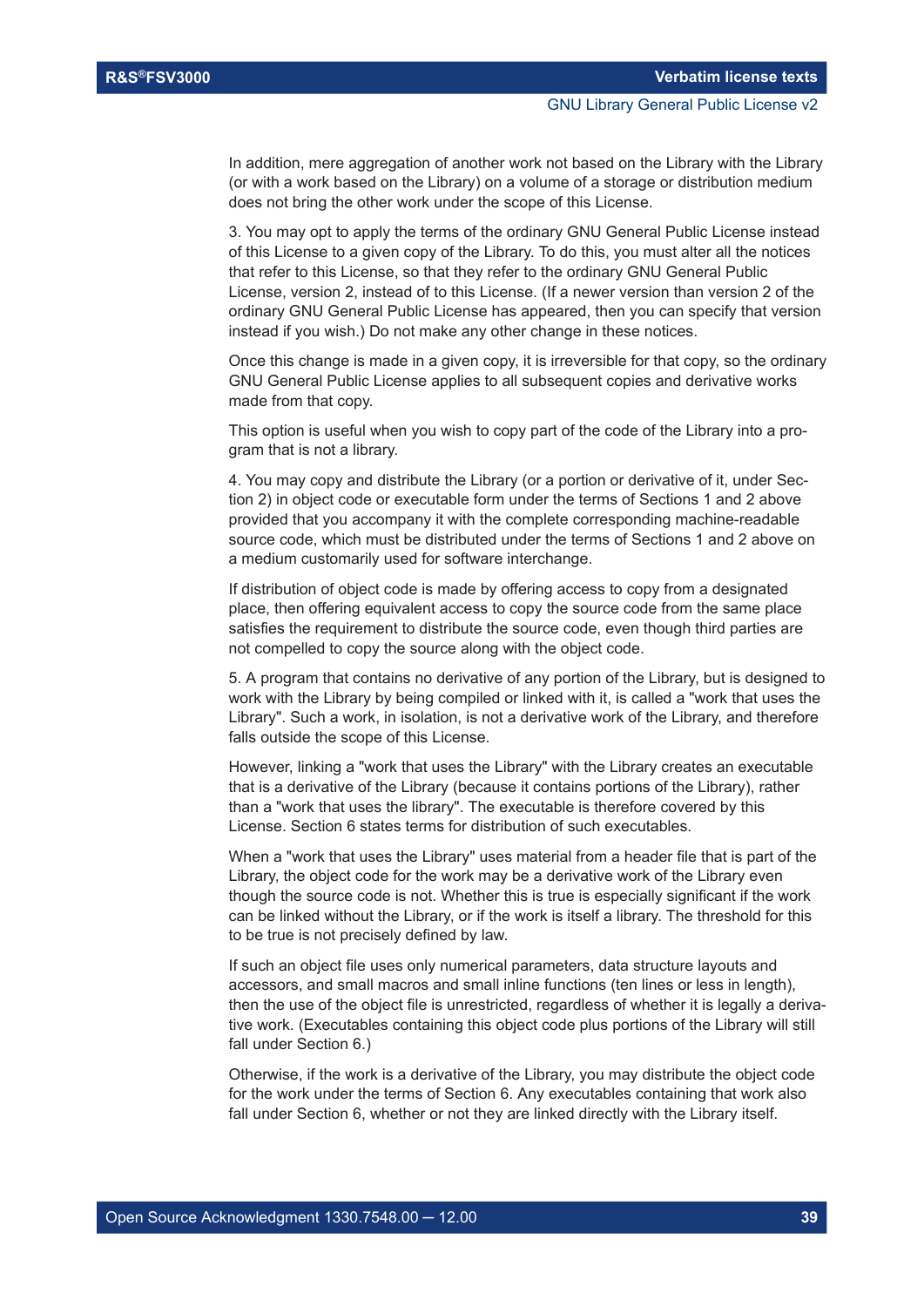In addition, mere aggregation of another work not based on the Library with the Library (or with a work based on the Library) on a volume of a storage or distribution medium does not bring the other work under the scope of this License.

3. You may opt to apply the terms of the ordinary GNU General Public License instead of this License to a given copy of the Library. To do this, you must alter all the notices that refer to this License, so that they refer to the ordinary GNU General Public License, version 2, instead of to this License. (If a newer version than version 2 of the ordinary GNU General Public License has appeared, then you can specify that version instead if you wish.) Do not make any other change in these notices.

Once this change is made in a given copy, it is irreversible for that copy, so the ordinary GNU General Public License applies to all subsequent copies and derivative works made from that copy.

This option is useful when you wish to copy part of the code of the Library into a program that is not a library.

4. You may copy and distribute the Library (or a portion or derivative of it, under Section 2) in object code or executable form under the terms of Sections 1 and 2 above provided that you accompany it with the complete corresponding machine-readable source code, which must be distributed under the terms of Sections 1 and 2 above on a medium customarily used for software interchange.

If distribution of object code is made by offering access to copy from a designated place, then offering equivalent access to copy the source code from the same place satisfies the requirement to distribute the source code, even though third parties are not compelled to copy the source along with the object code.

5. A program that contains no derivative of any portion of the Library, but is designed to work with the Library by being compiled or linked with it, is called a "work that uses the Library". Such a work, in isolation, is not a derivative work of the Library, and therefore falls outside the scope of this License.

However, linking a "work that uses the Library" with the Library creates an executable that is a derivative of the Library (because it contains portions of the Library), rather than a "work that uses the library". The executable is therefore covered by this License. Section 6 states terms for distribution of such executables.

When a "work that uses the Library" uses material from a header file that is part of the Library, the object code for the work may be a derivative work of the Library even though the source code is not. Whether this is true is especially significant if the work can be linked without the Library, or if the work is itself a library. The threshold for this to be true is not precisely defined by law.

If such an object file uses only numerical parameters, data structure layouts and accessors, and small macros and small inline functions (ten lines or less in length), then the use of the object file is unrestricted, regardless of whether it is legally a derivative work. (Executables containing this object code plus portions of the Library will still fall under Section 6.)

Otherwise, if the work is a derivative of the Library, you may distribute the object code for the work under the terms of Section 6. Any executables containing that work also fall under Section 6, whether or not they are linked directly with the Library itself.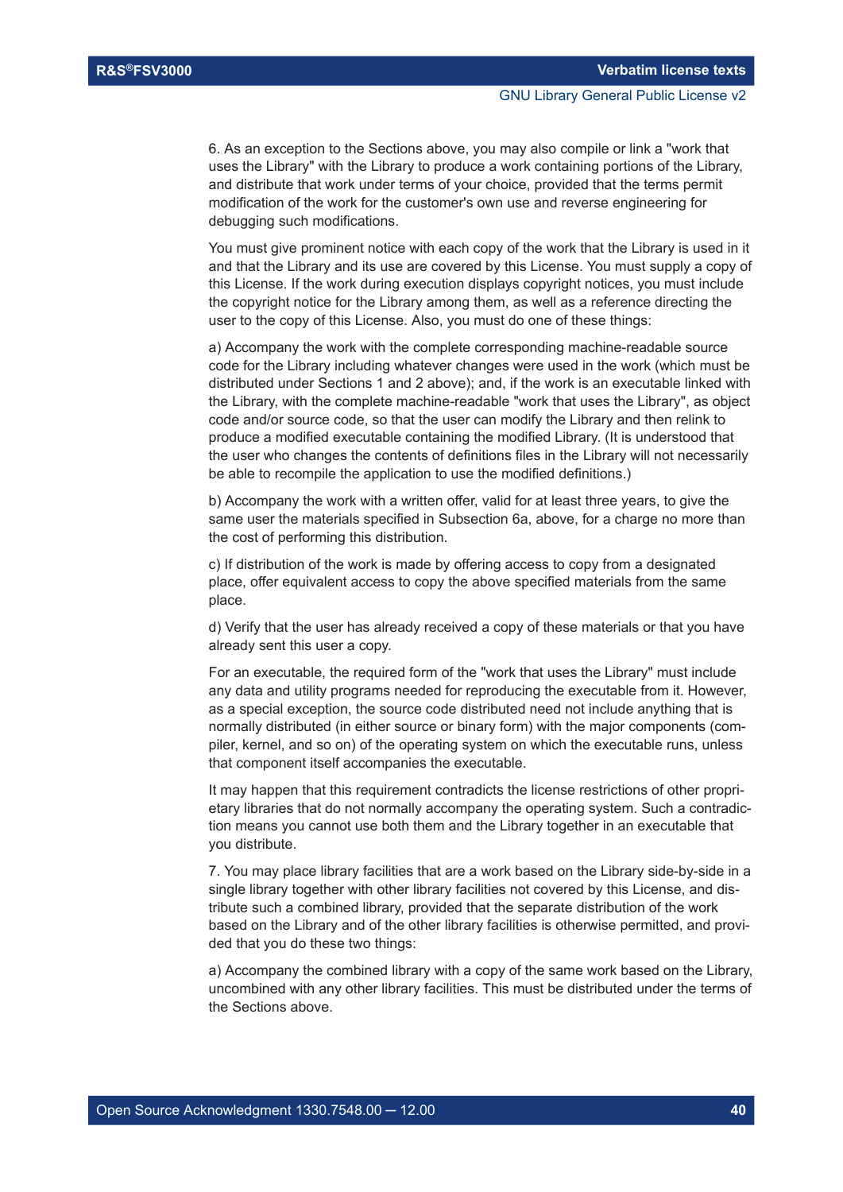6. As an exception to the Sections above, you may also compile or link a "work that uses the Library" with the Library to produce a work containing portions of the Library, and distribute that work under terms of your choice, provided that the terms permit modification of the work for the customer's own use and reverse engineering for debugging such modifications.

You must give prominent notice with each copy of the work that the Library is used in it and that the Library and its use are covered by this License. You must supply a copy of this License. If the work during execution displays copyright notices, you must include the copyright notice for the Library among them, as well as a reference directing the user to the copy of this License. Also, you must do one of these things:

a) Accompany the work with the complete corresponding machine-readable source code for the Library including whatever changes were used in the work (which must be distributed under Sections 1 and 2 above); and, if the work is an executable linked with the Library, with the complete machine-readable "work that uses the Library", as object code and/or source code, so that the user can modify the Library and then relink to produce a modified executable containing the modified Library. (It is understood that the user who changes the contents of definitions files in the Library will not necessarily be able to recompile the application to use the modified definitions.)

b) Accompany the work with a written offer, valid for at least three years, to give the same user the materials specified in Subsection 6a, above, for a charge no more than the cost of performing this distribution.

c) If distribution of the work is made by offering access to copy from a designated place, offer equivalent access to copy the above specified materials from the same place.

d) Verify that the user has already received a copy of these materials or that you have already sent this user a copy.

For an executable, the required form of the "work that uses the Library" must include any data and utility programs needed for reproducing the executable from it. However, as a special exception, the source code distributed need not include anything that is normally distributed (in either source or binary form) with the major components (compiler, kernel, and so on) of the operating system on which the executable runs, unless that component itself accompanies the executable.

It may happen that this requirement contradicts the license restrictions of other proprietary libraries that do not normally accompany the operating system. Such a contradiction means you cannot use both them and the Library together in an executable that you distribute.

7. You may place library facilities that are a work based on the Library side-by-side in a single library together with other library facilities not covered by this License, and distribute such a combined library, provided that the separate distribution of the work based on the Library and of the other library facilities is otherwise permitted, and provided that you do these two things:

a) Accompany the combined library with a copy of the same work based on the Library, uncombined with any other library facilities. This must be distributed under the terms of the Sections above.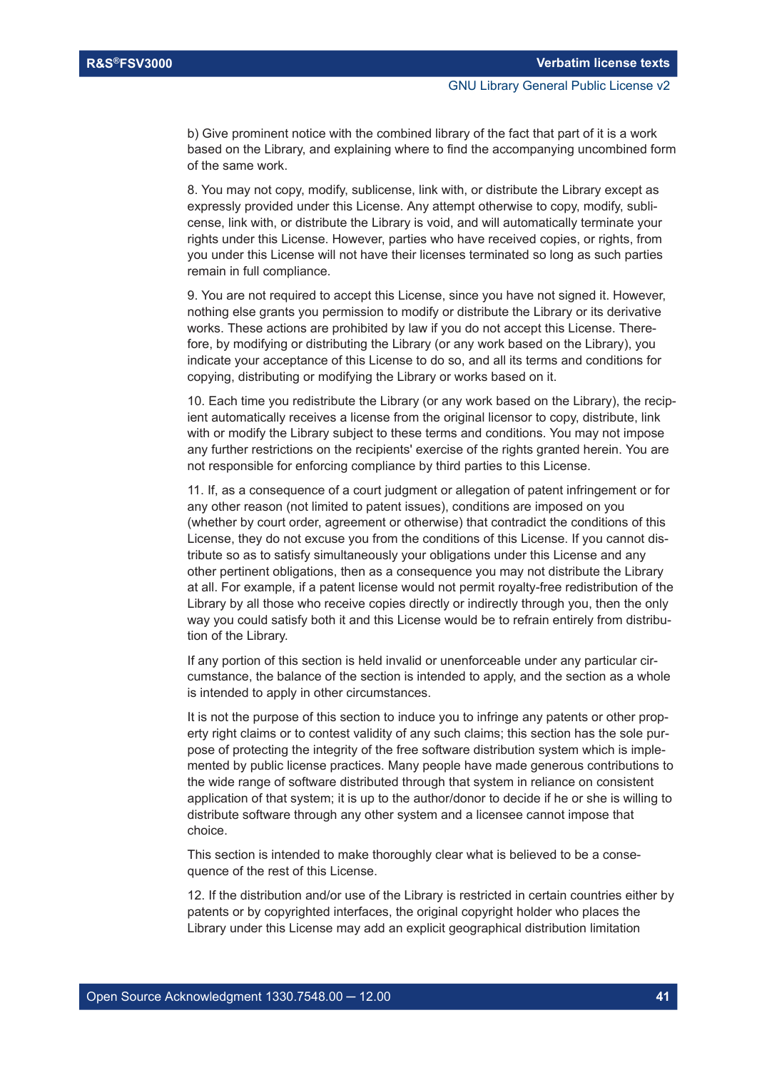b) Give prominent notice with the combined library of the fact that part of it is a work based on the Library, and explaining where to find the accompanying uncombined form of the same work.

8. You may not copy, modify, sublicense, link with, or distribute the Library except as expressly provided under this License. Any attempt otherwise to copy, modify, sublicense, link with, or distribute the Library is void, and will automatically terminate your rights under this License. However, parties who have received copies, or rights, from you under this License will not have their licenses terminated so long as such parties remain in full compliance.

9. You are not required to accept this License, since you have not signed it. However, nothing else grants you permission to modify or distribute the Library or its derivative works. These actions are prohibited by law if you do not accept this License. Therefore, by modifying or distributing the Library (or any work based on the Library), you indicate your acceptance of this License to do so, and all its terms and conditions for copying, distributing or modifying the Library or works based on it.

10. Each time you redistribute the Library (or any work based on the Library), the recipient automatically receives a license from the original licensor to copy, distribute, link with or modify the Library subject to these terms and conditions. You may not impose any further restrictions on the recipients' exercise of the rights granted herein. You are not responsible for enforcing compliance by third parties to this License.

11. If, as a consequence of a court judgment or allegation of patent infringement or for any other reason (not limited to patent issues), conditions are imposed on you (whether by court order, agreement or otherwise) that contradict the conditions of this License, they do not excuse you from the conditions of this License. If you cannot distribute so as to satisfy simultaneously your obligations under this License and any other pertinent obligations, then as a consequence you may not distribute the Library at all. For example, if a patent license would not permit royalty-free redistribution of the Library by all those who receive copies directly or indirectly through you, then the only way you could satisfy both it and this License would be to refrain entirely from distribution of the Library.

If any portion of this section is held invalid or unenforceable under any particular circumstance, the balance of the section is intended to apply, and the section as a whole is intended to apply in other circumstances.

It is not the purpose of this section to induce you to infringe any patents or other property right claims or to contest validity of any such claims; this section has the sole purpose of protecting the integrity of the free software distribution system which is implemented by public license practices. Many people have made generous contributions to the wide range of software distributed through that system in reliance on consistent application of that system; it is up to the author/donor to decide if he or she is willing to distribute software through any other system and a licensee cannot impose that choice.

This section is intended to make thoroughly clear what is believed to be a consequence of the rest of this License.

12. If the distribution and/or use of the Library is restricted in certain countries either by patents or by copyrighted interfaces, the original copyright holder who places the Library under this License may add an explicit geographical distribution limitation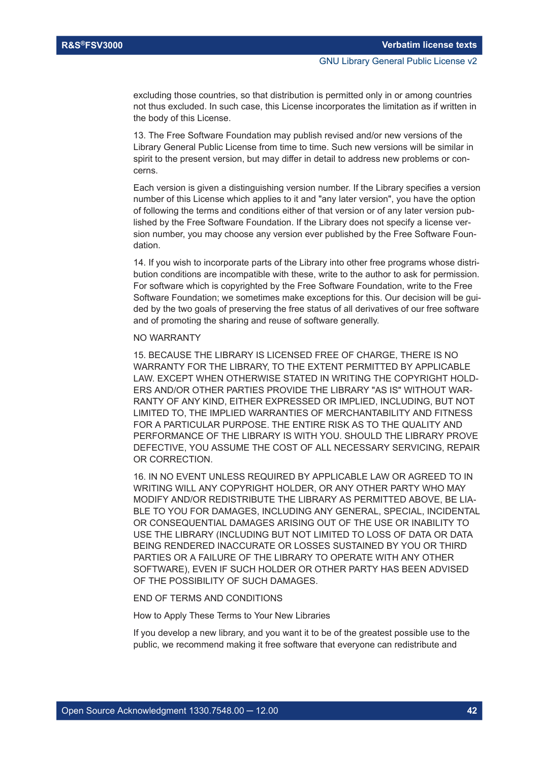excluding those countries, so that distribution is permitted only in or among countries not thus excluded. In such case, this License incorporates the limitation as if written in the body of this License.

13. The Free Software Foundation may publish revised and/or new versions of the Library General Public License from time to time. Such new versions will be similar in spirit to the present version, but may differ in detail to address new problems or concerns.

Each version is given a distinguishing version number. If the Library specifies a version number of this License which applies to it and "any later version", you have the option of following the terms and conditions either of that version or of any later version published by the Free Software Foundation. If the Library does not specify a license version number, you may choose any version ever published by the Free Software Foundation.

14. If you wish to incorporate parts of the Library into other free programs whose distribution conditions are incompatible with these, write to the author to ask for permission. For software which is copyrighted by the Free Software Foundation, write to the Free Software Foundation; we sometimes make exceptions for this. Our decision will be guided by the two goals of preserving the free status of all derivatives of our free software and of promoting the sharing and reuse of software generally.

NO WARRANTY

15. BECAUSE THE LIBRARY IS LICENSED FREE OF CHARGE, THERE IS NO WARRANTY FOR THE LIBRARY, TO THE EXTENT PERMITTED BY APPLICABLE LAW. EXCEPT WHEN OTHERWISE STATED IN WRITING THE COPYRIGHT HOLDERS AND/OR OTHER PARTIES PROVIDE THE LIBRARY "AS IS" WITHOUT WARRANTY OF ANY KIND, EITHER EXPRESSED OR IMPLIED, INCLUDING, BUT NOT LIMITED TO, THE IMPLIED WARRANTIES OF MERCHANTABILITY AND FITNESS FOR A PARTICULAR PURPOSE. THE ENTIRE RISK AS TO THE QUALITY AND PERFORMANCE OF THE LIBRARY IS WITH YOU. SHOULD THE LIBRARY PROVE DEFECTIVE, YOU ASSUME THE COST OF ALL NECESSARY SERVICING, REPAIR OR CORRECTION.

16. IN NO EVENT UNLESS REQUIRED BY APPLICABLE LAW OR AGREED TO IN WRITING WILL ANY COPYRIGHT HOLDER, OR ANY OTHER PARTY WHO MAY MODIFY AND/OR REDISTRIBUTE THE LIBRARY AS PERMITTED ABOVE, BE LIABLE TO YOU FOR DAMAGES, INCLUDING ANY GENERAL, SPECIAL, INCIDENTAL OR CONSEQUENTIAL DAMAGES ARISING OUT OF THE USE OR INABILITY TO USE THE LIBRARY (INCLUDING BUT NOT LIMITED TO LOSS OF DATA OR DATA BEING RENDERED INACCURATE OR LOSSES SUSTAINED BY YOU OR THIRD PARTIES OR A FAILURE OF THE LIBRARY TO OPERATE WITH ANY OTHER SOFTWARE), EVEN IF SUCH HOLDER OR OTHER PARTY HAS BEEN ADVISED OF THE POSSIBILITY OF SUCH DAMAGES.

END OF TERMS AND CONDITIONS

How to Apply These Terms to Your New Libraries

If you develop a new library, and you want it to be of the greatest possible use to the public, we recommend making it free software that everyone can redistribute and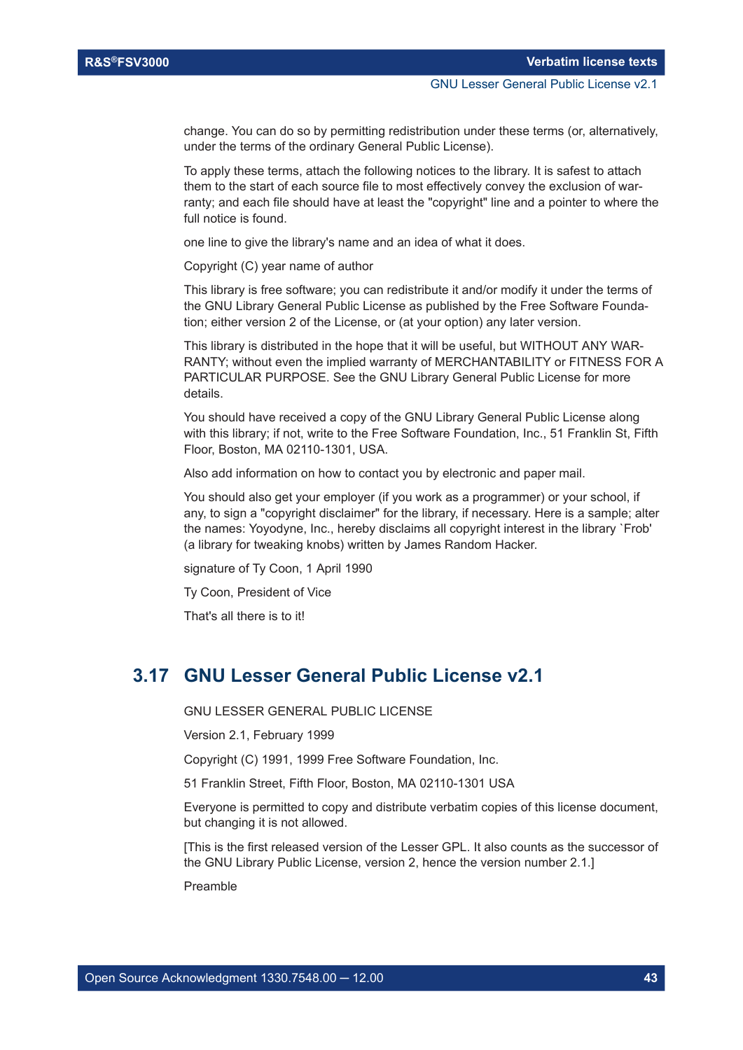change. You can do so by permitting redistribution under these terms (or, alternatively, under the terms of the ordinary General Public License).

To apply these terms, attach the following notices to the library. It is safest to attach them to the start of each source file to most effectively convey the exclusion of warranty; and each file should have at least the "copyright" line and a pointer to where the full notice is found.

one line to give the library's name and an idea of what it does.

Copyright (C) year name of author

This library is free software; you can redistribute it and/or modify it under the terms of the GNU Library General Public License as published by the Free Software Foundation; either version 2 of the License, or (at your option) any later version.

This library is distributed in the hope that it will be useful, but WITHOUT ANY WARRANTY; without even the implied warranty of MERCHANTABILITY or FITNESS FOR A PARTICULAR PURPOSE. See the GNU Library General Public License for more details.

You should have received a copy of the GNU Library General Public License along with this library; if not, write to the Free Software Foundation, Inc., 51 Franklin St, Fifth Floor, Boston, MA 02110-1301, USA.

Also add information on how to contact you by electronic and paper mail.

You should also get your employer (if you work as a programmer) or your school, if any, to sign a "copyright disclaimer" for the library, if necessary. Here is a sample; alter the names: Yoyodyne, Inc., hereby disclaims all copyright interest in the library `Frob' (a library for tweaking knobs) written by James Random Hacker.

signature of Ty Coon, 1 April 1990

Ty Coon, President of Vice

That's all there is to it!

## 3.17 GNU Lesser General Public License v2.1

GNU LESSER GENERAL PUBLIC LICENSE

Version 2.1, February 1999

Copyright (C) 1991, 1999 Free Software Foundation, Inc.

51 Franklin Street, Fifth Floor, Boston, MA 02110-1301 USA

Everyone is permitted to copy and distribute verbatim copies of this license document, but changing it is not allowed.

[This is the first released version of the Lesser GPL. It also counts as the successor of the GNU Library Public License, version 2, hence the version number 2.1.]

Preamble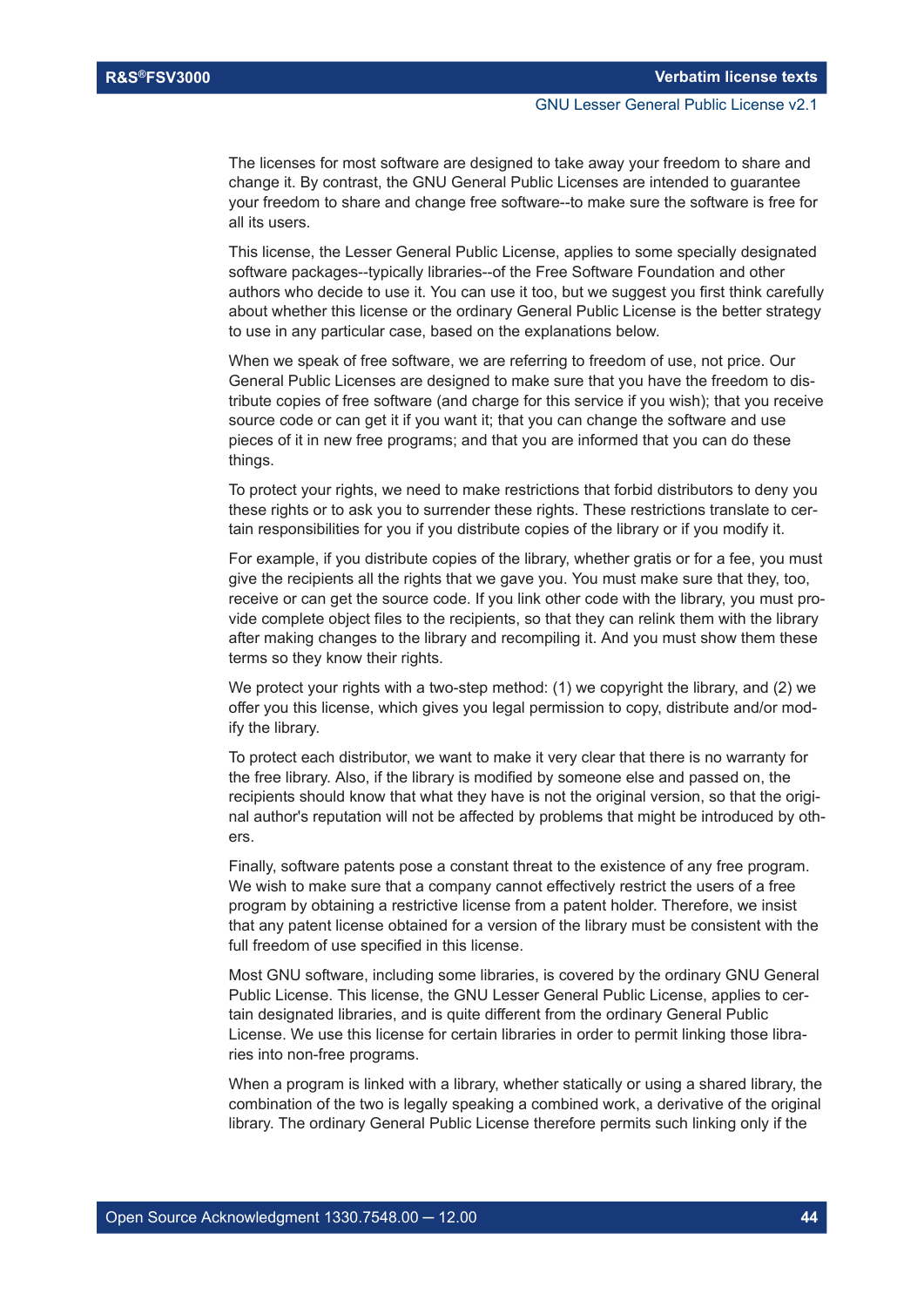The licenses for most software are designed to take away your freedom to share and change it. By contrast, the GNU General Public Licenses are intended to guarantee your freedom to share and change free software--to make sure the software is free for all its users.

This license, the Lesser General Public License, applies to some specially designated software packages--typically libraries--of the Free Software Foundation and other authors who decide to use it. You can use it too, but we suggest you first think carefully about whether this license or the ordinary General Public License is the better strategy to use in any particular case, based on the explanations below.

When we speak of free software, we are referring to freedom of use, not price. Our General Public Licenses are designed to make sure that you have the freedom to distribute copies of free software (and charge for this service if you wish); that you receive source code or can get it if you want it; that you can change the software and use pieces of it in new free programs; and that you are informed that you can do these things.

To protect your rights, we need to make restrictions that forbid distributors to deny you these rights or to ask you to surrender these rights. These restrictions translate to certain responsibilities for you if you distribute copies of the library or if you modify it.

For example, if you distribute copies of the library, whether gratis or for a fee, you must give the recipients all the rights that we gave you. You must make sure that they, too, receive or can get the source code. If you link other code with the library, you must provide complete object files to the recipients, so that they can relink them with the library after making changes to the library and recompiling it. And you must show them these terms so they know their rights.

We protect your rights with a two-step method: (1) we copyright the library, and (2) we offer you this license, which gives you legal permission to copy, distribute and/or modify the library.

To protect each distributor, we want to make it very clear that there is no warranty for the free library. Also, if the library is modified by someone else and passed on, the recipients should know that what they have is not the original version, so that the original author's reputation will not be affected by problems that might be introduced by others.

Finally, software patents pose a constant threat to the existence of any free program. We wish to make sure that a company cannot effectively restrict the users of a free program by obtaining a restrictive license from a patent holder. Therefore, we insist that any patent license obtained for a version of the library must be consistent with the full freedom of use specified in this license.

Most GNU software, including some libraries, is covered by the ordinary GNU General Public License. This license, the GNU Lesser General Public License, applies to certain designated libraries, and is quite different from the ordinary General Public License. We use this license for certain libraries in order to permit linking those libraries into non-free programs.

When a program is linked with a library, whether statically or using a shared library, the combination of the two is legally speaking a combined work, a derivative of the original library. The ordinary General Public License therefore permits such linking only if the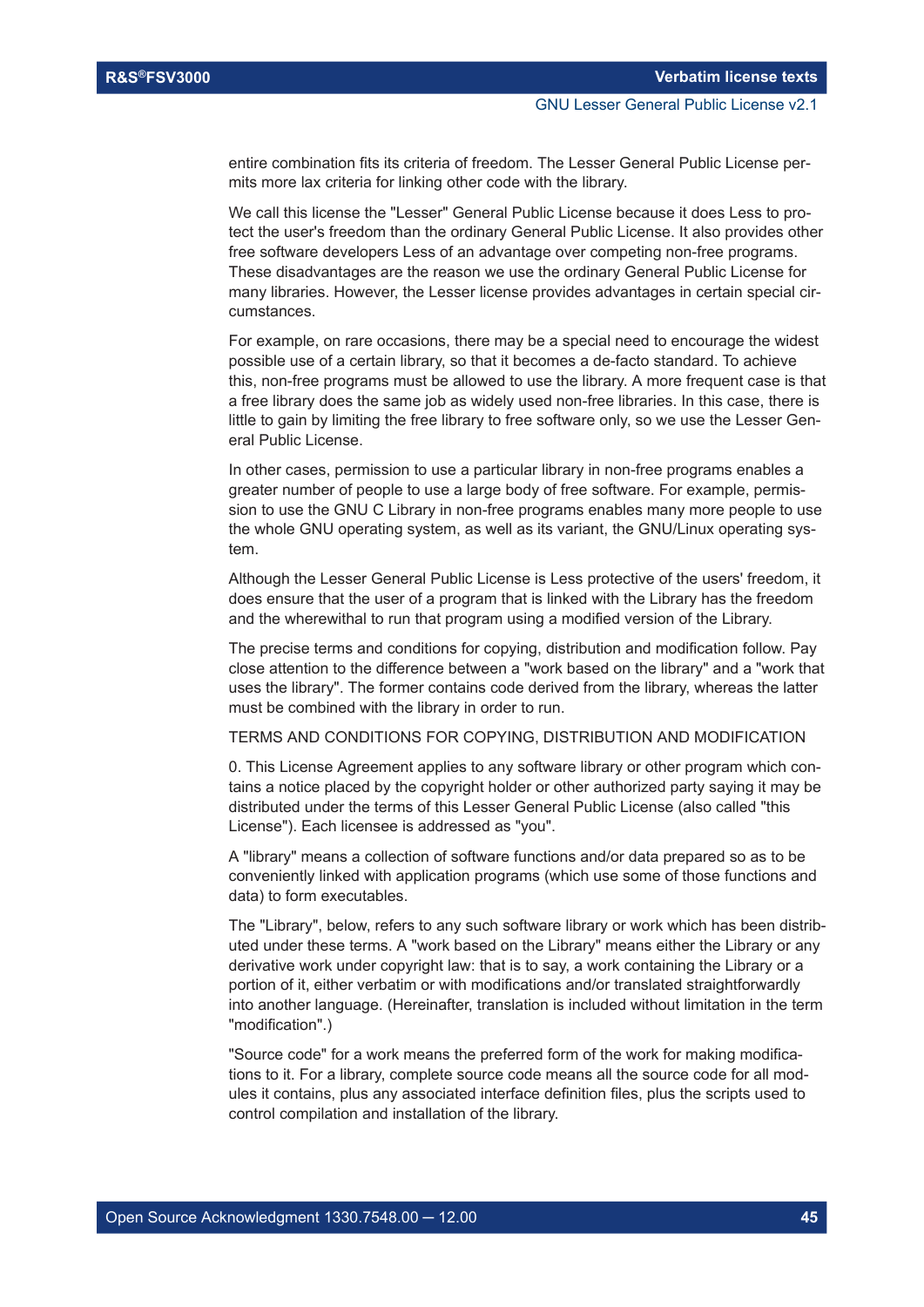entire combination fits its criteria of freedom. The Lesser General Public License permits more lax criteria for linking other code with the library.

We call this license the "Lesser" General Public License because it does Less to protect the user's freedom than the ordinary General Public License. It also provides other free software developers Less of an advantage over competing non-free programs. These disadvantages are the reason we use the ordinary General Public License for many libraries. However, the Lesser license provides advantages in certain special circumstances.

For example, on rare occasions, there may be a special need to encourage the widest possible use of a certain library, so that it becomes a de-facto standard. To achieve this, non-free programs must be allowed to use the library. A more frequent case is that a free library does the same job as widely used non-free libraries. In this case, there is little to gain by limiting the free library to free software only, so we use the Lesser General Public License.

In other cases, permission to use a particular library in non-free programs enables a greater number of people to use a large body of free software. For example, permission to use the GNU C Library in non-free programs enables many more people to use the whole GNU operating system, as well as its variant, the GNU/Linux operating system.

Although the Lesser General Public License is Less protective of the users' freedom, it does ensure that the user of a program that is linked with the Library has the freedom and the wherewithal to run that program using a modified version of the Library.

The precise terms and conditions for copying, distribution and modification follow. Pay close attention to the difference between a "work based on the library" and a "work that uses the library". The former contains code derived from the library, whereas the latter must be combined with the library in order to run.

TERMS AND CONDITIONS FOR COPYING, DISTRIBUTION AND MODIFICATION

0. This License Agreement applies to any software library or other program which contains a notice placed by the copyright holder or other authorized party saying it may be distributed under the terms of this Lesser General Public License (also called "this License"). Each licensee is addressed as "you".

A "library" means a collection of software functions and/or data prepared so as to be conveniently linked with application programs (which use some of those functions and data) to form executables.

The "Library", below, refers to any such software library or work which has been distributed under these terms. A "work based on the Library" means either the Library or any derivative work under copyright law: that is to say, a work containing the Library or a portion of it, either verbatim or with modifications and/or translated straightforwardly into another language. (Hereinafter, translation is included without limitation in the term "modification".)

"Source code" for a work means the preferred form of the work for making modifications to it. For a library, complete source code means all the source code for all modules it contains, plus any associated interface definition files, plus the scripts used to control compilation and installation of the library.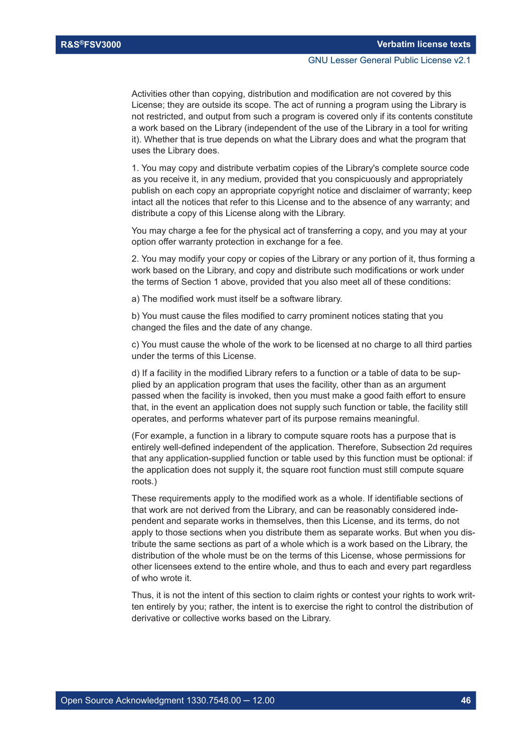Activities other than copying, distribution and modification are not covered by this License; they are outside its scope. The act of running a program using the Library is not restricted, and output from such a program is covered only if its contents constitute a work based on the Library (independent of the use of the Library in a tool for writing it). Whether that is true depends on what the Library does and what the program that uses the Library does.

1. You may copy and distribute verbatim copies of the Library's complete source code as you receive it, in any medium, provided that you conspicuously and appropriately publish on each copy an appropriate copyright notice and disclaimer of warranty; keep intact all the notices that refer to this License and to the absence of any warranty; and distribute a copy of this License along with the Library.

You may charge a fee for the physical act of transferring a copy, and you may at your option offer warranty protection in exchange for a fee.

2. You may modify your copy or copies of the Library or any portion of it, thus forming a work based on the Library, and copy and distribute such modifications or work under the terms of Section 1 above, provided that you also meet all of these conditions:

a) The modified work must itself be a software library.

b) You must cause the files modified to carry prominent notices stating that you changed the files and the date of any change.

c) You must cause the whole of the work to be licensed at no charge to all third parties under the terms of this License.

d) If a facility in the modified Library refers to a function or a table of data to be supplied by an application program that uses the facility, other than as an argument passed when the facility is invoked, then you must make a good faith effort to ensure that, in the event an application does not supply such function or table, the facility still operates, and performs whatever part of its purpose remains meaningful.

(For example, a function in a library to compute square roots has a purpose that is entirely well-defined independent of the application. Therefore, Subsection 2d requires that any application-supplied function or table used by this function must be optional: if the application does not supply it, the square root function must still compute square roots.)

These requirements apply to the modified work as a whole. If identifiable sections of that work are not derived from the Library, and can be reasonably considered independent and separate works in themselves, then this License, and its terms, do not apply to those sections when you distribute them as separate works. But when you distribute the same sections as part of a whole which is a work based on the Library, the distribution of the whole must be on the terms of this License, whose permissions for other licensees extend to the entire whole, and thus to each and every part regardless of who wrote it.

Thus, it is not the intent of this section to claim rights or contest your rights to work written entirely by you; rather, the intent is to exercise the right to control the distribution of derivative or collective works based on the Library.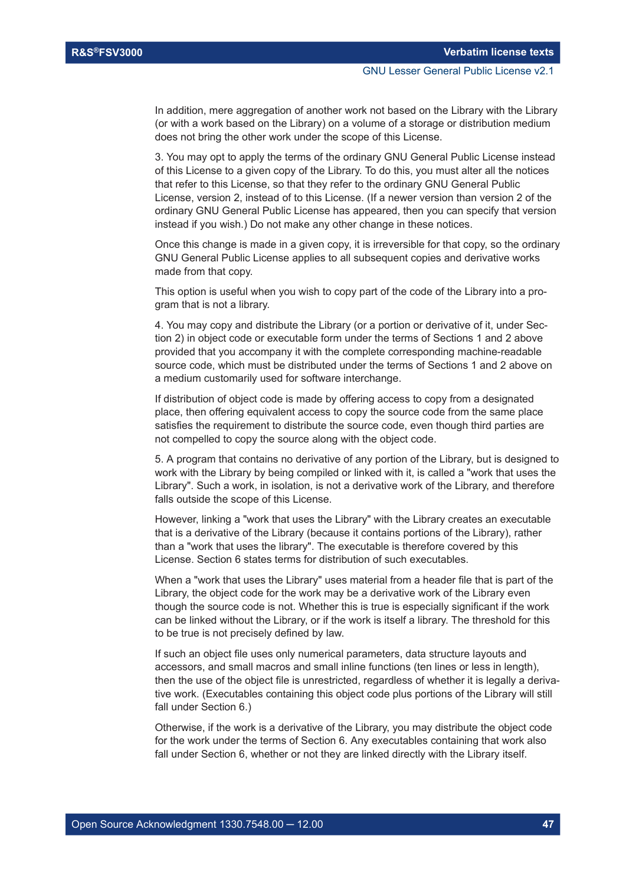In addition, mere aggregation of another work not based on the Library with the Library (or with a work based on the Library) on a volume of a storage or distribution medium does not bring the other work under the scope of this License.

3. You may opt to apply the terms of the ordinary GNU General Public License instead of this License to a given copy of the Library. To do this, you must alter all the notices that refer to this License, so that they refer to the ordinary GNU General Public License, version 2, instead of to this License. (If a newer version than version 2 of the ordinary GNU General Public License has appeared, then you can specify that version instead if you wish.) Do not make any other change in these notices.

Once this change is made in a given copy, it is irreversible for that copy, so the ordinary GNU General Public License applies to all subsequent copies and derivative works made from that copy.

This option is useful when you wish to copy part of the code of the Library into a program that is not a library.

4. You may copy and distribute the Library (or a portion or derivative of it, under Section 2) in object code or executable form under the terms of Sections 1 and 2 above provided that you accompany it with the complete corresponding machine-readable source code, which must be distributed under the terms of Sections 1 and 2 above on a medium customarily used for software interchange.

If distribution of object code is made by offering access to copy from a designated place, then offering equivalent access to copy the source code from the same place satisfies the requirement to distribute the source code, even though third parties are not compelled to copy the source along with the object code.

5. A program that contains no derivative of any portion of the Library, but is designed to work with the Library by being compiled or linked with it, is called a "work that uses the Library". Such a work, in isolation, is not a derivative work of the Library, and therefore falls outside the scope of this License.

However, linking a "work that uses the Library" with the Library creates an executable that is a derivative of the Library (because it contains portions of the Library), rather than a "work that uses the library". The executable is therefore covered by this License. Section 6 states terms for distribution of such executables.

When a "work that uses the Library" uses material from a header file that is part of the Library, the object code for the work may be a derivative work of the Library even though the source code is not. Whether this is true is especially significant if the work can be linked without the Library, or if the work is itself a library. The threshold for this to be true is not precisely defined by law.

If such an object file uses only numerical parameters, data structure layouts and accessors, and small macros and small inline functions (ten lines or less in length), then the use of the object file is unrestricted, regardless of whether it is legally a derivative work. (Executables containing this object code plus portions of the Library will still fall under Section 6.)

Otherwise, if the work is a derivative of the Library, you may distribute the object code for the work under the terms of Section 6. Any executables containing that work also fall under Section 6, whether or not they are linked directly with the Library itself.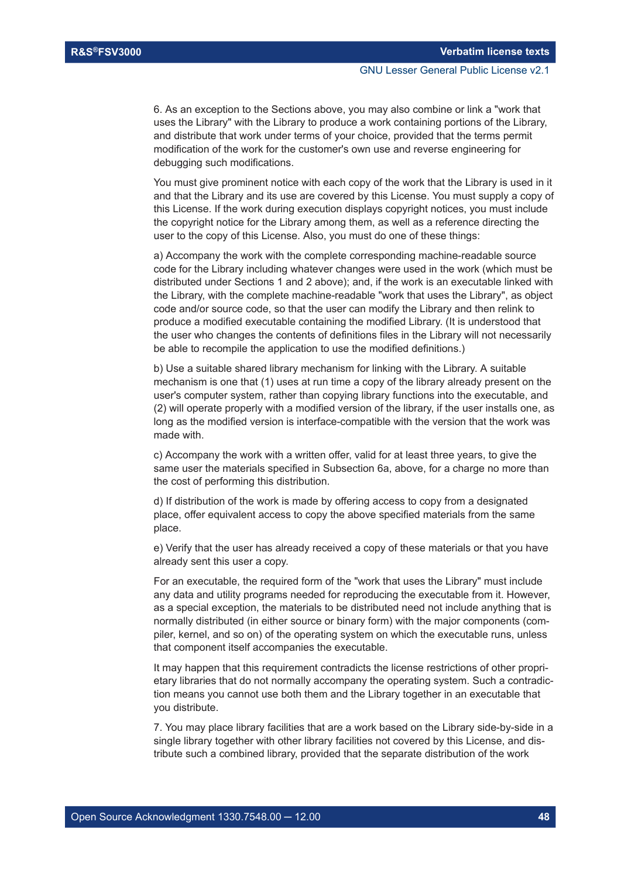6. As an exception to the Sections above, you may also combine or link a "work that uses the Library" with the Library to produce a work containing portions of the Library, and distribute that work under terms of your choice, provided that the terms permit modification of the work for the customer's own use and reverse engineering for debugging such modifications.

You must give prominent notice with each copy of the work that the Library is used in it and that the Library and its use are covered by this License. You must supply a copy of this License. If the work during execution displays copyright notices, you must include the copyright notice for the Library among them, as well as a reference directing the user to the copy of this License. Also, you must do one of these things:

a) Accompany the work with the complete corresponding machine-readable source code for the Library including whatever changes were used in the work (which must be distributed under Sections 1 and 2 above); and, if the work is an executable linked with the Library, with the complete machine-readable "work that uses the Library", as object code and/or source code, so that the user can modify the Library and then relink to produce a modified executable containing the modified Library. (It is understood that the user who changes the contents of definitions files in the Library will not necessarily be able to recompile the application to use the modified definitions.)

b) Use a suitable shared library mechanism for linking with the Library. A suitable mechanism is one that (1) uses at run time a copy of the library already present on the user's computer system, rather than copying library functions into the executable, and (2) will operate properly with a modified version of the library, if the user installs one, as long as the modified version is interface-compatible with the version that the work was made with.

c) Accompany the work with a written offer, valid for at least three years, to give the same user the materials specified in Subsection 6a, above, for a charge no more than the cost of performing this distribution.

d) If distribution of the work is made by offering access to copy from a designated place, offer equivalent access to copy the above specified materials from the same place.

e) Verify that the user has already received a copy of these materials or that you have already sent this user a copy.

For an executable, the required form of the "work that uses the Library" must include any data and utility programs needed for reproducing the executable from it. However, as a special exception, the materials to be distributed need not include anything that is normally distributed (in either source or binary form) with the major components (compiler, kernel, and so on) of the operating system on which the executable runs, unless that component itself accompanies the executable.

It may happen that this requirement contradicts the license restrictions of other proprietary libraries that do not normally accompany the operating system. Such a contradiction means you cannot use both them and the Library together in an executable that you distribute.

7. You may place library facilities that are a work based on the Library side-by-side in a single library together with other library facilities not covered by this License, and distribute such a combined library, provided that the separate distribution of the work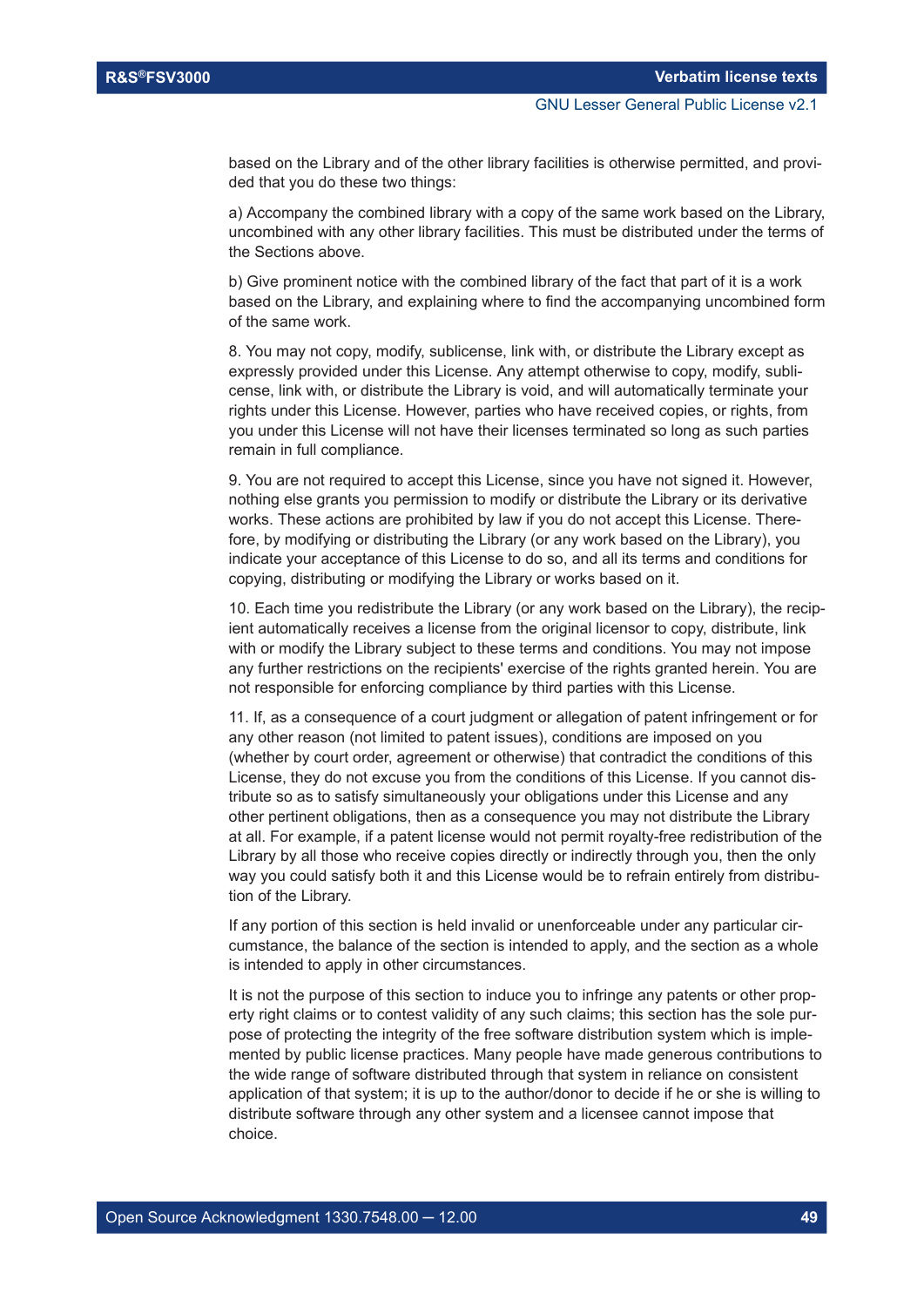based on the Library and of the other library facilities is otherwise permitted, and provided that you do these two things:

a) Accompany the combined library with a copy of the same work based on the Library, uncombined with any other library facilities. This must be distributed under the terms of the Sections above.

b) Give prominent notice with the combined library of the fact that part of it is a work based on the Library, and explaining where to find the accompanying uncombined form of the same work.

8. You may not copy, modify, sublicense, link with, or distribute the Library except as expressly provided under this License. Any attempt otherwise to copy, modify, sublicense, link with, or distribute the Library is void, and will automatically terminate your rights under this License. However, parties who have received copies, or rights, from you under this License will not have their licenses terminated so long as such parties remain in full compliance.

9. You are not required to accept this License, since you have not signed it. However, nothing else grants you permission to modify or distribute the Library or its derivative works. These actions are prohibited by law if you do not accept this License. Therefore, by modifying or distributing the Library (or any work based on the Library), you indicate your acceptance of this License to do so, and all its terms and conditions for copying, distributing or modifying the Library or works based on it.

10. Each time you redistribute the Library (or any work based on the Library), the recipient automatically receives a license from the original licensor to copy, distribute, link with or modify the Library subject to these terms and conditions. You may not impose any further restrictions on the recipients' exercise of the rights granted herein. You are not responsible for enforcing compliance by third parties with this License.

11. If, as a consequence of a court judgment or allegation of patent infringement or for any other reason (not limited to patent issues), conditions are imposed on you (whether by court order, agreement or otherwise) that contradict the conditions of this License, they do not excuse you from the conditions of this License. If you cannot distribute so as to satisfy simultaneously your obligations under this License and any other pertinent obligations, then as a consequence you may not distribute the Library at all. For example, if a patent license would not permit royalty-free redistribution of the Library by all those who receive copies directly or indirectly through you, then the only way you could satisfy both it and this License would be to refrain entirely from distribution of the Library.

If any portion of this section is held invalid or unenforceable under any particular circumstance, the balance of the section is intended to apply, and the section as a whole is intended to apply in other circumstances.

It is not the purpose of this section to induce you to infringe any patents or other property right claims or to contest validity of any such claims; this section has the sole purpose of protecting the integrity of the free software distribution system which is implemented by public license practices. Many people have made generous contributions to the wide range of software distributed through that system in reliance on consistent application of that system; it is up to the author/donor to decide if he or she is willing to distribute software through any other system and a licensee cannot impose that choice.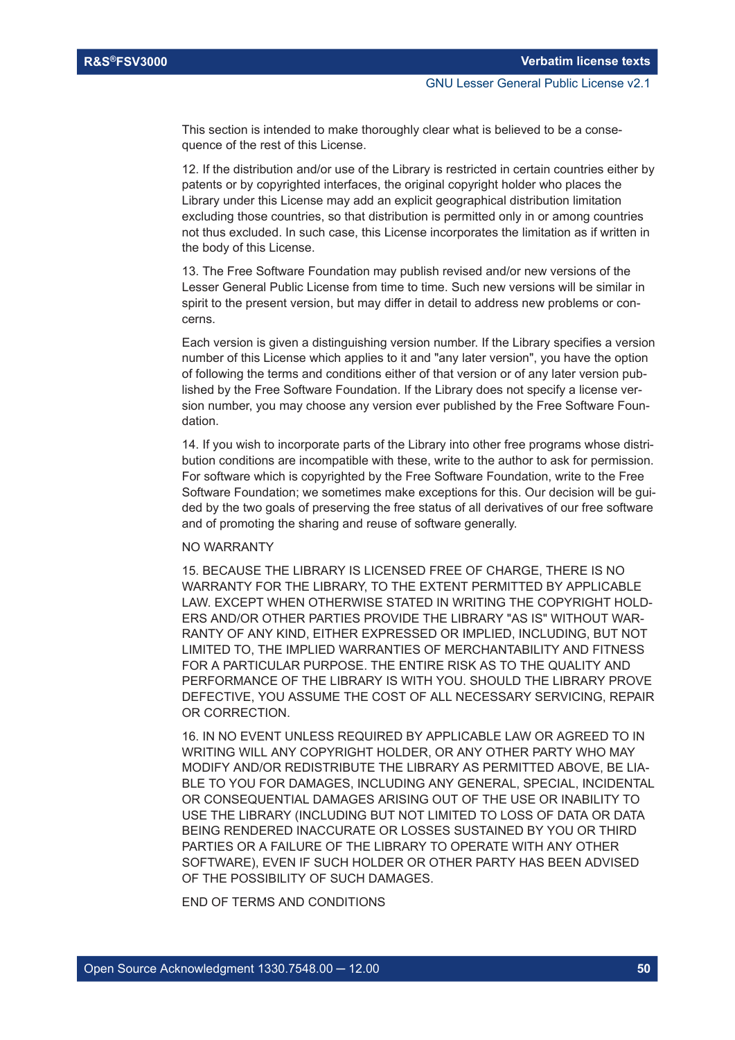This section is intended to make thoroughly clear what is believed to be a consequence of the rest of this License.

12. If the distribution and/or use of the Library is restricted in certain countries either by patents or by copyrighted interfaces, the original copyright holder who places the Library under this License may add an explicit geographical distribution limitation excluding those countries, so that distribution is permitted only in or among countries not thus excluded. In such case, this License incorporates the limitation as if written in the body of this License.

13. The Free Software Foundation may publish revised and/or new versions of the Lesser General Public License from time to time. Such new versions will be similar in spirit to the present version, but may differ in detail to address new problems or concerns.

Each version is given a distinguishing version number. If the Library specifies a version number of this License which applies to it and "any later version", you have the option of following the terms and conditions either of that version or of any later version published by the Free Software Foundation. If the Library does not specify a license version number, you may choose any version ever published by the Free Software Foundation.

14. If you wish to incorporate parts of the Library into other free programs whose distribution conditions are incompatible with these, write to the author to ask for permission. For software which is copyrighted by the Free Software Foundation, write to the Free Software Foundation; we sometimes make exceptions for this. Our decision will be guided by the two goals of preserving the free status of all derivatives of our free software and of promoting the sharing and reuse of software generally.

NO WARRANTY

15. BECAUSE THE LIBRARY IS LICENSED FREE OF CHARGE, THERE IS NO WARRANTY FOR THE LIBRARY, TO THE EXTENT PERMITTED BY APPLICABLE LAW. EXCEPT WHEN OTHERWISE STATED IN WRITING THE COPYRIGHT HOLDERS AND/OR OTHER PARTIES PROVIDE THE LIBRARY "AS IS" WITHOUT WARRANTY OF ANY KIND, EITHER EXPRESSED OR IMPLIED, INCLUDING, BUT NOT LIMITED TO, THE IMPLIED WARRANTIES OF MERCHANTABILITY AND FITNESS FOR A PARTICULAR PURPOSE. THE ENTIRE RISK AS TO THE QUALITY AND PERFORMANCE OF THE LIBRARY IS WITH YOU. SHOULD THE LIBRARY PROVE DEFECTIVE, YOU ASSUME THE COST OF ALL NECESSARY SERVICING, REPAIR OR CORRECTION.

16. IN NO EVENT UNLESS REQUIRED BY APPLICABLE LAW OR AGREED TO IN WRITING WILL ANY COPYRIGHT HOLDER, OR ANY OTHER PARTY WHO MAY MODIFY AND/OR REDISTRIBUTE THE LIBRARY AS PERMITTED ABOVE, BE LIABLE TO YOU FOR DAMAGES, INCLUDING ANY GENERAL, SPECIAL, INCIDENTAL OR CONSEQUENTIAL DAMAGES ARISING OUT OF THE USE OR INABILITY TO USE THE LIBRARY (INCLUDING BUT NOT LIMITED TO LOSS OF DATA OR DATA BEING RENDERED INACCURATE OR LOSSES SUSTAINED BY YOU OR THIRD PARTIES OR A FAILURE OF THE LIBRARY TO OPERATE WITH ANY OTHER SOFTWARE), EVEN IF SUCH HOLDER OR OTHER PARTY HAS BEEN ADVISED OF THE POSSIBILITY OF SUCH DAMAGES.

END OF TERMS AND CONDITIONS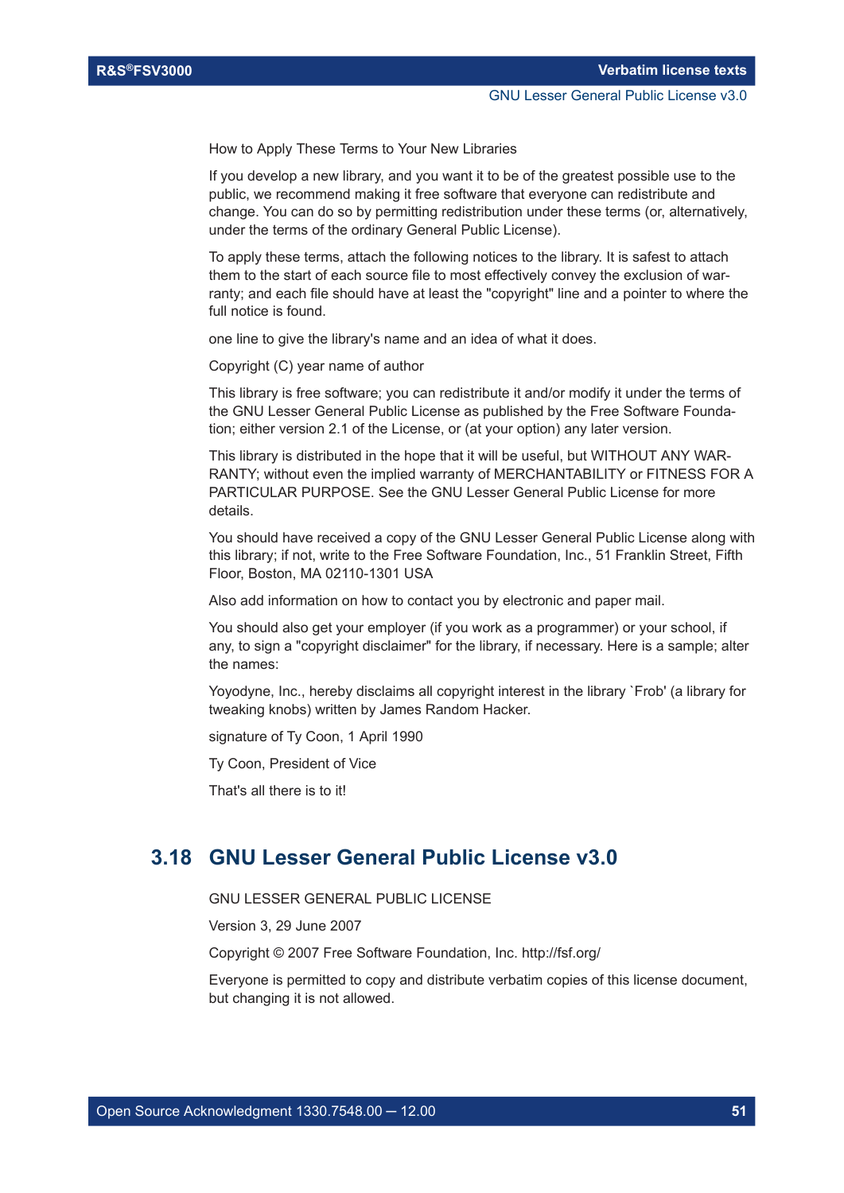How to Apply These Terms to Your New Libraries

If you develop a new library, and you want it to be of the greatest possible use to the public, we recommend making it free software that everyone can redistribute and change. You can do so by permitting redistribution under these terms (or, alternatively, under the terms of the ordinary General Public License).

To apply these terms, attach the following notices to the library. It is safest to attach them to the start of each source file to most effectively convey the exclusion of warranty; and each file should have at least the "copyright" line and a pointer to where the full notice is found.

one line to give the library's name and an idea of what it does.

Copyright (C) year name of author

This library is free software; you can redistribute it and/or modify it under the terms of the GNU Lesser General Public License as published by the Free Software Foundation; either version 2.1 of the License, or (at your option) any later version.

This library is distributed in the hope that it will be useful, but WITHOUT ANY WARRANTY; without even the implied warranty of MERCHANTABILITY or FITNESS FOR A PARTICULAR PURPOSE. See the GNU Lesser General Public License for more details.

You should have received a copy of the GNU Lesser General Public License along with this library; if not, write to the Free Software Foundation, Inc., 51 Franklin Street, Fifth Floor, Boston, MA 02110-1301 USA

Also add information on how to contact you by electronic and paper mail.

You should also get your employer (if you work as a programmer) or your school, if any, to sign a "copyright disclaimer" for the library, if necessary. Here is a sample; alter the names:

Yoyodyne, Inc., hereby disclaims all copyright interest in the library `Frob' (a library for tweaking knobs) written by James Random Hacker.

signature of Ty Coon, 1 April 1990

Ty Coon, President of Vice

That's all there is to it!

## 3.18 GNU Lesser General Public License v3.0

GNU LESSER GENERAL PUBLIC LICENSE

Version 3, 29 June 2007

Copyright © 2007 Free Software Foundation, Inc. http://fsf.org/

Everyone is permitted to copy and distribute verbatim copies of this license document, but changing it is not allowed.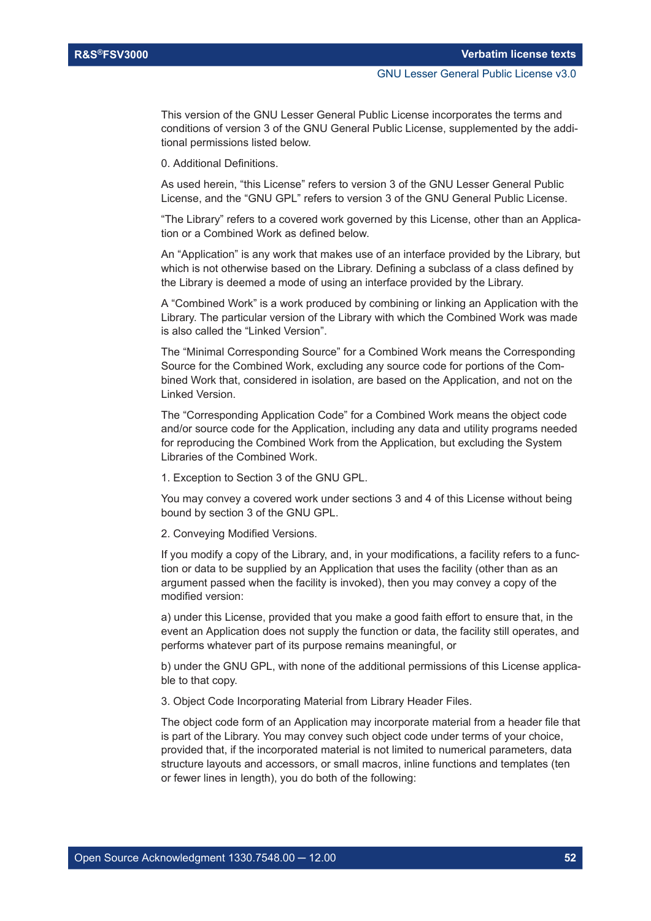This version of the GNU Lesser General Public License incorporates the terms and conditions of version 3 of the GNU General Public License, supplemented by the additional permissions listed below.

0. Additional Definitions.

As used herein, “this License” refers to version 3 of the GNU Lesser General Public License, and the “GNU GPL” refers to version 3 of the GNU General Public License.

“The Library” refers to a covered work governed by this License, other than an Application or a Combined Work as defined below.

An “Application” is any work that makes use of an interface provided by the Library, but which is not otherwise based on the Library. Defining a subclass of a class defined by the Library is deemed a mode of using an interface provided by the Library.

A “Combined Work” is a work produced by combining or linking an Application with the Library. The particular version of the Library with which the Combined Work was made is also called the “Linked Version”.

The “Minimal Corresponding Source” for a Combined Work means the Corresponding Source for the Combined Work, excluding any source code for portions of the Combined Work that, considered in isolation, are based on the Application, and not on the Linked Version.

The “Corresponding Application Code” for a Combined Work means the object code and/or source code for the Application, including any data and utility programs needed for reproducing the Combined Work from the Application, but excluding the System Libraries of the Combined Work.

1. Exception to Section 3 of the GNU GPL.

You may convey a covered work under sections 3 and 4 of this License without being bound by section 3 of the GNU GPL.

2. Conveying Modified Versions.

If you modify a copy of the Library, and, in your modifications, a facility refers to a function or data to be supplied by an Application that uses the facility (other than as an argument passed when the facility is invoked), then you may convey a copy of the modified version:

a) under this License, provided that you make a good faith effort to ensure that, in the event an Application does not supply the function or data, the facility still operates, and performs whatever part of its purpose remains meaningful, or

b) under the GNU GPL, with none of the additional permissions of this License applicable to that copy.

3. Object Code Incorporating Material from Library Header Files.

The object code form of an Application may incorporate material from a header file that is part of the Library. You may convey such object code under terms of your choice, provided that, if the incorporated material is not limited to numerical parameters, data structure layouts and accessors, or small macros, inline functions and templates (ten or fewer lines in length), you do both of the following: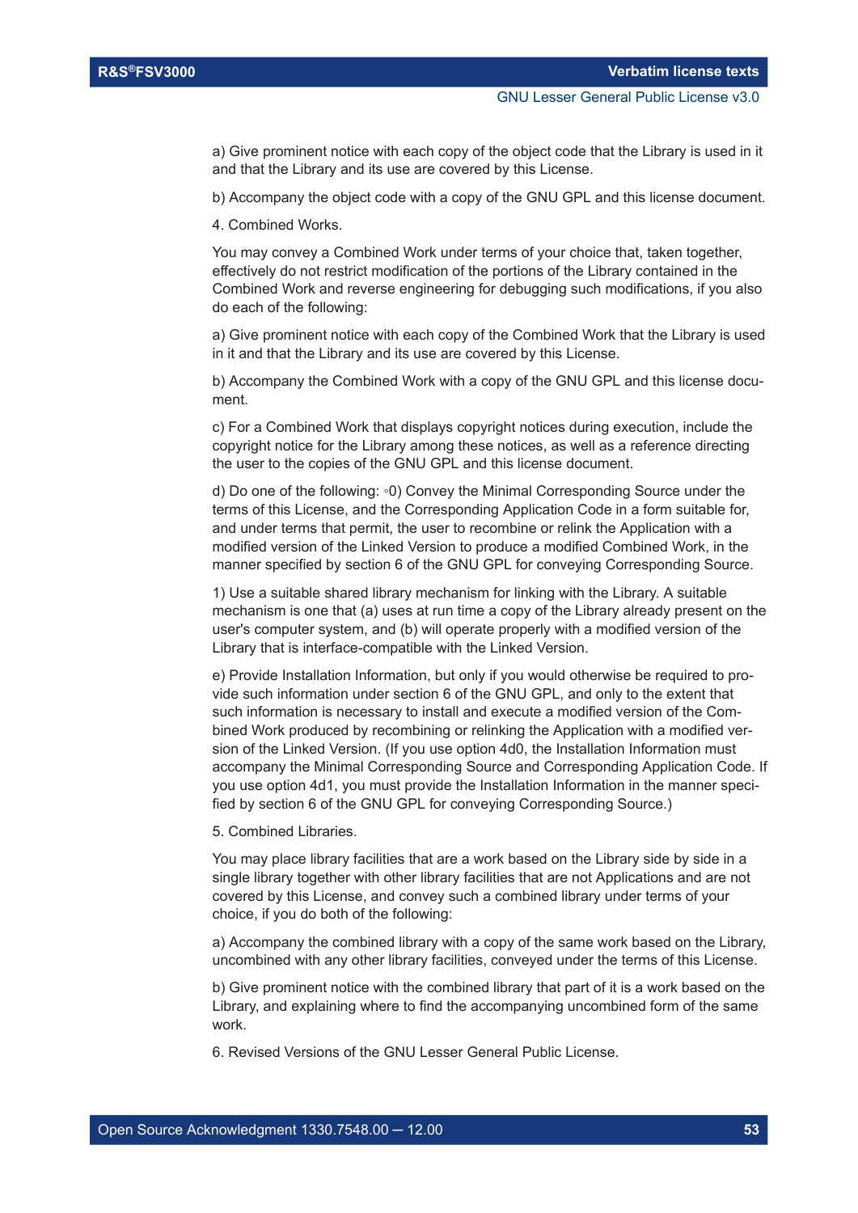a) Give prominent notice with each copy of the object code that the Library is used in it and that the Library and its use are covered by this License.

b) Accompany the object code with a copy of the GNU GPL and this license document.

4. Combined Works.

You may convey a Combined Work under terms of your choice that, taken together, effectively do not restrict modification of the portions of the Library contained in the Combined Work and reverse engineering for debugging such modifications, if you also do each of the following:

a) Give prominent notice with each copy of the Combined Work that the Library is used in it and that the Library and its use are covered by this License.

b) Accompany the Combined Work with a copy of the GNU GPL and this license document.

c) For a Combined Work that displays copyright notices during execution, include the copyright notice for the Library among these notices, as well as a reference directing the user to the copies of the GNU GPL and this license document.

d) Do one of the following: ◦0) Convey the Minimal Corresponding Source under the terms of this License, and the Corresponding Application Code in a form suitable for, and under terms that permit, the user to recombine or relink the Application with a modified version of the Linked Version to produce a modified Combined Work, in the manner specified by section 6 of the GNU GPL for conveying Corresponding Source.

1) Use a suitable shared library mechanism for linking with the Library. A suitable mechanism is one that (a) uses at run time a copy of the Library already present on the user's computer system, and (b) will operate properly with a modified version of the Library that is interface-compatible with the Linked Version.

e) Provide Installation Information, but only if you would otherwise be required to provide such information under section 6 of the GNU GPL, and only to the extent that such information is necessary to install and execute a modified version of the Combined Work produced by recombining or relinking the Application with a modified version of the Linked Version. (If you use option 4d0, the Installation Information must accompany the Minimal Corresponding Source and Corresponding Application Code. If you use option 4d1, you must provide the Installation Information in the manner specified by section 6 of the GNU GPL for conveying Corresponding Source.)

5. Combined Libraries.

You may place library facilities that are a work based on the Library side by side in a single library together with other library facilities that are not Applications and are not covered by this License, and convey such a combined library under terms of your choice, if you do both of the following:

a) Accompany the combined library with a copy of the same work based on the Library, uncombined with any other library facilities, conveyed under the terms of this License.

b) Give prominent notice with the combined library that part of it is a work based on the Library, and explaining where to find the accompanying uncombined form of the same work.

6. Revised Versions of the GNU Lesser General Public License.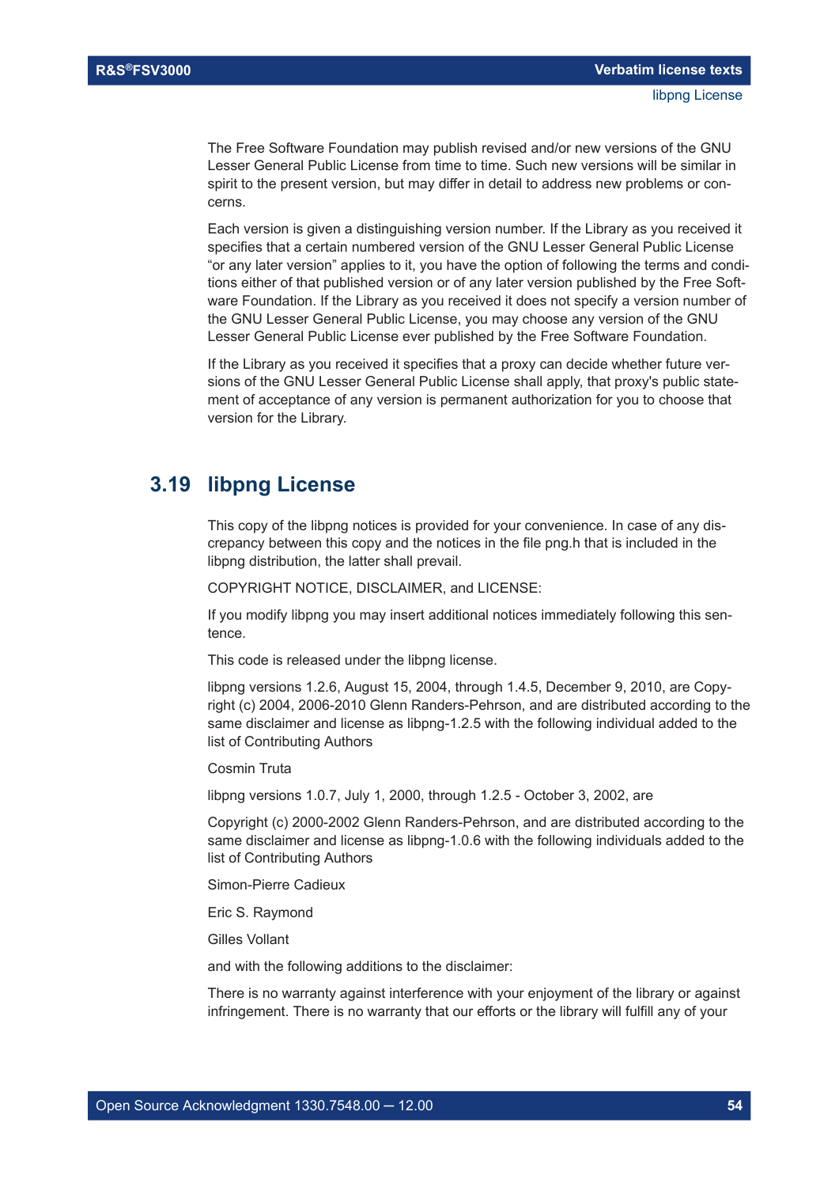The Free Software Foundation may publish revised and/or new versions of the GNU Lesser General Public License from time to time. Such new versions will be similar in spirit to the present version, but may differ in detail to address new problems or concerns.

Each version is given a distinguishing version number. If the Library as you received it specifies that a certain numbered version of the GNU Lesser General Public License "or any later version" applies to it, you have the option of following the terms and conditions either of that published version or of any later version published by the Free Software Foundation. If the Library as you received it does not specify a version number of the GNU Lesser General Public License, you may choose any version of the GNU Lesser General Public License ever published by the Free Software Foundation.

If the Library as you received it specifies that a proxy can decide whether future versions of the GNU Lesser General Public License shall apply, that proxy's public statement of acceptance of any version is permanent authorization for you to choose that version for the Library.

## 3.19 libpng License

This copy of the libpng notices is provided for your convenience. In case of any discrepancy between this copy and the notices in the file png.h that is included in the libpng distribution, the latter shall prevail.

COPYRIGHT NOTICE, DISCLAIMER, and LICENSE:

If you modify libpng you may insert additional notices immediately following this sentence.

This code is released under the libpng license.

libpng versions 1.2.6, August 15, 2004, through 1.4.5, December 9, 2010, are Copyright (c) 2004, 2006-2010 Glenn Randers-Pehrson, and are distributed according to the same disclaimer and license as libpng-1.2.5 with the following individual added to the list of Contributing Authors

Cosmin Truta

libpng versions 1.0.7, July 1, 2000, through 1.2.5 - October 3, 2002, are

Copyright (c) 2000-2002 Glenn Randers-Pehrson, and are distributed according to the same disclaimer and license as libpng-1.0.6 with the following individuals added to the list of Contributing Authors

Simon-Pierre Cadieux

Eric S. Raymond

Gilles Vollant

and with the following additions to the disclaimer:

There is no warranty against interference with your enjoyment of the library or against infringement. There is no warranty that our efforts or the library will fulfill any of your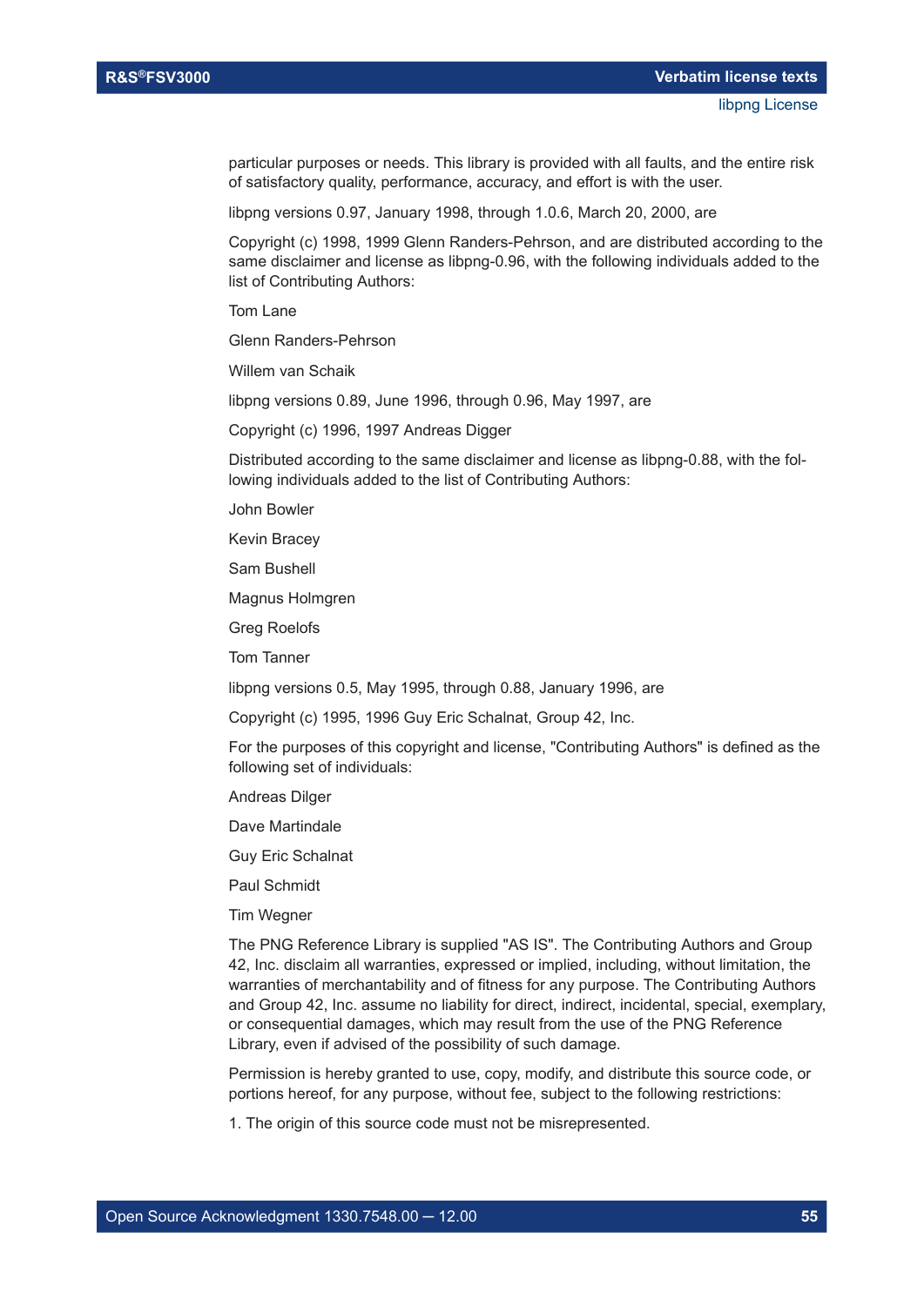particular purposes or needs. This library is provided with all faults, and the entire risk of satisfactory quality, performance, accuracy, and effort is with the user.

libpng versions 0.97, January 1998, through 1.0.6, March 20, 2000, are

Copyright (c) 1998, 1999 Glenn Randers-Pehrson, and are distributed according to the same disclaimer and license as libpng-0.96, with the following individuals added to the list of Contributing Authors:

Tom Lane

Glenn Randers-Pehrson

Willem van Schaik

libpng versions 0.89, June 1996, through 0.96, May 1997, are

Copyright (c) 1996, 1997 Andreas Digger

Distributed according to the same disclaimer and license as libpng-0.88, with the following individuals added to the list of Contributing Authors:

John Bowler

Kevin Bracey

Sam Bushell

Magnus Holmgren

Greg Roelofs

Tom Tanner

libpng versions 0.5, May 1995, through 0.88, January 1996, are

Copyright (c) 1995, 1996 Guy Eric Schalnat, Group 42, Inc.

For the purposes of this copyright and license, "Contributing Authors" is defined as the following set of individuals:

Andreas Dilger

Dave Martindale

Guy Eric Schalnat

Paul Schmidt

Tim Wegner

The PNG Reference Library is supplied "AS IS". The Contributing Authors and Group 42, Inc. disclaim all warranties, expressed or implied, including, without limitation, the warranties of merchantability and of fitness for any purpose. The Contributing Authors and Group 42, Inc. assume no liability for direct, indirect, incidental, special, exemplary, or consequential damages, which may result from the use of the PNG Reference Library, even if advised of the possibility of such damage.

Permission is hereby granted to use, copy, modify, and distribute this source code, or portions hereof, for any purpose, without fee, subject to the following restrictions:

1. The origin of this source code must not be misrepresented.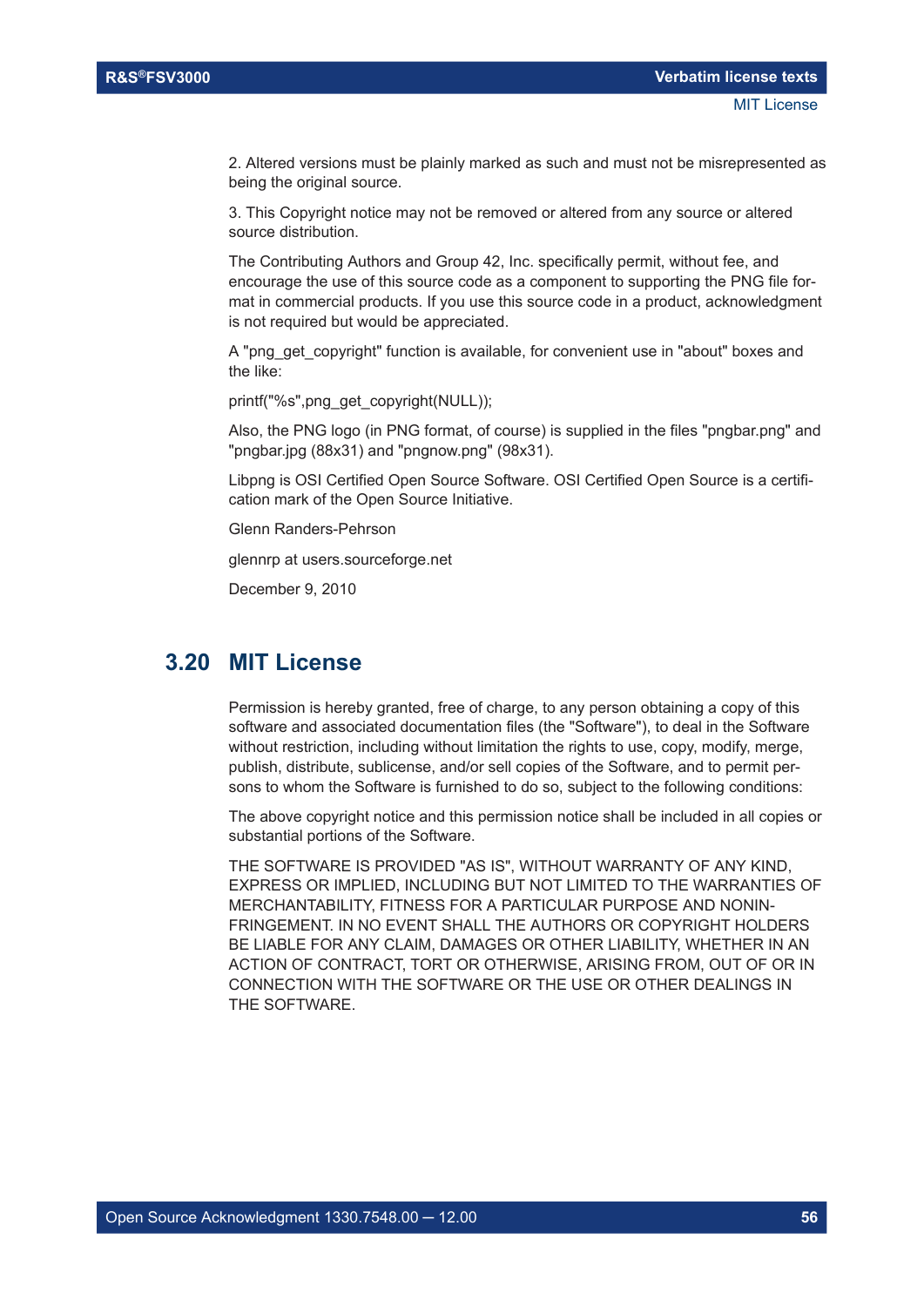2. Altered versions must be plainly marked as such and must not be misrepresented as being the original source.

3. This Copyright notice may not be removed or altered from any source or altered source distribution.

The Contributing Authors and Group 42, Inc. specifically permit, without fee, and encourage the use of this source code as a component to supporting the PNG file format in commercial products. If you use this source code in a product, acknowledgment is not required but would be appreciated.

A "png_get_copyright" function is available, for convenient use in "about" boxes and the like:

printf("%s",png_get_copyright(NULL));

Also, the PNG logo (in PNG format, of course) is supplied in the files "pngbar.png" and "pngbar.jpg (88x31) and "pngnow.png" (98x31).

Libpng is OSI Certified Open Source Software. OSI Certified Open Source is a certification mark of the Open Source Initiative.

Glenn Randers-Pehrson

glennrp at users.sourceforge.net

December 9, 2010

## 3.20 MIT License

Permission is hereby granted, free of charge, to any person obtaining a copy of this software and associated documentation files (the "Software"), to deal in the Software without restriction, including without limitation the rights to use, copy, modify, merge, publish, distribute, sublicense, and/or sell copies of the Software, and to permit persons to whom the Software is furnished to do so, subject to the following conditions:

The above copyright notice and this permission notice shall be included in all copies or substantial portions of the Software.

THE SOFTWARE IS PROVIDED "AS IS", WITHOUT WARRANTY OF ANY KIND, EXPRESS OR IMPLIED, INCLUDING BUT NOT LIMITED TO THE WARRANTIES OF MERCHANTABILITY, FITNESS FOR A PARTICULAR PURPOSE AND NONINFRINGEMENT. IN NO EVENT SHALL THE AUTHORS OR COPYRIGHT HOLDERS BE LIABLE FOR ANY CLAIM, DAMAGES OR OTHER LIABILITY, WHETHER IN AN ACTION OF CONTRACT, TORT OR OTHERWISE, ARISING FROM, OUT OF OR IN CONNECTION WITH THE SOFTWARE OR THE USE OR OTHER DEALINGS IN THE SOFTWARE.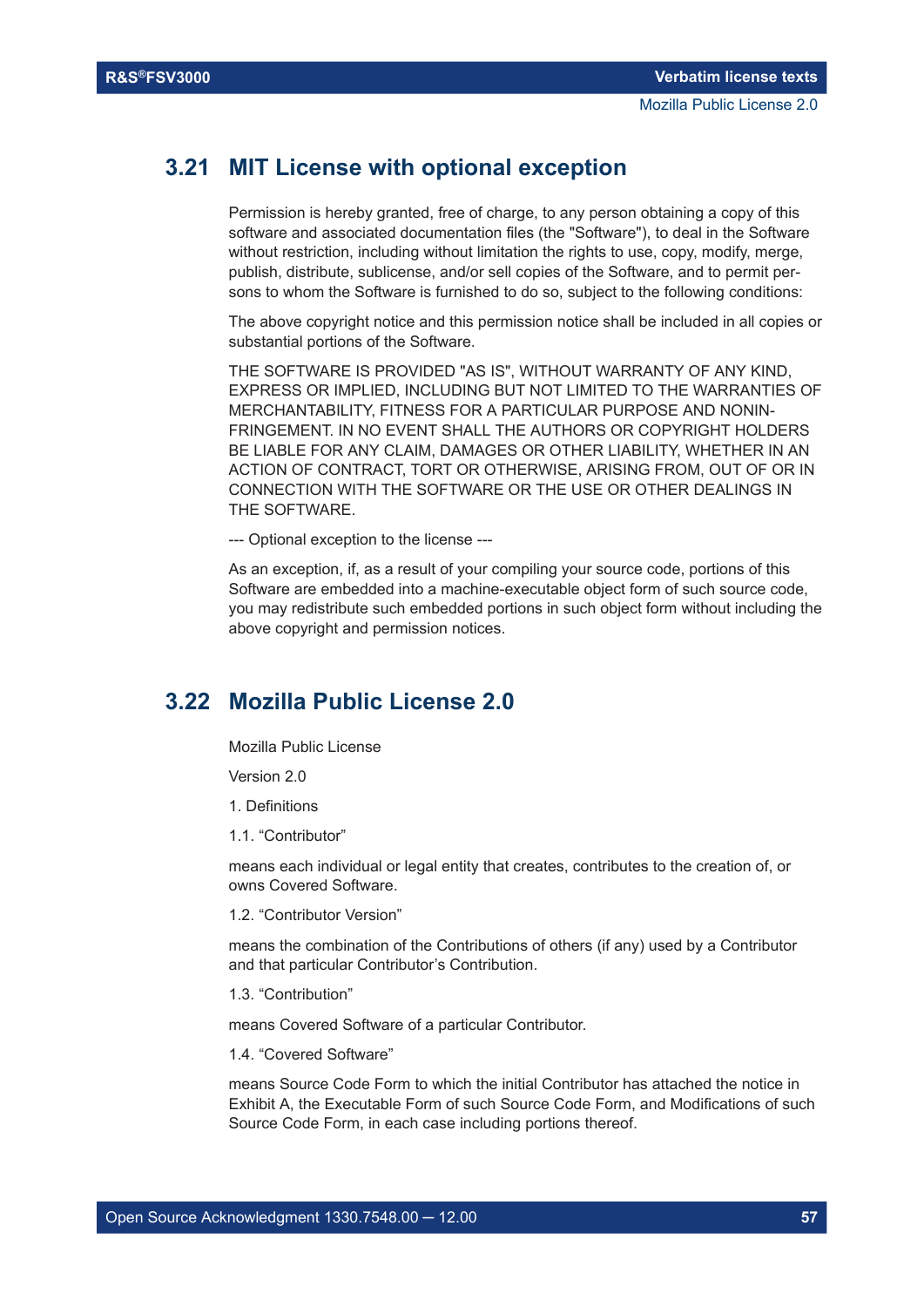## 3.21 MIT License with optional exception

Permission is hereby granted, free of charge, to any person obtaining a copy of this software and associated documentation files (the "Software"), to deal in the Software without restriction, including without limitation the rights to use, copy, modify, merge, publish, distribute, sublicense, and/or sell copies of the Software, and to permit persons to whom the Software is furnished to do so, subject to the following conditions:

The above copyright notice and this permission notice shall be included in all copies or substantial portions of the Software.

THE SOFTWARE IS PROVIDED "AS IS", WITHOUT WARRANTY OF ANY KIND, EXPRESS OR IMPLIED, INCLUDING BUT NOT LIMITED TO THE WARRANTIES OF MERCHANTABILITY, FITNESS FOR A PARTICULAR PURPOSE AND NONINFRINGEMENT. IN NO EVENT SHALL THE AUTHORS OR COPYRIGHT HOLDERS BE LIABLE FOR ANY CLAIM, DAMAGES OR OTHER LIABILITY, WHETHER IN AN ACTION OF CONTRACT, TORT OR OTHERWISE, ARISING FROM, OUT OF OR IN CONNECTION WITH THE SOFTWARE OR THE USE OR OTHER DEALINGS IN THE SOFTWARE.

--- Optional exception to the license ---

As an exception, if, as a result of your compiling your source code, portions of this Software are embedded into a machine-executable object form of such source code, you may redistribute such embedded portions in such object form without including the above copyright and permission notices.

## 3.22 Mozilla Public License 2.0

Mozilla Public License

Version 2.0

1. Definitions

1.1. “Contributor”

means each individual or legal entity that creates, contributes to the creation of, or owns Covered Software.

1.2. “Contributor Version”

means the combination of the Contributions of others (if any) used by a Contributor and that particular Contributor’s Contribution.

1.3. “Contribution”

means Covered Software of a particular Contributor.

1.4. “Covered Software”

means Source Code Form to which the initial Contributor has attached the notice in Exhibit A, the Executable Form of such Source Code Form, and Modifications of such Source Code Form, in each case including portions thereof.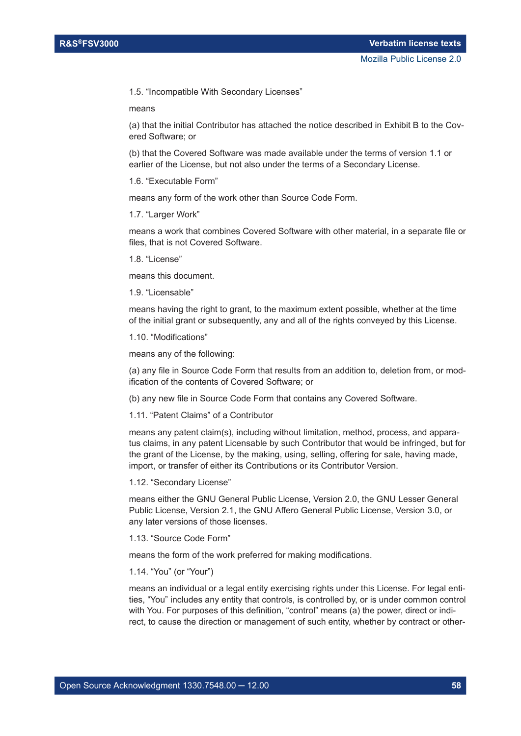1.5. “Incompatible With Secondary Licenses”

means

(a) that the initial Contributor has attached the notice described in Exhibit B to the Covered Software; or

(b) that the Covered Software was made available under the terms of version 1.1 or earlier of the License, but not also under the terms of a Secondary License.

1.6. “Executable Form”

means any form of the work other than Source Code Form.

1.7. “Larger Work”

means a work that combines Covered Software with other material, in a separate file or files, that is not Covered Software.

1.8. “License”

means this document.

1.9. “Licensable”

means having the right to grant, to the maximum extent possible, whether at the time of the initial grant or subsequently, any and all of the rights conveyed by this License.

1.10. “Modifications”

means any of the following:

(a) any file in Source Code Form that results from an addition to, deletion from, or modification of the contents of Covered Software; or

(b) any new file in Source Code Form that contains any Covered Software.

1.11. “Patent Claims” of a Contributor

means any patent claim(s), including without limitation, method, process, and apparatus claims, in any patent Licensable by such Contributor that would be infringed, but for the grant of the License, by the making, using, selling, offering for sale, having made, import, or transfer of either its Contributions or its Contributor Version.

1.12. “Secondary License”

means either the GNU General Public License, Version 2.0, the GNU Lesser General Public License, Version 2.1, the GNU Affero General Public License, Version 3.0, or any later versions of those licenses.

1.13. “Source Code Form”

means the form of the work preferred for making modifications.

1.14. “You” (or “Your”)

means an individual or a legal entity exercising rights under this License. For legal entities, “You” includes any entity that controls, is controlled by, or is under common control with You. For purposes of this definition, “control” means (a) the power, direct or indirect, to cause the direction or management of such entity, whether by contract or other-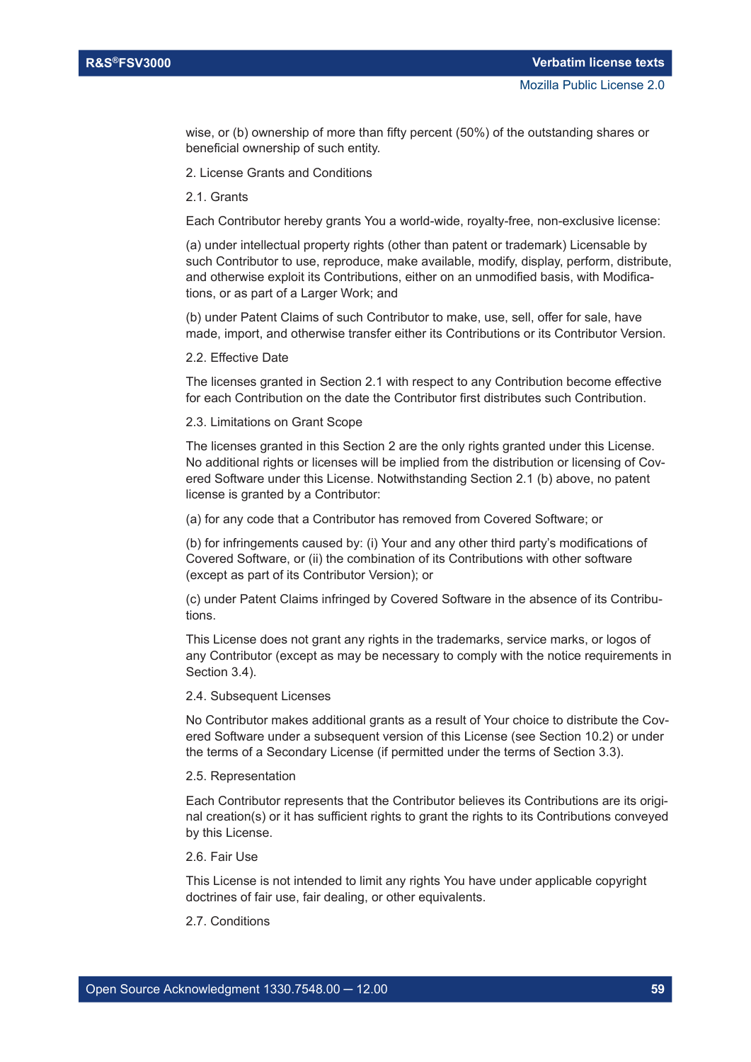wise, or (b) ownership of more than fifty percent (50%) of the outstanding shares or beneficial ownership of such entity.

2. License Grants and Conditions

2.1. Grants

Each Contributor hereby grants You a world-wide, royalty-free, non-exclusive license:

(a) under intellectual property rights (other than patent or trademark) Licensable by such Contributor to use, reproduce, make available, modify, display, perform, distribute, and otherwise exploit its Contributions, either on an unmodified basis, with Modifications, or as part of a Larger Work; and

(b) under Patent Claims of such Contributor to make, use, sell, offer for sale, have made, import, and otherwise transfer either its Contributions or its Contributor Version.

2.2. Effective Date

The licenses granted in Section 2.1 with respect to any Contribution become effective for each Contribution on the date the Contributor first distributes such Contribution.

2.3. Limitations on Grant Scope

The licenses granted in this Section 2 are the only rights granted under this License. No additional rights or licenses will be implied from the distribution or licensing of Covered Software under this License. Notwithstanding Section 2.1 (b) above, no patent license is granted by a Contributor:

(a) for any code that a Contributor has removed from Covered Software; or

(b) for infringements caused by: (i) Your and any other third party's modifications of Covered Software, or (ii) the combination of its Contributions with other software (except as part of its Contributor Version); or

(c) under Patent Claims infringed by Covered Software in the absence of its Contributions.

This License does not grant any rights in the trademarks, service marks, or logos of any Contributor (except as may be necessary to comply with the notice requirements in Section 3.4).

2.4. Subsequent Licenses

No Contributor makes additional grants as a result of Your choice to distribute the Covered Software under a subsequent version of this License (see Section 10.2) or under the terms of a Secondary License (if permitted under the terms of Section 3.3).

2.5. Representation

Each Contributor represents that the Contributor believes its Contributions are its original creation(s) or it has sufficient rights to grant the rights to its Contributions conveyed by this License.

2.6. Fair Use

This License is not intended to limit any rights You have under applicable copyright doctrines of fair use, fair dealing, or other equivalents.

2.7. Conditions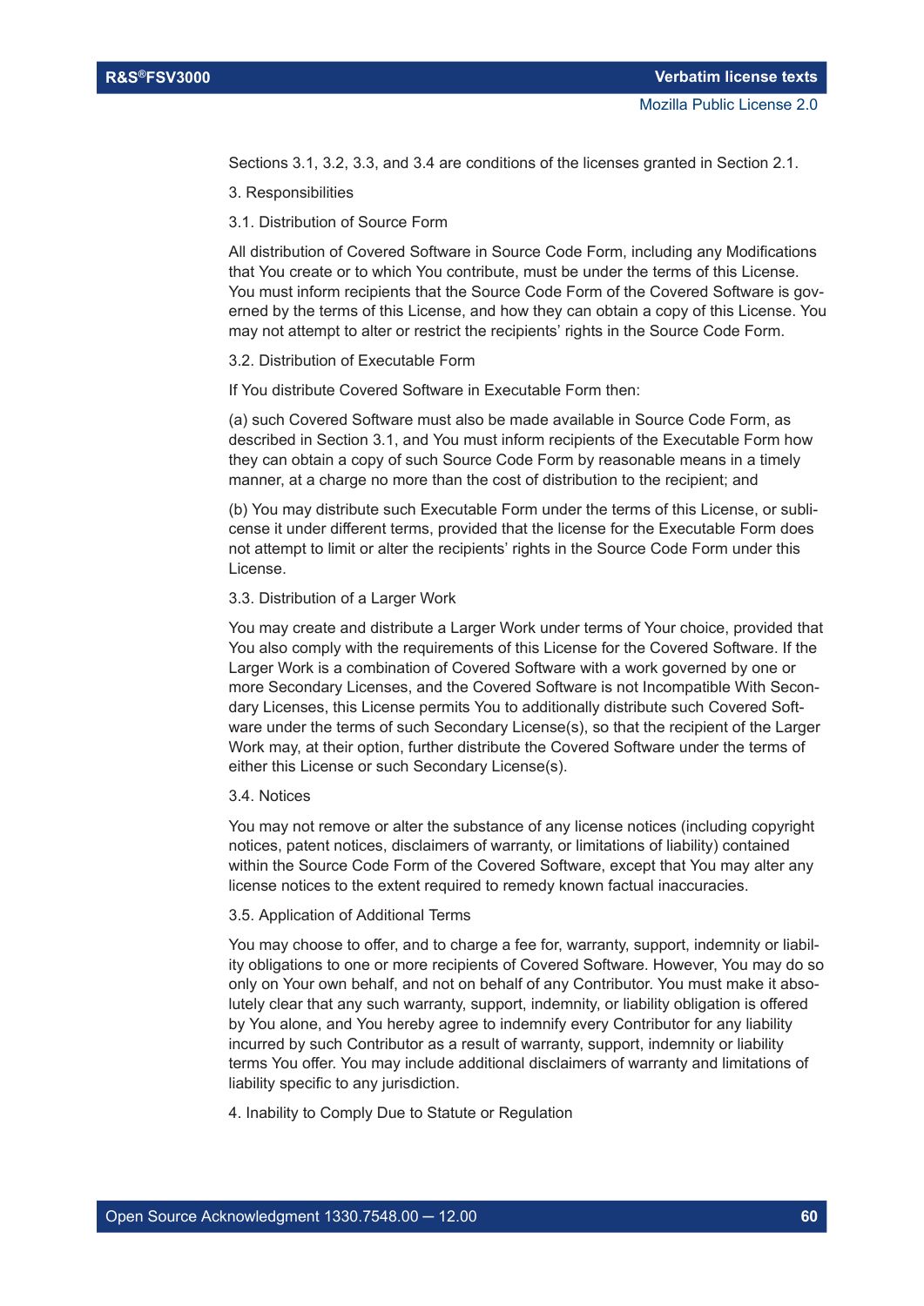Sections 3.1, 3.2, 3.3, and 3.4 are conditions of the licenses granted in Section 2.1.

3. Responsibilities

3.1. Distribution of Source Form

All distribution of Covered Software in Source Code Form, including any Modifications that You create or to which You contribute, must be under the terms of this License. You must inform recipients that the Source Code Form of the Covered Software is governed by the terms of this License, and how they can obtain a copy of this License. You may not attempt to alter or restrict the recipients' rights in the Source Code Form.

3.2. Distribution of Executable Form

If You distribute Covered Software in Executable Form then:

(a) such Covered Software must also be made available in Source Code Form, as described in Section 3.1, and You must inform recipients of the Executable Form how they can obtain a copy of such Source Code Form by reasonable means in a timely manner, at a charge no more than the cost of distribution to the recipient; and

(b) You may distribute such Executable Form under the terms of this License, or sublicense it under different terms, provided that the license for the Executable Form does not attempt to limit or alter the recipients' rights in the Source Code Form under this License.

3.3. Distribution of a Larger Work

You may create and distribute a Larger Work under terms of Your choice, provided that You also comply with the requirements of this License for the Covered Software. If the Larger Work is a combination of Covered Software with a work governed by one or more Secondary Licenses, and the Covered Software is not Incompatible With Secondary Licenses, this License permits You to additionally distribute such Covered Software under the terms of such Secondary License(s), so that the recipient of the Larger Work may, at their option, further distribute the Covered Software under the terms of either this License or such Secondary License(s).

3.4. Notices

You may not remove or alter the substance of any license notices (including copyright notices, patent notices, disclaimers of warranty, or limitations of liability) contained within the Source Code Form of the Covered Software, except that You may alter any license notices to the extent required to remedy known factual inaccuracies.

3.5. Application of Additional Terms

You may choose to offer, and to charge a fee for, warranty, support, indemnity or liability obligations to one or more recipients of Covered Software. However, You may do so only on Your own behalf, and not on behalf of any Contributor. You must make it absolutely clear that any such warranty, support, indemnity, or liability obligation is offered by You alone, and You hereby agree to indemnify every Contributor for any liability incurred by such Contributor as a result of warranty, support, indemnity or liability terms You offer. You may include additional disclaimers of warranty and limitations of liability specific to any jurisdiction.

4. Inability to Comply Due to Statute or Regulation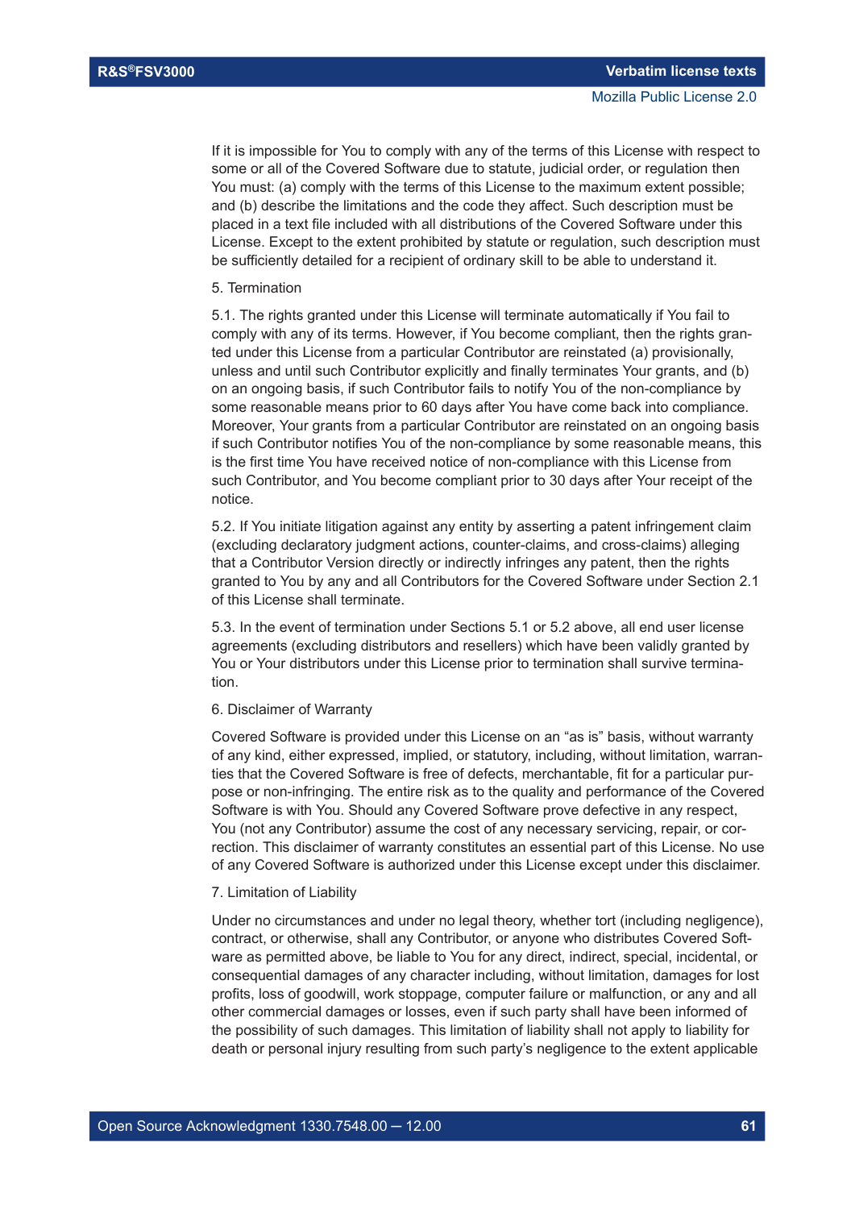If it is impossible for You to comply with any of the terms of this License with respect to some or all of the Covered Software due to statute, judicial order, or regulation then You must: (a) comply with the terms of this License to the maximum extent possible; and (b) describe the limitations and the code they affect. Such description must be placed in a text file included with all distributions of the Covered Software under this License. Except to the extent prohibited by statute or regulation, such description must be sufficiently detailed for a recipient of ordinary skill to be able to understand it.

5. Termination

5.1. The rights granted under this License will terminate automatically if You fail to comply with any of its terms. However, if You become compliant, then the rights granted under this License from a particular Contributor are reinstated (a) provisionally, unless and until such Contributor explicitly and finally terminates Your grants, and (b) on an ongoing basis, if such Contributor fails to notify You of the non-compliance by some reasonable means prior to 60 days after You have come back into compliance. Moreover, Your grants from a particular Contributor are reinstated on an ongoing basis if such Contributor notifies You of the non-compliance by some reasonable means, this is the first time You have received notice of non-compliance with this License from such Contributor, and You become compliant prior to 30 days after Your receipt of the notice.

5.2. If You initiate litigation against any entity by asserting a patent infringement claim (excluding declaratory judgment actions, counter-claims, and cross-claims) alleging that a Contributor Version directly or indirectly infringes any patent, then the rights granted to You by any and all Contributors for the Covered Software under Section 2.1 of this License shall terminate.

5.3. In the event of termination under Sections 5.1 or 5.2 above, all end user license agreements (excluding distributors and resellers) which have been validly granted by You or Your distributors under this License prior to termination shall survive termination.

6. Disclaimer of Warranty

Covered Software is provided under this License on an "as is" basis, without warranty of any kind, either expressed, implied, or statutory, including, without limitation, warranties that the Covered Software is free of defects, merchantable, fit for a particular purpose or non-infringing. The entire risk as to the quality and performance of the Covered Software is with You. Should any Covered Software prove defective in any respect, You (not any Contributor) assume the cost of any necessary servicing, repair, or correction. This disclaimer of warranty constitutes an essential part of this License. No use of any Covered Software is authorized under this License except under this disclaimer.

7. Limitation of Liability

Under no circumstances and under no legal theory, whether tort (including negligence), contract, or otherwise, shall any Contributor, or anyone who distributes Covered Software as permitted above, be liable to You for any direct, indirect, special, incidental, or consequential damages of any character including, without limitation, damages for lost profits, loss of goodwill, work stoppage, computer failure or malfunction, or any and all other commercial damages or losses, even if such party shall have been informed of the possibility of such damages. This limitation of liability shall not apply to liability for death or personal injury resulting from such party's negligence to the extent applicable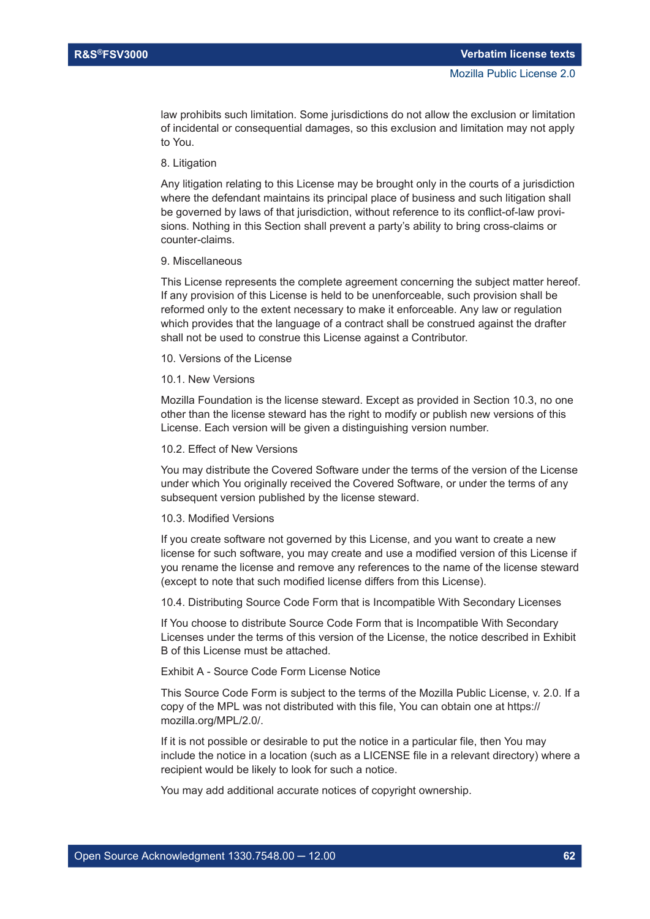law prohibits such limitation. Some jurisdictions do not allow the exclusion or limitation of incidental or consequential damages, so this exclusion and limitation may not apply to You.

8. Litigation

Any litigation relating to this License may be brought only in the courts of a jurisdiction where the defendant maintains its principal place of business and such litigation shall be governed by laws of that jurisdiction, without reference to its conflict-of-law provisions. Nothing in this Section shall prevent a party's ability to bring cross-claims or counter-claims.

9. Miscellaneous

This License represents the complete agreement concerning the subject matter hereof. If any provision of this License is held to be unenforceable, such provision shall be reformed only to the extent necessary to make it enforceable. Any law or regulation which provides that the language of a contract shall be construed against the drafter shall not be used to construe this License against a Contributor.

10. Versions of the License

10.1. New Versions

Mozilla Foundation is the license steward. Except as provided in Section 10.3, no one other than the license steward has the right to modify or publish new versions of this License. Each version will be given a distinguishing version number.

10.2. Effect of New Versions

You may distribute the Covered Software under the terms of the version of the License under which You originally received the Covered Software, or under the terms of any subsequent version published by the license steward.

10.3. Modified Versions

If you create software not governed by this License, and you want to create a new license for such software, you may create and use a modified version of this License if you rename the license and remove any references to the name of the license steward (except to note that such modified license differs from this License).

10.4. Distributing Source Code Form that is Incompatible With Secondary Licenses

If You choose to distribute Source Code Form that is Incompatible With Secondary Licenses under the terms of this version of the License, the notice described in Exhibit B of this License must be attached.

Exhibit A - Source Code Form License Notice

This Source Code Form is subject to the terms of the Mozilla Public License, v. 2.0. If a copy of the MPL was not distributed with this file, You can obtain one at https://mozilla.org/MPL/2.0/.

If it is not possible or desirable to put the notice in a particular file, then You may include the notice in a location (such as a LICENSE file in a relevant directory) where a recipient would be likely to look for such a notice.

You may add additional accurate notices of copyright ownership.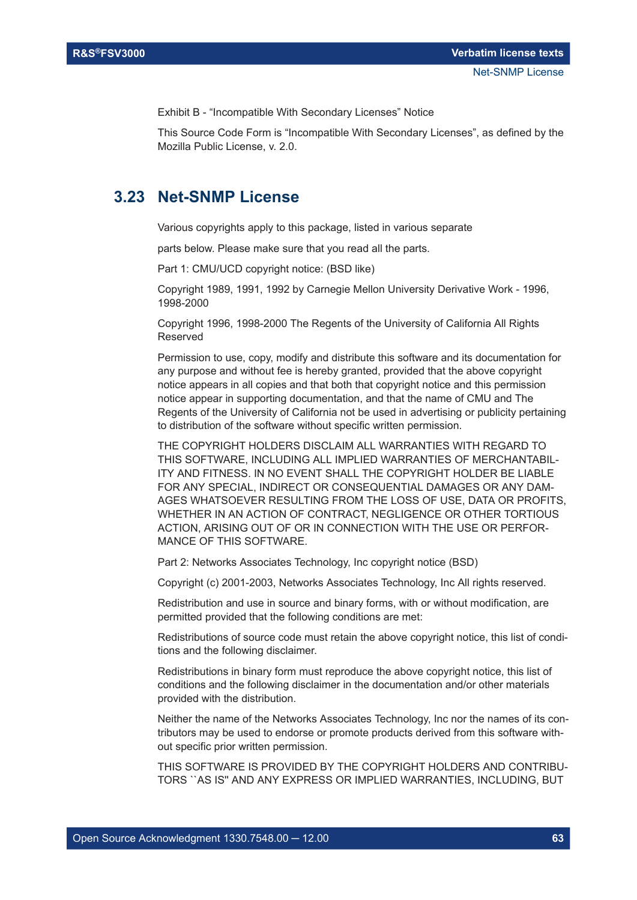Exhibit B - “Incompatible With Secondary Licenses” Notice

This Source Code Form is “Incompatible With Secondary Licenses”, as defined by the Mozilla Public License, v. 2.0.

## 3.23 Net-SNMP License

Various copyrights apply to this package, listed in various separate

parts below. Please make sure that you read all the parts.

Part 1: CMU/UCD copyright notice: (BSD like)

Copyright 1989, 1991, 1992 by Carnegie Mellon University Derivative Work - 1996, 1998-2000

Copyright 1996, 1998-2000 The Regents of the University of California All Rights Reserved

Permission to use, copy, modify and distribute this software and its documentation for any purpose and without fee is hereby granted, provided that the above copyright notice appears in all copies and that both that copyright notice and this permission notice appear in supporting documentation, and that the name of CMU and The Regents of the University of California not be used in advertising or publicity pertaining to distribution of the software without specific written permission.

THE COPYRIGHT HOLDERS DISCLAIM ALL WARRANTIES WITH REGARD TO THIS SOFTWARE, INCLUDING ALL IMPLIED WARRANTIES OF MERCHANTABILITY AND FITNESS. IN NO EVENT SHALL THE COPYRIGHT HOLDER BE LIABLE FOR ANY SPECIAL, INDIRECT OR CONSEQUENTIAL DAMAGES OR ANY DAMAGES WHATSOEVER RESULTING FROM THE LOSS OF USE, DATA OR PROFITS, WHETHER IN AN ACTION OF CONTRACT, NEGLIGENCE OR OTHER TORTIOUS ACTION, ARISING OUT OF OR IN CONNECTION WITH THE USE OR PERFORMANCE OF THIS SOFTWARE.

Part 2: Networks Associates Technology, Inc copyright notice (BSD)

Copyright (c) 2001-2003, Networks Associates Technology, Inc All rights reserved.

Redistribution and use in source and binary forms, with or without modification, are permitted provided that the following conditions are met:

Redistributions of source code must retain the above copyright notice, this list of conditions and the following disclaimer.

Redistributions in binary form must reproduce the above copyright notice, this list of conditions and the following disclaimer in the documentation and/or other materials provided with the distribution.

Neither the name of the Networks Associates Technology, Inc nor the names of its contributors may be used to endorse or promote products derived from this software without specific prior written permission.

THIS SOFTWARE IS PROVIDED BY THE COPYRIGHT HOLDERS AND CONTRIBUTORS ``AS IS'' AND ANY EXPRESS OR IMPLIED WARRANTIES, INCLUDING, BUT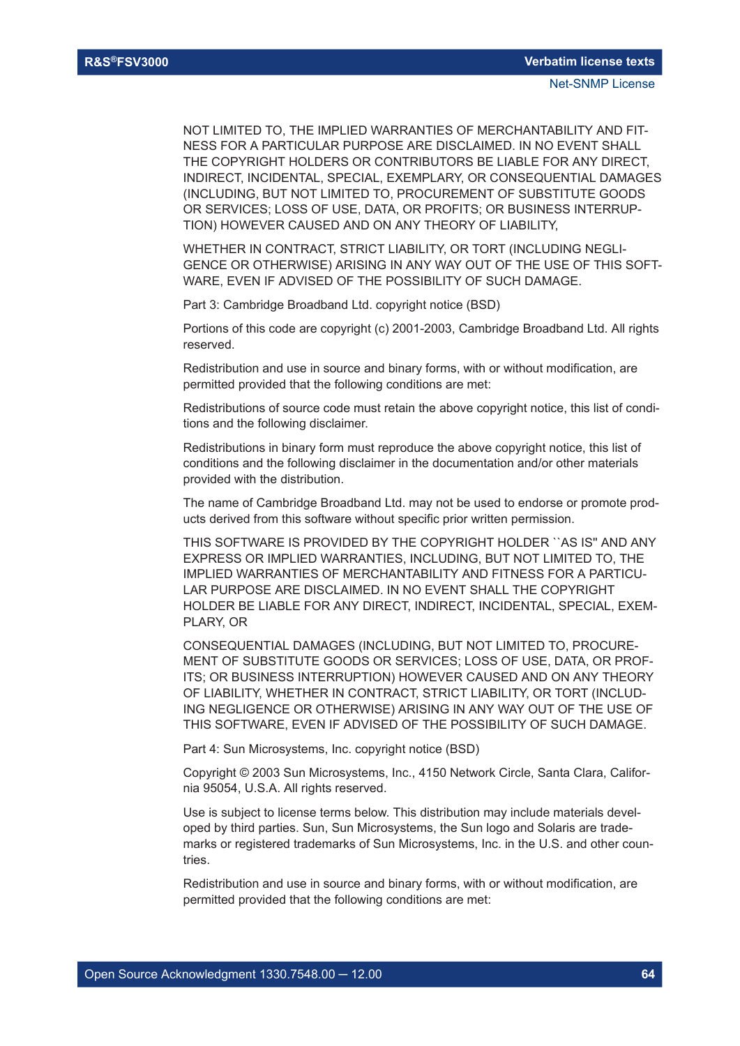NOT LIMITED TO, THE IMPLIED WARRANTIES OF MERCHANTABILITY AND FITNESS FOR A PARTICULAR PURPOSE ARE DISCLAIMED. IN NO EVENT SHALL THE COPYRIGHT HOLDERS OR CONTRIBUTORS BE LIABLE FOR ANY DIRECT, INDIRECT, INCIDENTAL, SPECIAL, EXEMPLARY, OR CONSEQUENTIAL DAMAGES (INCLUDING, BUT NOT LIMITED TO, PROCUREMENT OF SUBSTITUTE GOODS OR SERVICES; LOSS OF USE, DATA, OR PROFITS; OR BUSINESS INTERRUPTION) HOWEVER CAUSED AND ON ANY THEORY OF LIABILITY,

WHETHER IN CONTRACT, STRICT LIABILITY, OR TORT (INCLUDING NEGLIGENCE OR OTHERWISE) ARISING IN ANY WAY OUT OF THE USE OF THIS SOFTWARE, EVEN IF ADVISED OF THE POSSIBILITY OF SUCH DAMAGE.

Part 3: Cambridge Broadband Ltd. copyright notice (BSD)

Portions of this code are copyright (c) 2001-2003, Cambridge Broadband Ltd. All rights reserved.

Redistribution and use in source and binary forms, with or without modification, are permitted provided that the following conditions are met:

Redistributions of source code must retain the above copyright notice, this list of conditions and the following disclaimer.

Redistributions in binary form must reproduce the above copyright notice, this list of conditions and the following disclaimer in the documentation and/or other materials provided with the distribution.

The name of Cambridge Broadband Ltd. may not be used to endorse or promote products derived from this software without specific prior written permission.

THIS SOFTWARE IS PROVIDED BY THE COPYRIGHT HOLDER ``AS IS'' AND ANY EXPRESS OR IMPLIED WARRANTIES, INCLUDING, BUT NOT LIMITED TO, THE IMPLIED WARRANTIES OF MERCHANTABILITY AND FITNESS FOR A PARTICULAR PURPOSE ARE DISCLAIMED. IN NO EVENT SHALL THE COPYRIGHT HOLDER BE LIABLE FOR ANY DIRECT, INDIRECT, INCIDENTAL, SPECIAL, EXEMPLARY, OR

CONSEQUENTIAL DAMAGES (INCLUDING, BUT NOT LIMITED TO, PROCUREMENT OF SUBSTITUTE GOODS OR SERVICES; LOSS OF USE, DATA, OR PROFITS; OR BUSINESS INTERRUPTION) HOWEVER CAUSED AND ON ANY THEORY OF LIABILITY, WHETHER IN CONTRACT, STRICT LIABILITY, OR TORT (INCLUDING NEGLIGENCE OR OTHERWISE) ARISING IN ANY WAY OUT OF THE USE OF THIS SOFTWARE, EVEN IF ADVISED OF THE POSSIBILITY OF SUCH DAMAGE.

Part 4: Sun Microsystems, Inc. copyright notice (BSD)

Copyright © 2003 Sun Microsystems, Inc., 4150 Network Circle, Santa Clara, California 95054, U.S.A. All rights reserved.

Use is subject to license terms below. This distribution may include materials developed by third parties. Sun, Sun Microsystems, the Sun logo and Solaris are trademarks or registered trademarks of Sun Microsystems, Inc. in the U.S. and other countries.

Redistribution and use in source and binary forms, with or without modification, are permitted provided that the following conditions are met: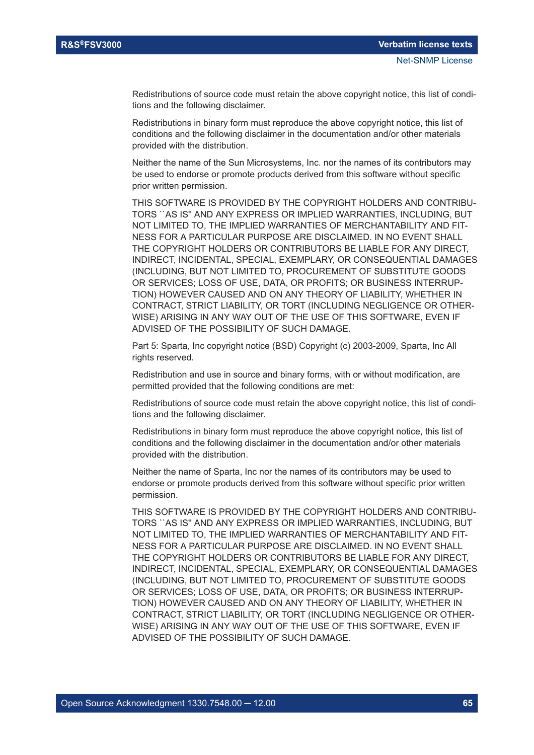Redistributions of source code must retain the above copyright notice, this list of conditions and the following disclaimer.

Redistributions in binary form must reproduce the above copyright notice, this list of conditions and the following disclaimer in the documentation and/or other materials provided with the distribution.

Neither the name of the Sun Microsystems, Inc. nor the names of its contributors may be used to endorse or promote products derived from this software without specific prior written permission.

THIS SOFTWARE IS PROVIDED BY THE COPYRIGHT HOLDERS AND CONTRIBUTORS ``AS IS'' AND ANY EXPRESS OR IMPLIED WARRANTIES, INCLUDING, BUT NOT LIMITED TO, THE IMPLIED WARRANTIES OF MERCHANTABILITY AND FITNESS FOR A PARTICULAR PURPOSE ARE DISCLAIMED. IN NO EVENT SHALL THE COPYRIGHT HOLDERS OR CONTRIBUTORS BE LIABLE FOR ANY DIRECT, INDIRECT, INCIDENTAL, SPECIAL, EXEMPLARY, OR CONSEQUENTIAL DAMAGES (INCLUDING, BUT NOT LIMITED TO, PROCUREMENT OF SUBSTITUTE GOODS OR SERVICES; LOSS OF USE, DATA, OR PROFITS; OR BUSINESS INTERRUPTION) HOWEVER CAUSED AND ON ANY THEORY OF LIABILITY, WHETHER IN CONTRACT, STRICT LIABILITY, OR TORT (INCLUDING NEGLIGENCE OR OTHERWISE) ARISING IN ANY WAY OUT OF THE USE OF THIS SOFTWARE, EVEN IF ADVISED OF THE POSSIBILITY OF SUCH DAMAGE.

Part 5: Sparta, Inc copyright notice (BSD) Copyright (c) 2003-2009, Sparta, Inc All rights reserved.

Redistribution and use in source and binary forms, with or without modification, are permitted provided that the following conditions are met:

Redistributions of source code must retain the above copyright notice, this list of conditions and the following disclaimer.

Redistributions in binary form must reproduce the above copyright notice, this list of conditions and the following disclaimer in the documentation and/or other materials provided with the distribution.

Neither the name of Sparta, Inc nor the names of its contributors may be used to endorse or promote products derived from this software without specific prior written permission.

THIS SOFTWARE IS PROVIDED BY THE COPYRIGHT HOLDERS AND CONTRIBUTORS ``AS IS'' AND ANY EXPRESS OR IMPLIED WARRANTIES, INCLUDING, BUT NOT LIMITED TO, THE IMPLIED WARRANTIES OF MERCHANTABILITY AND FITNESS FOR A PARTICULAR PURPOSE ARE DISCLAIMED. IN NO EVENT SHALL THE COPYRIGHT HOLDERS OR CONTRIBUTORS BE LIABLE FOR ANY DIRECT, INDIRECT, INCIDENTAL, SPECIAL, EXEMPLARY, OR CONSEQUENTIAL DAMAGES (INCLUDING, BUT NOT LIMITED TO, PROCUREMENT OF SUBSTITUTE GOODS OR SERVICES; LOSS OF USE, DATA, OR PROFITS; OR BUSINESS INTERRUPTION) HOWEVER CAUSED AND ON ANY THEORY OF LIABILITY, WHETHER IN CONTRACT, STRICT LIABILITY, OR TORT (INCLUDING NEGLIGENCE OR OTHERWISE) ARISING IN ANY WAY OUT OF THE USE OF THIS SOFTWARE, EVEN IF ADVISED OF THE POSSIBILITY OF SUCH DAMAGE.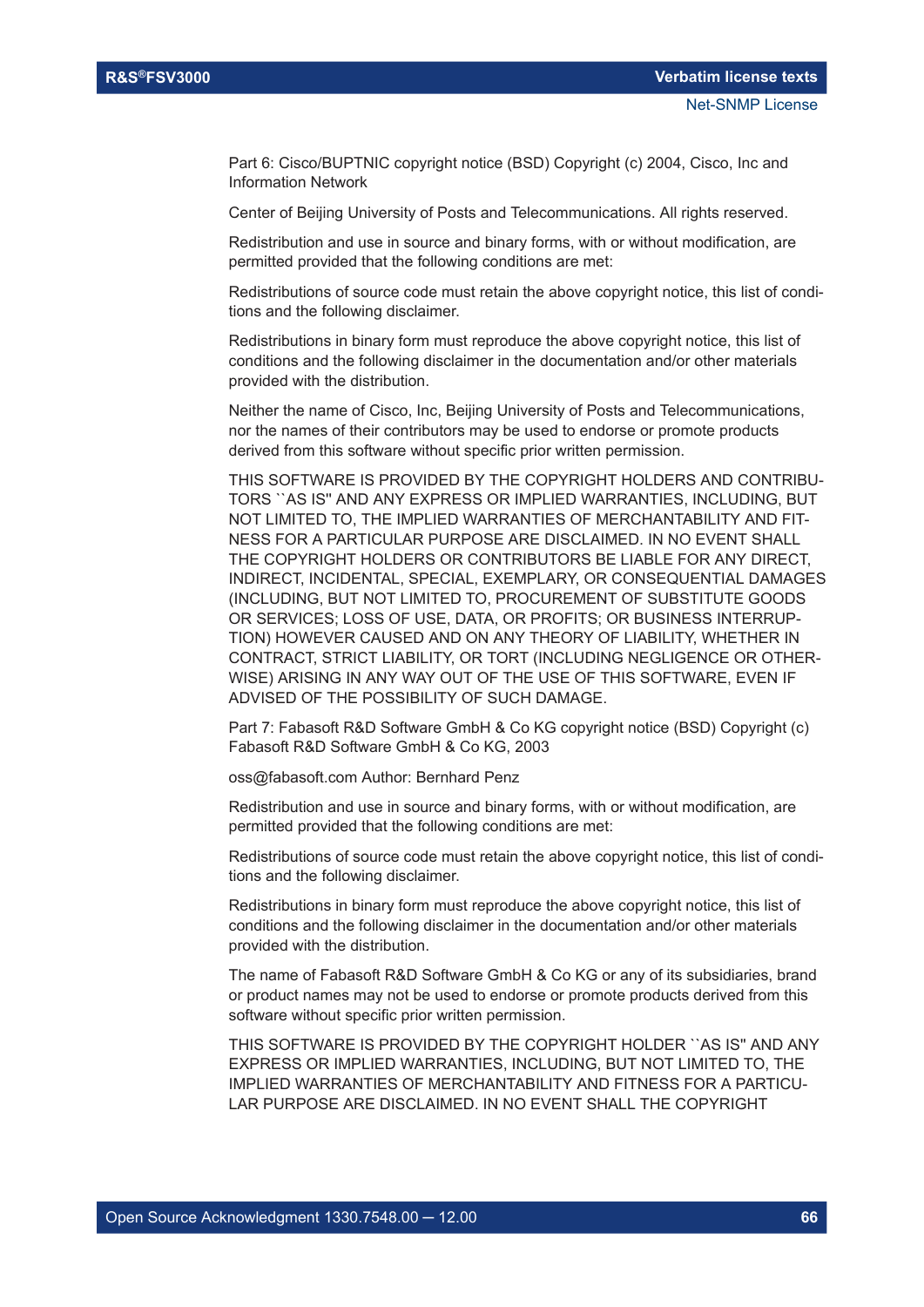Part 6: Cisco/BUPTNIC copyright notice (BSD) Copyright (c) 2004, Cisco, Inc and Information Network

Center of Beijing University of Posts and Telecommunications. All rights reserved.

Redistribution and use in source and binary forms, with or without modification, are permitted provided that the following conditions are met:

Redistributions of source code must retain the above copyright notice, this list of conditions and the following disclaimer.

Redistributions in binary form must reproduce the above copyright notice, this list of conditions and the following disclaimer in the documentation and/or other materials provided with the distribution.

Neither the name of Cisco, Inc, Beijing University of Posts and Telecommunications, nor the names of their contributors may be used to endorse or promote products derived from this software without specific prior written permission.

THIS SOFTWARE IS PROVIDED BY THE COPYRIGHT HOLDERS AND CONTRIBUTORS ``AS IS'' AND ANY EXPRESS OR IMPLIED WARRANTIES, INCLUDING, BUT NOT LIMITED TO, THE IMPLIED WARRANTIES OF MERCHANTABILITY AND FITNESS FOR A PARTICULAR PURPOSE ARE DISCLAIMED. IN NO EVENT SHALL THE COPYRIGHT HOLDERS OR CONTRIBUTORS BE LIABLE FOR ANY DIRECT, INDIRECT, INCIDENTAL, SPECIAL, EXEMPLARY, OR CONSEQUENTIAL DAMAGES (INCLUDING, BUT NOT LIMITED TO, PROCUREMENT OF SUBSTITUTE GOODS OR SERVICES; LOSS OF USE, DATA, OR PROFITS; OR BUSINESS INTERRUPTION) HOWEVER CAUSED AND ON ANY THEORY OF LIABILITY, WHETHER IN CONTRACT, STRICT LIABILITY, OR TORT (INCLUDING NEGLIGENCE OR OTHERWISE) ARISING IN ANY WAY OUT OF THE USE OF THIS SOFTWARE, EVEN IF ADVISED OF THE POSSIBILITY OF SUCH DAMAGE.

Part 7: Fabasoft R&D Software GmbH & Co KG copyright notice (BSD) Copyright (c) Fabasoft R&D Software GmbH & Co KG, 2003

oss@fabasoft.com Author: Bernhard Penz

Redistribution and use in source and binary forms, with or without modification, are permitted provided that the following conditions are met:

Redistributions of source code must retain the above copyright notice, this list of conditions and the following disclaimer.

Redistributions in binary form must reproduce the above copyright notice, this list of conditions and the following disclaimer in the documentation and/or other materials provided with the distribution.

The name of Fabasoft R&D Software GmbH & Co KG or any of its subsidiaries, brand or product names may not be used to endorse or promote products derived from this software without specific prior written permission.

THIS SOFTWARE IS PROVIDED BY THE COPYRIGHT HOLDER ``AS IS'' AND ANY EXPRESS OR IMPLIED WARRANTIES, INCLUDING, BUT NOT LIMITED TO, THE IMPLIED WARRANTIES OF MERCHANTABILITY AND FITNESS FOR A PARTICULAR PURPOSE ARE DISCLAIMED. IN NO EVENT SHALL THE COPYRIGHT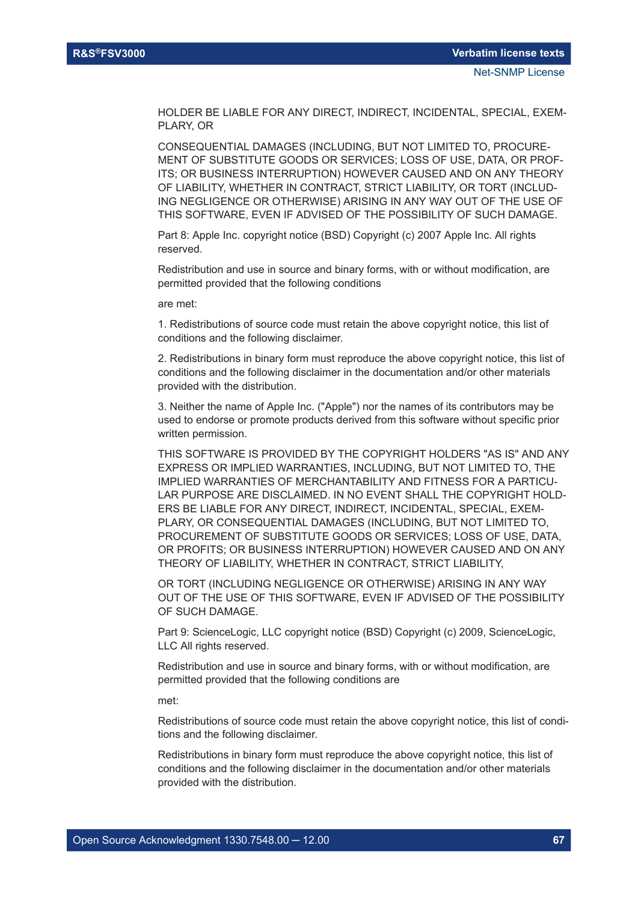HOLDER BE LIABLE FOR ANY DIRECT, INDIRECT, INCIDENTAL, SPECIAL, EXEMPLARY, OR

CONSEQUENTIAL DAMAGES (INCLUDING, BUT NOT LIMITED TO, PROCUREMENT OF SUBSTITUTE GOODS OR SERVICES; LOSS OF USE, DATA, OR PROFITS; OR BUSINESS INTERRUPTION) HOWEVER CAUSED AND ON ANY THEORY OF LIABILITY, WHETHER IN CONTRACT, STRICT LIABILITY, OR TORT (INCLUDING NEGLIGENCE OR OTHERWISE) ARISING IN ANY WAY OUT OF THE USE OF THIS SOFTWARE, EVEN IF ADVISED OF THE POSSIBILITY OF SUCH DAMAGE.

Part 8: Apple Inc. copyright notice (BSD) Copyright (c) 2007 Apple Inc. All rights reserved.

Redistribution and use in source and binary forms, with or without modification, are permitted provided that the following conditions

are met:

1. Redistributions of source code must retain the above copyright notice, this list of conditions and the following disclaimer.

2. Redistributions in binary form must reproduce the above copyright notice, this list of conditions and the following disclaimer in the documentation and/or other materials provided with the distribution.

3. Neither the name of Apple Inc. ("Apple") nor the names of its contributors may be used to endorse or promote products derived from this software without specific prior written permission.

THIS SOFTWARE IS PROVIDED BY THE COPYRIGHT HOLDERS "AS IS" AND ANY EXPRESS OR IMPLIED WARRANTIES, INCLUDING, BUT NOT LIMITED TO, THE IMPLIED WARRANTIES OF MERCHANTABILITY AND FITNESS FOR A PARTICULAR PURPOSE ARE DISCLAIMED. IN NO EVENT SHALL THE COPYRIGHT HOLDERS BE LIABLE FOR ANY DIRECT, INDIRECT, INCIDENTAL, SPECIAL, EXEMPLARY, OR CONSEQUENTIAL DAMAGES (INCLUDING, BUT NOT LIMITED TO, PROCUREMENT OF SUBSTITUTE GOODS OR SERVICES; LOSS OF USE, DATA, OR PROFITS; OR BUSINESS INTERRUPTION) HOWEVER CAUSED AND ON ANY THEORY OF LIABILITY, WHETHER IN CONTRACT, STRICT LIABILITY,

OR TORT (INCLUDING NEGLIGENCE OR OTHERWISE) ARISING IN ANY WAY OUT OF THE USE OF THIS SOFTWARE, EVEN IF ADVISED OF THE POSSIBILITY OF SUCH DAMAGE.

Part 9: ScienceLogic, LLC copyright notice (BSD) Copyright (c) 2009, ScienceLogic, LLC All rights reserved.

Redistribution and use in source and binary forms, with or without modification, are permitted provided that the following conditions are

met:

Redistributions of source code must retain the above copyright notice, this list of conditions and the following disclaimer.

Redistributions in binary form must reproduce the above copyright notice, this list of conditions and the following disclaimer in the documentation and/or other materials provided with the distribution.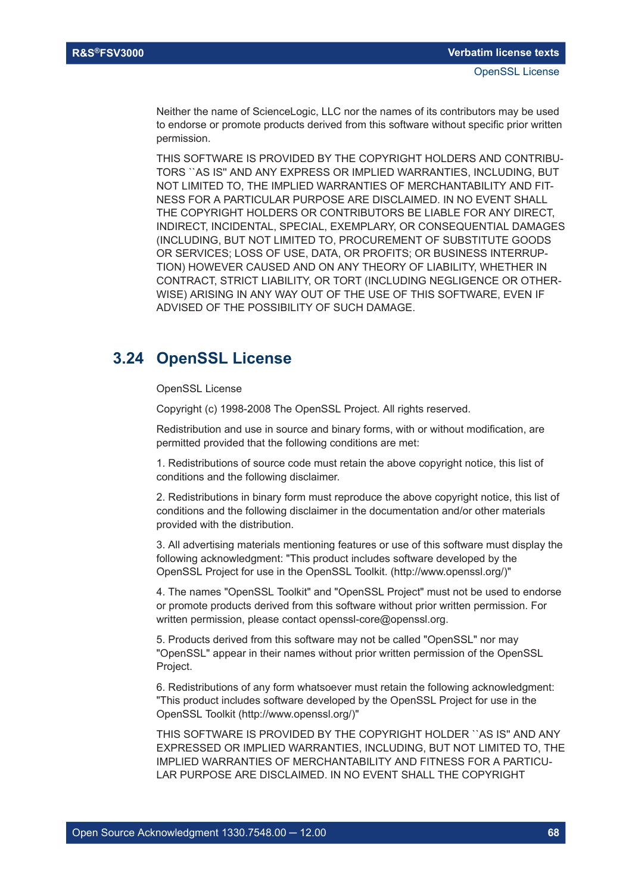Neither the name of ScienceLogic, LLC nor the names of its contributors may be used to endorse or promote products derived from this software without specific prior written permission.

THIS SOFTWARE IS PROVIDED BY THE COPYRIGHT HOLDERS AND CONTRIBUTORS ``AS IS'' AND ANY EXPRESS OR IMPLIED WARRANTIES, INCLUDING, BUT NOT LIMITED TO, THE IMPLIED WARRANTIES OF MERCHANTABILITY AND FITNESS FOR A PARTICULAR PURPOSE ARE DISCLAIMED. IN NO EVENT SHALL THE COPYRIGHT HOLDERS OR CONTRIBUTORS BE LIABLE FOR ANY DIRECT, INDIRECT, INCIDENTAL, SPECIAL, EXEMPLARY, OR CONSEQUENTIAL DAMAGES (INCLUDING, BUT NOT LIMITED TO, PROCUREMENT OF SUBSTITUTE GOODS OR SERVICES; LOSS OF USE, DATA, OR PROFITS; OR BUSINESS INTERRUPTION) HOWEVER CAUSED AND ON ANY THEORY OF LIABILITY, WHETHER IN CONTRACT, STRICT LIABILITY, OR TORT (INCLUDING NEGLIGENCE OR OTHERWISE) ARISING IN ANY WAY OUT OF THE USE OF THIS SOFTWARE, EVEN IF ADVISED OF THE POSSIBILITY OF SUCH DAMAGE.

## 3.24 OpenSSL License

OpenSSL License

Copyright (c) 1998-2008 The OpenSSL Project. All rights reserved.

Redistribution and use in source and binary forms, with or without modification, are permitted provided that the following conditions are met:

1. Redistributions of source code must retain the above copyright notice, this list of conditions and the following disclaimer.

2. Redistributions in binary form must reproduce the above copyright notice, this list of conditions and the following disclaimer in the documentation and/or other materials provided with the distribution.

3. All advertising materials mentioning features or use of this software must display the following acknowledgment: "This product includes software developed by the OpenSSL Project for use in the OpenSSL Toolkit. (http://www.openssl.org/)"

4. The names "OpenSSL Toolkit" and "OpenSSL Project" must not be used to endorse or promote products derived from this software without prior written permission. For written permission, please contact openssl-core@openssl.org.

5. Products derived from this software may not be called "OpenSSL" nor may "OpenSSL" appear in their names without prior written permission of the OpenSSL Project.

6. Redistributions of any form whatsoever must retain the following acknowledgment: "This product includes software developed by the OpenSSL Project for use in the OpenSSL Toolkit (http://www.openssl.org/)"

THIS SOFTWARE IS PROVIDED BY THE COPYRIGHT HOLDER ``AS IS'' AND ANY EXPRESSED OR IMPLIED WARRANTIES, INCLUDING, BUT NOT LIMITED TO, THE IMPLIED WARRANTIES OF MERCHANTABILITY AND FITNESS FOR A PARTICULAR PURPOSE ARE DISCLAIMED. IN NO EVENT SHALL THE COPYRIGHT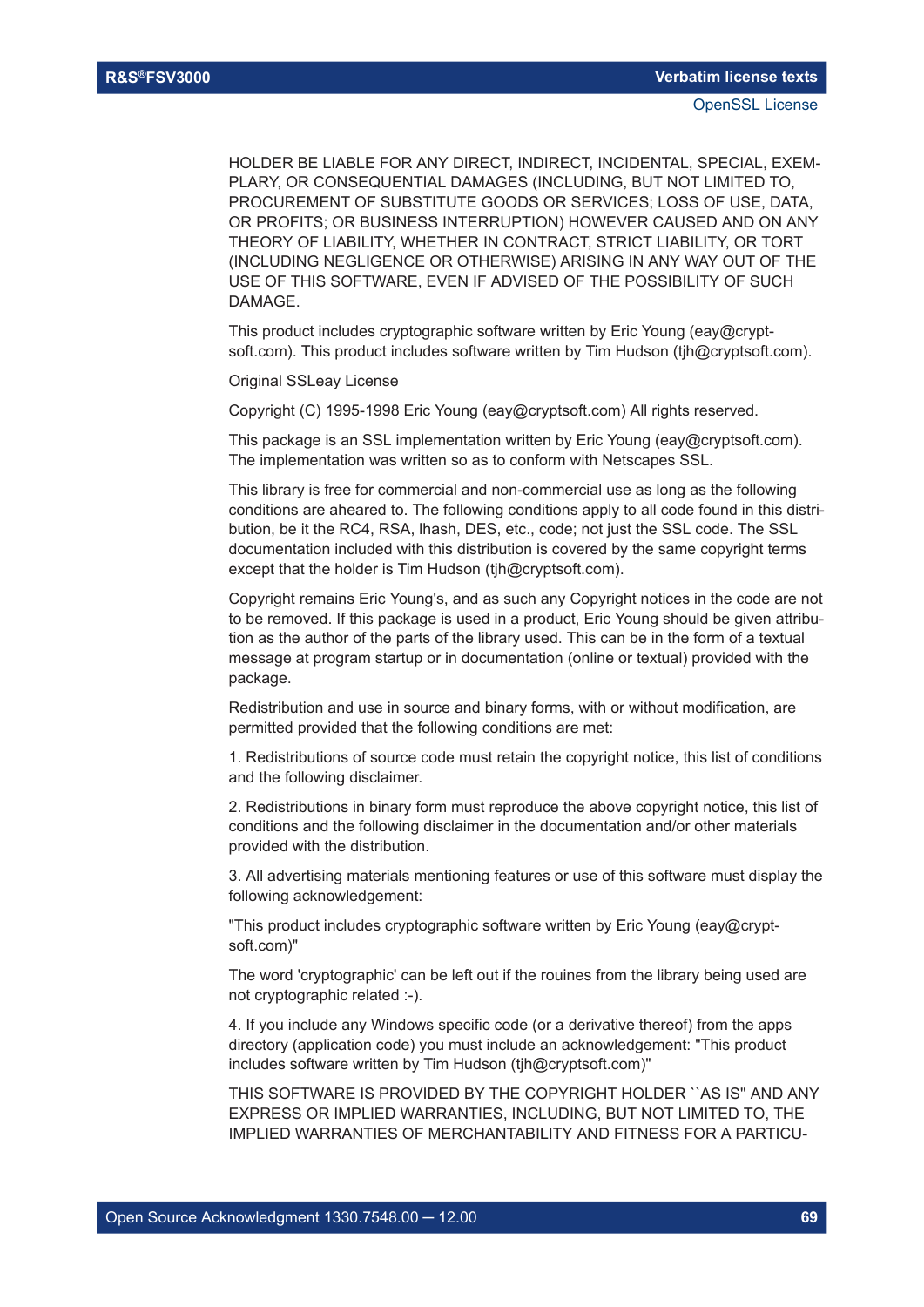HOLDER BE LIABLE FOR ANY DIRECT, INDIRECT, INCIDENTAL, SPECIAL, EXEMPLARY, OR CONSEQUENTIAL DAMAGES (INCLUDING, BUT NOT LIMITED TO, PROCUREMENT OF SUBSTITUTE GOODS OR SERVICES; LOSS OF USE, DATA, OR PROFITS; OR BUSINESS INTERRUPTION) HOWEVER CAUSED AND ON ANY THEORY OF LIABILITY, WHETHER IN CONTRACT, STRICT LIABILITY, OR TORT (INCLUDING NEGLIGENCE OR OTHERWISE) ARISING IN ANY WAY OUT OF THE USE OF THIS SOFTWARE, EVEN IF ADVISED OF THE POSSIBILITY OF SUCH DAMAGE.

This product includes cryptographic software written by Eric Young (eay@cryptsoft.com). This product includes software written by Tim Hudson (tjh@cryptsoft.com).

Original SSLeay License

Copyright (C) 1995-1998 Eric Young (eay@cryptsoft.com) All rights reserved.

This package is an SSL implementation written by Eric Young (eay@cryptsoft.com). The implementation was written so as to conform with Netscapes SSL.

This library is free for commercial and non-commercial use as long as the following conditions are aheared to. The following conditions apply to all code found in this distribution, be it the RC4, RSA, lhash, DES, etc., code; not just the SSL code. The SSL documentation included with this distribution is covered by the same copyright terms except that the holder is Tim Hudson (tjh@cryptsoft.com).

Copyright remains Eric Young's, and as such any Copyright notices in the code are not to be removed. If this package is used in a product, Eric Young should be given attribution as the author of the parts of the library used. This can be in the form of a textual message at program startup or in documentation (online or textual) provided with the package.

Redistribution and use in source and binary forms, with or without modification, are permitted provided that the following conditions are met:

1. Redistributions of source code must retain the copyright notice, this list of conditions and the following disclaimer.

2. Redistributions in binary form must reproduce the above copyright notice, this list of conditions and the following disclaimer in the documentation and/or other materials provided with the distribution.

3. All advertising materials mentioning features or use of this software must display the following acknowledgement:

"This product includes cryptographic software written by Eric Young (eay@cryptsoft.com)"

The word 'cryptographic' can be left out if the rouines from the library being used are not cryptographic related :-).

4. If you include any Windows specific code (or a derivative thereof) from the apps directory (application code) you must include an acknowledgement: "This product includes software written by Tim Hudson (tjh@cryptsoft.com)"

THIS SOFTWARE IS PROVIDED BY THE COPYRIGHT HOLDER ``AS IS'' AND ANY EXPRESS OR IMPLIED WARRANTIES, INCLUDING, BUT NOT LIMITED TO, THE IMPLIED WARRANTIES OF MERCHANTABILITY AND FITNESS FOR A PARTICU-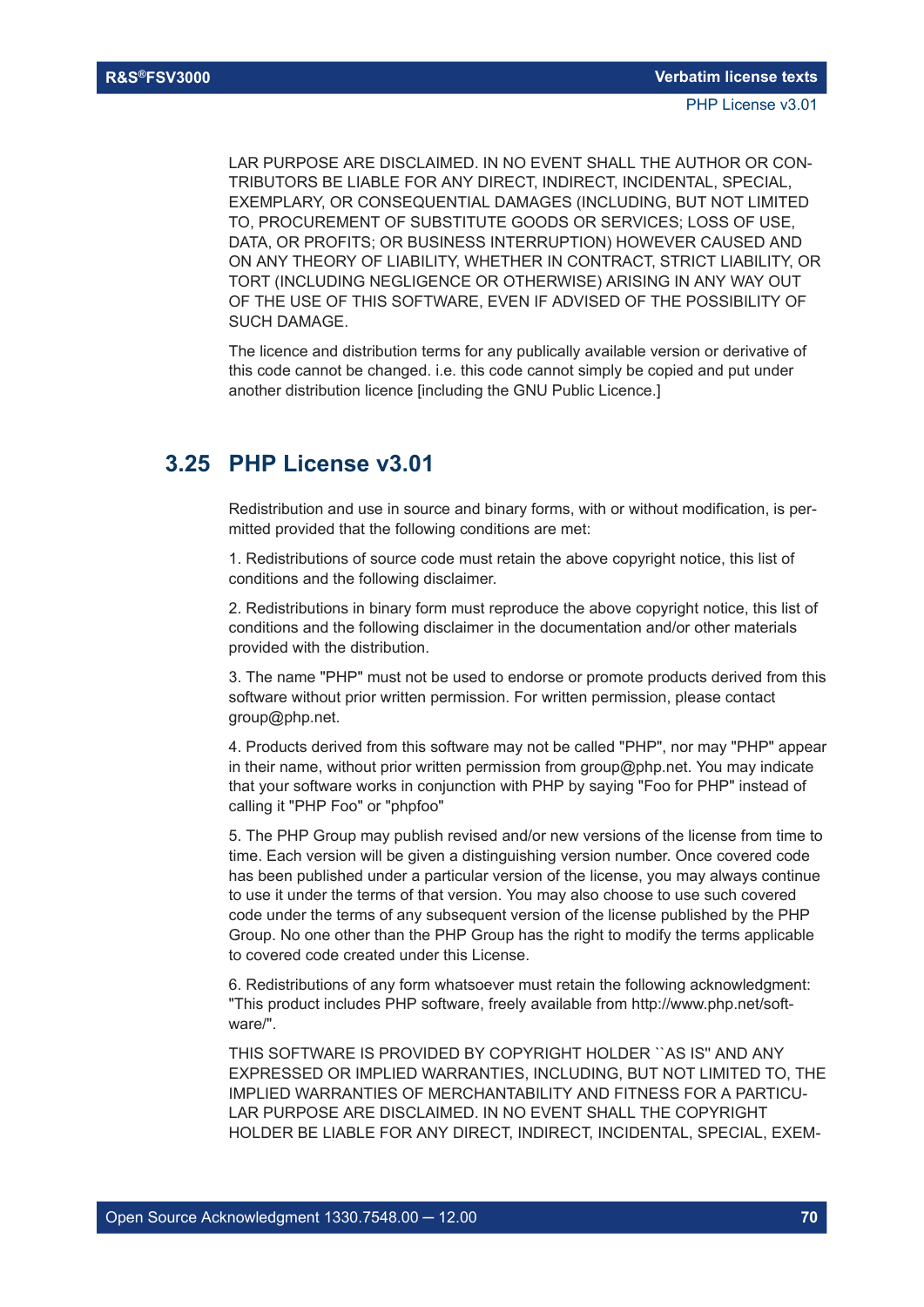LAR PURPOSE ARE DISCLAIMED. IN NO EVENT SHALL THE AUTHOR OR CONTRIBUTORS BE LIABLE FOR ANY DIRECT, INDIRECT, INCIDENTAL, SPECIAL, EXEMPLARY, OR CONSEQUENTIAL DAMAGES (INCLUDING, BUT NOT LIMITED TO, PROCUREMENT OF SUBSTITUTE GOODS OR SERVICES; LOSS OF USE, DATA, OR PROFITS; OR BUSINESS INTERRUPTION) HOWEVER CAUSED AND ON ANY THEORY OF LIABILITY, WHETHER IN CONTRACT, STRICT LIABILITY, OR TORT (INCLUDING NEGLIGENCE OR OTHERWISE) ARISING IN ANY WAY OUT OF THE USE OF THIS SOFTWARE, EVEN IF ADVISED OF THE POSSIBILITY OF SUCH DAMAGE.

The licence and distribution terms for any publically available version or derivative of this code cannot be changed. i.e. this code cannot simply be copied and put under another distribution licence [including the GNU Public Licence.]

## 3.25 PHP License v3.01

Redistribution and use in source and binary forms, with or without modification, is permitted provided that the following conditions are met:

1. Redistributions of source code must retain the above copyright notice, this list of conditions and the following disclaimer.

2. Redistributions in binary form must reproduce the above copyright notice, this list of conditions and the following disclaimer in the documentation and/or other materials provided with the distribution.

3. The name "PHP" must not be used to endorse or promote products derived from this software without prior written permission. For written permission, please contact group@php.net.

4. Products derived from this software may not be called "PHP", nor may "PHP" appear in their name, without prior written permission from group@php.net. You may indicate that your software works in conjunction with PHP by saying "Foo for PHP" instead of calling it "PHP Foo" or "phpfoo"

5. The PHP Group may publish revised and/or new versions of the license from time to time. Each version will be given a distinguishing version number. Once covered code has been published under a particular version of the license, you may always continue to use it under the terms of that version. You may also choose to use such covered code under the terms of any subsequent version of the license published by the PHP Group. No one other than the PHP Group has the right to modify the terms applicable to covered code created under this License.

6. Redistributions of any form whatsoever must retain the following acknowledgment: "This product includes PHP software, freely available from http://www.php.net/software/".

THIS SOFTWARE IS PROVIDED BY COPYRIGHT HOLDER ``AS IS'' AND ANY EXPRESSED OR IMPLIED WARRANTIES, INCLUDING, BUT NOT LIMITED TO, THE IMPLIED WARRANTIES OF MERCHANTABILITY AND FITNESS FOR A PARTICULAR PURPOSE ARE DISCLAIMED. IN NO EVENT SHALL THE COPYRIGHT HOLDER BE LIABLE FOR ANY DIRECT, INDIRECT, INCIDENTAL, SPECIAL, EXEM-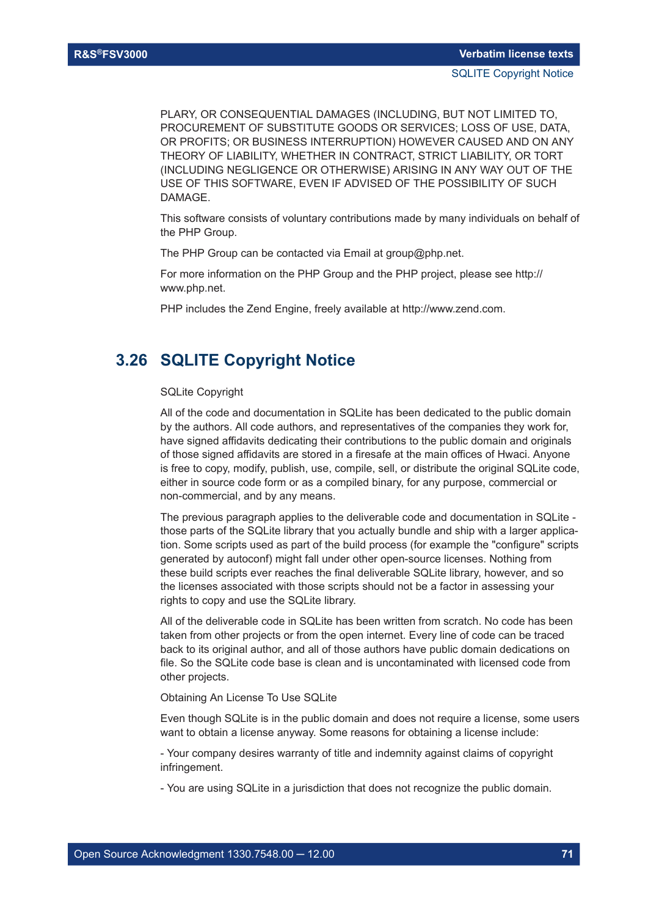PLARY, OR CONSEQUENTIAL DAMAGES (INCLUDING, BUT NOT LIMITED TO, PROCUREMENT OF SUBSTITUTE GOODS OR SERVICES; LOSS OF USE, DATA, OR PROFITS; OR BUSINESS INTERRUPTION) HOWEVER CAUSED AND ON ANY THEORY OF LIABILITY, WHETHER IN CONTRACT, STRICT LIABILITY, OR TORT (INCLUDING NEGLIGENCE OR OTHERWISE) ARISING IN ANY WAY OUT OF THE USE OF THIS SOFTWARE, EVEN IF ADVISED OF THE POSSIBILITY OF SUCH DAMAGE.

This software consists of voluntary contributions made by many individuals on behalf of the PHP Group.

The PHP Group can be contacted via Email at group@php.net.

For more information on the PHP Group and the PHP project, please see http://www.php.net.

PHP includes the Zend Engine, freely available at http://www.zend.com.

## 3.26 SQLITE Copyright Notice

SQLite Copyright

All of the code and documentation in SQLite has been dedicated to the public domain by the authors. All code authors, and representatives of the companies they work for, have signed affidavits dedicating their contributions to the public domain and originals of those signed affidavits are stored in a firesafe at the main offices of Hwaci. Anyone is free to copy, modify, publish, use, compile, sell, or distribute the original SQLite code, either in source code form or as a compiled binary, for any purpose, commercial or non-commercial, and by any means.

The previous paragraph applies to the deliverable code and documentation in SQLite - those parts of the SQLite library that you actually bundle and ship with a larger application. Some scripts used as part of the build process (for example the "configure" scripts generated by autoconf) might fall under other open-source licenses. Nothing from these build scripts ever reaches the final deliverable SQLite library, however, and so the licenses associated with those scripts should not be a factor in assessing your rights to copy and use the SQLite library.

All of the deliverable code in SQLite has been written from scratch. No code has been taken from other projects or from the open internet. Every line of code can be traced back to its original author, and all of those authors have public domain dedications on file. So the SQLite code base is clean and is uncontaminated with licensed code from other projects.

Obtaining An License To Use SQLite

Even though SQLite is in the public domain and does not require a license, some users want to obtain a license anyway. Some reasons for obtaining a license include:

- Your company desires warranty of title and indemnity against claims of copyright infringement.

- You are using SQLite in a jurisdiction that does not recognize the public domain.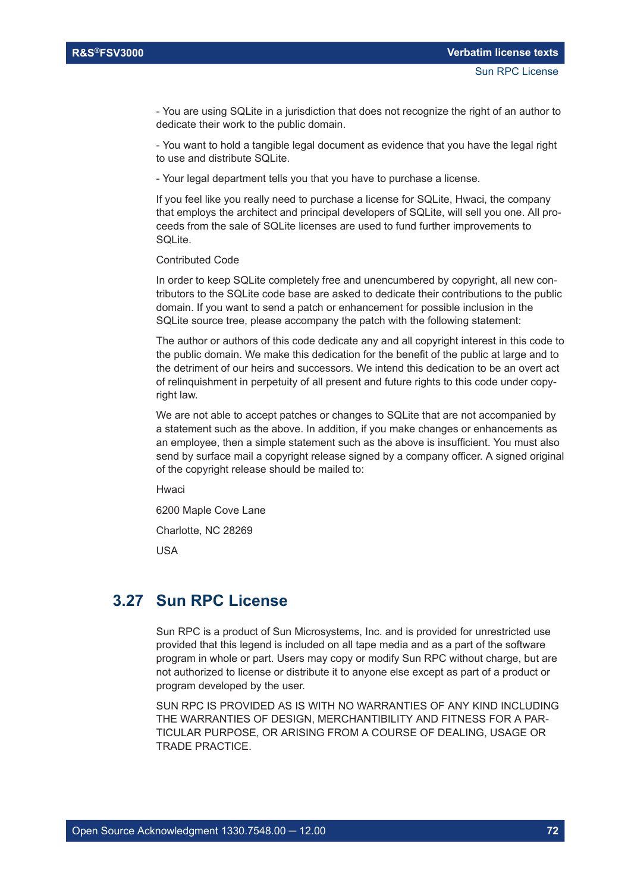- You are using SQLite in a jurisdiction that does not recognize the right of an author to dedicate their work to the public domain.

- You want to hold a tangible legal document as evidence that you have the legal right to use and distribute SQLite.

- Your legal department tells you that you have to purchase a license.

If you feel like you really need to purchase a license for SQLite, Hwaci, the company that employs the architect and principal developers of SQLite, will sell you one. All proceeds from the sale of SQLite licenses are used to fund further improvements to SQLite.

Contributed Code

In order to keep SQLite completely free and unencumbered by copyright, all new contributors to the SQLite code base are asked to dedicate their contributions to the public domain. If you want to send a patch or enhancement for possible inclusion in the SQLite source tree, please accompany the patch with the following statement:

The author or authors of this code dedicate any and all copyright interest in this code to the public domain. We make this dedication for the benefit of the public at large and to the detriment of our heirs and successors. We intend this dedication to be an overt act of relinquishment in perpetuity of all present and future rights to this code under copyright law.

We are not able to accept patches or changes to SQLite that are not accompanied by a statement such as the above. In addition, if you make changes or enhancements as an employee, then a simple statement such as the above is insufficient. You must also send by surface mail a copyright release signed by a company officer. A signed original of the copyright release should be mailed to:

Hwaci

6200 Maple Cove Lane

Charlotte, NC 28269

USA

## 3.27 Sun RPC License

Sun RPC is a product of Sun Microsystems, Inc. and is provided for unrestricted use provided that this legend is included on all tape media and as a part of the software program in whole or part. Users may copy or modify Sun RPC without charge, but are not authorized to license or distribute it to anyone else except as part of a product or program developed by the user.

SUN RPC IS PROVIDED AS IS WITH NO WARRANTIES OF ANY KIND INCLUDING THE WARRANTIES OF DESIGN, MERCHANTIBILITY AND FITNESS FOR A PARTICULAR PURPOSE, OR ARISING FROM A COURSE OF DEALING, USAGE OR TRADE PRACTICE.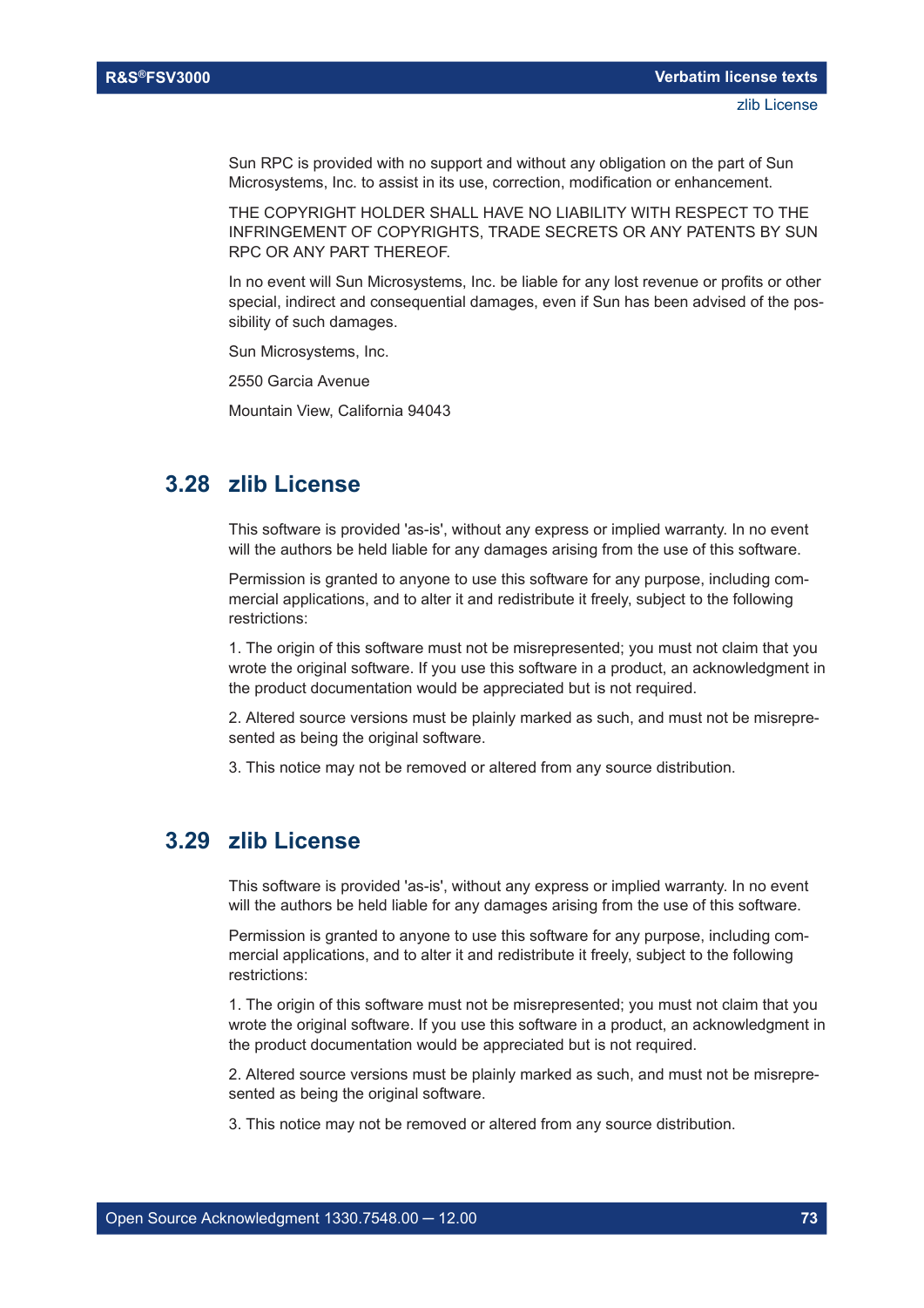Sun RPC is provided with no support and without any obligation on the part of Sun Microsystems, Inc. to assist in its use, correction, modification or enhancement.

THE COPYRIGHT HOLDER SHALL HAVE NO LIABILITY WITH RESPECT TO THE INFRINGEMENT OF COPYRIGHTS, TRADE SECRETS OR ANY PATENTS BY SUN RPC OR ANY PART THEREOF.

In no event will Sun Microsystems, Inc. be liable for any lost revenue or profits or other special, indirect and consequential damages, even if Sun has been advised of the possibility of such damages.

Sun Microsystems, Inc.

2550 Garcia Avenue

Mountain View, California 94043

## 3.28 zlib License

This software is provided 'as-is', without any express or implied warranty. In no event will the authors be held liable for any damages arising from the use of this software.

Permission is granted to anyone to use this software for any purpose, including commercial applications, and to alter it and redistribute it freely, subject to the following restrictions:

1. The origin of this software must not be misrepresented; you must not claim that you wrote the original software. If you use this software in a product, an acknowledgment in the product documentation would be appreciated but is not required.

2. Altered source versions must be plainly marked as such, and must not be misrepresented as being the original software.

3. This notice may not be removed or altered from any source distribution.

## 3.29 zlib License

This software is provided 'as-is', without any express or implied warranty. In no event will the authors be held liable for any damages arising from the use of this software.

Permission is granted to anyone to use this software for any purpose, including commercial applications, and to alter it and redistribute it freely, subject to the following restrictions:

1. The origin of this software must not be misrepresented; you must not claim that you wrote the original software. If you use this software in a product, an acknowledgment in the product documentation would be appreciated but is not required.

2. Altered source versions must be plainly marked as such, and must not be misrepresented as being the original software.

3. This notice may not be removed or altered from any source distribution.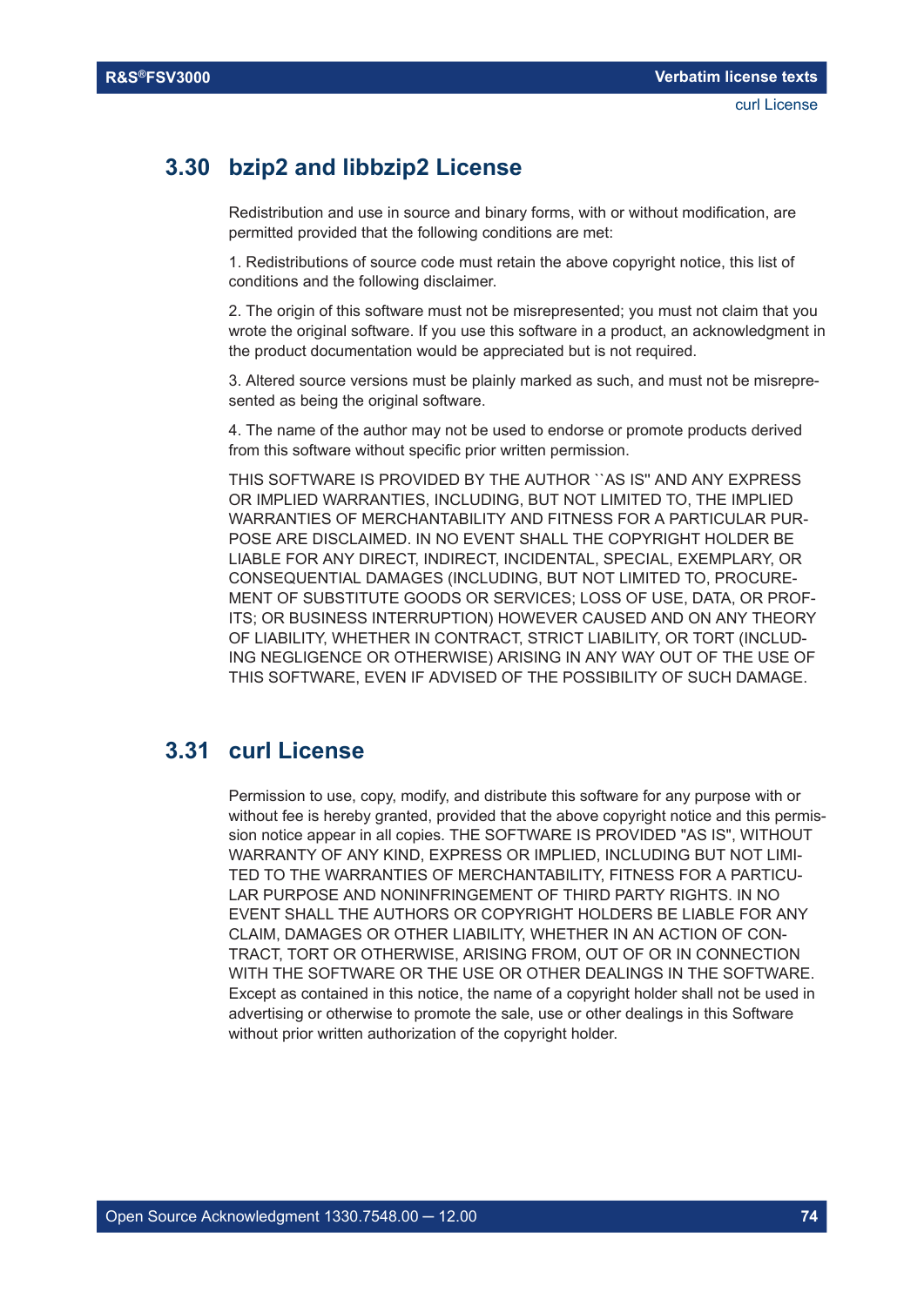## 3.30 bzip2 and libbzip2 License

Redistribution and use in source and binary forms, with or without modification, are permitted provided that the following conditions are met:

1. Redistributions of source code must retain the above copyright notice, this list of conditions and the following disclaimer.

2. The origin of this software must not be misrepresented; you must not claim that you wrote the original software. If you use this software in a product, an acknowledgment in the product documentation would be appreciated but is not required.

3. Altered source versions must be plainly marked as such, and must not be misrepresented as being the original software.

4. The name of the author may not be used to endorse or promote products derived from this software without specific prior written permission.

THIS SOFTWARE IS PROVIDED BY THE AUTHOR ``AS IS'' AND ANY EXPRESS OR IMPLIED WARRANTIES, INCLUDING, BUT NOT LIMITED TO, THE IMPLIED WARRANTIES OF MERCHANTABILITY AND FITNESS FOR A PARTICULAR PURPOSE ARE DISCLAIMED. IN NO EVENT SHALL THE COPYRIGHT HOLDER BE LIABLE FOR ANY DIRECT, INDIRECT, INCIDENTAL, SPECIAL, EXEMPLARY, OR CONSEQUENTIAL DAMAGES (INCLUDING, BUT NOT LIMITED TO, PROCUREMENT OF SUBSTITUTE GOODS OR SERVICES; LOSS OF USE, DATA, OR PROFITS; OR BUSINESS INTERRUPTION) HOWEVER CAUSED AND ON ANY THEORY OF LIABILITY, WHETHER IN CONTRACT, STRICT LIABILITY, OR TORT (INCLUDING NEGLIGENCE OR OTHERWISE) ARISING IN ANY WAY OUT OF THE USE OF THIS SOFTWARE, EVEN IF ADVISED OF THE POSSIBILITY OF SUCH DAMAGE.

## 3.31 curl License

Permission to use, copy, modify, and distribute this software for any purpose with or without fee is hereby granted, provided that the above copyright notice and this permission notice appear in all copies. THE SOFTWARE IS PROVIDED "AS IS", WITHOUT WARRANTY OF ANY KIND, EXPRESS OR IMPLIED, INCLUDING BUT NOT LIMITED TO THE WARRANTIES OF MERCHANTABILITY, FITNESS FOR A PARTICULAR PURPOSE AND NONINFRINGEMENT OF THIRD PARTY RIGHTS. IN NO EVENT SHALL THE AUTHORS OR COPYRIGHT HOLDERS BE LIABLE FOR ANY CLAIM, DAMAGES OR OTHER LIABILITY, WHETHER IN AN ACTION OF CONTRACT, TORT OR OTHERWISE, ARISING FROM, OUT OF OR IN CONNECTION WITH THE SOFTWARE OR THE USE OR OTHER DEALINGS IN THE SOFTWARE. Except as contained in this notice, the name of a copyright holder shall not be used in advertising or otherwise to promote the sale, use or other dealings in this Software without prior written authorization of the copyright holder.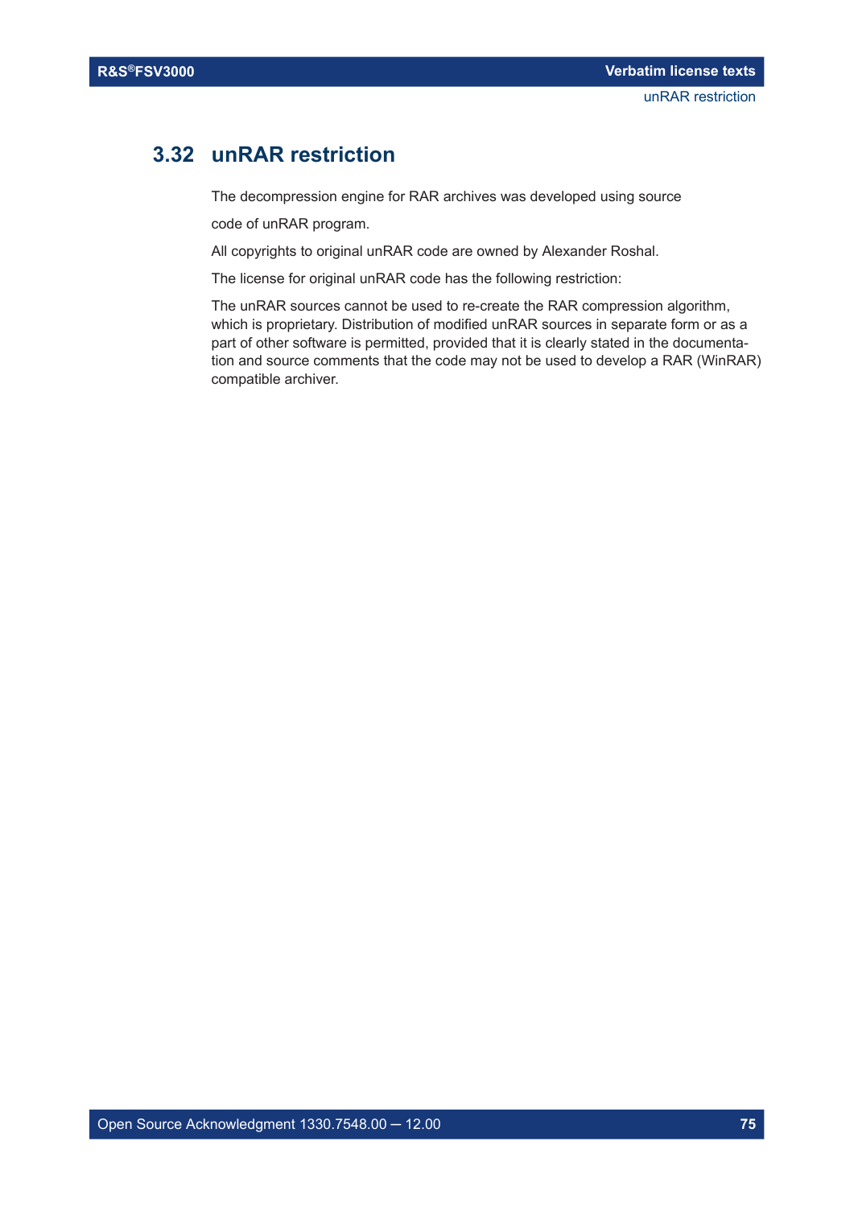## 3.32 unRAR restriction

The decompression engine for RAR archives was developed using source

code of unRAR program.

All copyrights to original unRAR code are owned by Alexander Roshal.

The license for original unRAR code has the following restriction:

The unRAR sources cannot be used to re-create the RAR compression algorithm, which is proprietary. Distribution of modified unRAR sources in separate form or as a part of other software is permitted, provided that it is clearly stated in the documentation and source comments that the code may not be used to develop a RAR (WinRAR) compatible archiver.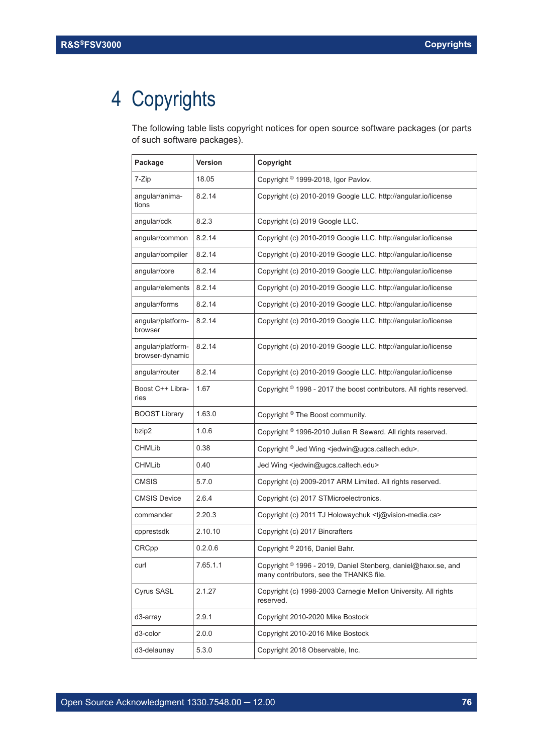# 4 Copyrights

The following table lists copyright notices for open source software packages (or parts of such software packages).

| Package | Version | Copyright |
| --- | --- | --- |
| 7-Zip | 18.05 | Copyright © 1999-2018, Igor Pavlov. |
| angular/animations | 8.2.14 | Copyright (c) 2010-2019 Google LLC. http://angular.io/license |
| angular/cdk | 8.2.3 | Copyright (c) 2019 Google LLC. |
| angular/common | 8.2.14 | Copyright (c) 2010-2019 Google LLC. http://angular.io/license |
| angular/compiler | 8.2.14 | Copyright (c) 2010-2019 Google LLC. http://angular.io/license |
| angular/core | 8.2.14 | Copyright (c) 2010-2019 Google LLC. http://angular.io/license |
| angular/elements | 8.2.14 | Copyright (c) 2010-2019 Google LLC. http://angular.io/license |
| angular/forms | 8.2.14 | Copyright (c) 2010-2019 Google LLC. http://angular.io/license |
| angular/platform-browser | 8.2.14 | Copyright (c) 2010-2019 Google LLC. http://angular.io/license |
| angular/platform-browser-dynamic | 8.2.14 | Copyright (c) 2010-2019 Google LLC. http://angular.io/license |
| angular/router | 8.2.14 | Copyright (c) 2010-2019 Google LLC. http://angular.io/license |
| Boost C++ Libraries | 1.67 | Copyright © 1998 - 2017 the boost contributors. All rights reserved. |
| BOOST Library | 1.63.0 | Copyright © The Boost community. |
| bzip2 | 1.0.6 | Copyright © 1996-2010 Julian R Seward. All rights reserved. |
| CHMLib | 0.38 | Copyright © Jed Wing <jedwin@ugcs.caltech.edu>. |
| CHMLib | 0.40 | Jed Wing <jedwin@ugcs.caltech.edu> |
| CMSIS | 5.7.0 | Copyright (c) 2009-2017 ARM Limited. All rights reserved. |
| CMSIS Device | 2.6.4 | Copyright (c) 2017 STMicroelectronics. |
| commander | 2.20.3 | Copyright (c) 2011 TJ Holowaychuk <tj@vision-media.ca> |
| cpprestsdk | 2.10.10 | Copyright (c) 2017 Bincrafters |
| CRCpp | 0.2.0.6 | Copyright © 2016, Daniel Bahr. |
| curl | 7.65.1.1 | Copyright © 1996 - 2019, Daniel Stenberg, daniel@haxx.se, and many contributors, see the THANKS file. |
| Cyrus SASL | 2.1.27 | Copyright (c) 1998-2003 Carnegie Mellon University. All rights reserved. |
| d3-array | 2.9.1 | Copyright 2010-2020 Mike Bostock |
| d3-color | 2.0.0 | Copyright 2010-2016 Mike Bostock |
| d3-delaunay | 5.3.0 | Copyright 2018 Observable, Inc. |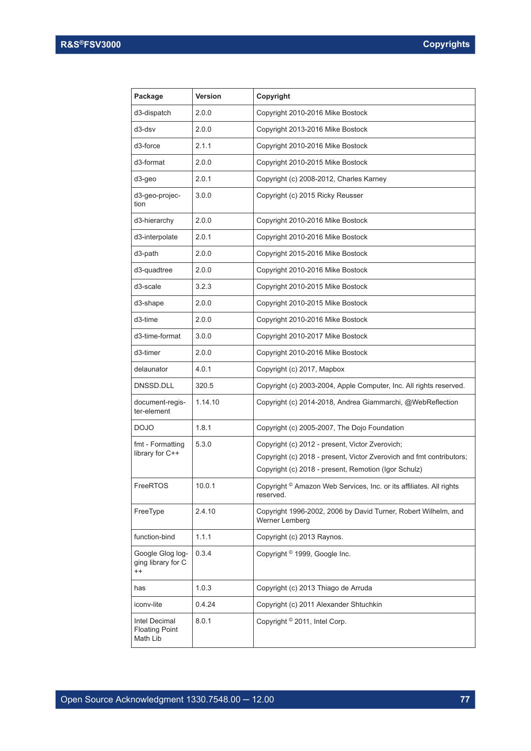| Package | Version | Copyright |
|---|---|---|
| d3-dispatch | 2.0.0 | Copyright 2010-2016 Mike Bostock |
| d3-dsv | 2.0.0 | Copyright 2013-2016 Mike Bostock |
| d3-force | 2.1.1 | Copyright 2010-2016 Mike Bostock |
| d3-format | 2.0.0 | Copyright 2010-2015 Mike Bostock |
| d3-geo | 2.0.1 | Copyright (c) 2008-2012, Charles Karney |
| d3-geo-projection | 3.0.0 | Copyright (c) 2015 Ricky Reusser |
| d3-hierarchy | 2.0.0 | Copyright 2010-2016 Mike Bostock |
| d3-interpolate | 2.0.1 | Copyright 2010-2016 Mike Bostock |
| d3-path | 2.0.0 | Copyright 2015-2016 Mike Bostock |
| d3-quadtree | 2.0.0 | Copyright 2010-2016 Mike Bostock |
| d3-scale | 3.2.3 | Copyright 2010-2015 Mike Bostock |
| d3-shape | 2.0.0 | Copyright 2010-2015 Mike Bostock |
| d3-time | 2.0.0 | Copyright 2010-2016 Mike Bostock |
| d3-time-format | 3.0.0 | Copyright 2010-2017 Mike Bostock |
| d3-timer | 2.0.0 | Copyright 2010-2016 Mike Bostock |
| delaunator | 4.0.1 | Copyright (c) 2017, Mapbox |
| DNSSD.DLL | 320.5 | Copyright (c) 2003-2004, Apple Computer, Inc. All rights reserved. |
| document-register-element | 1.14.10 | Copyright (c) 2014-2018, Andrea Giammarchi, @WebReflection |
| DOJO | 1.8.1 | Copyright (c) 2005-2007, The Dojo Foundation |
| fmt - Formatting library for C++ | 5.3.0 | Copyright (c) 2012 - present, Victor Zverovich; Copyright (c) 2018 - present, Victor Zverovich and fmt contributors; Copyright (c) 2018 - present, Remotion (Igor Schulz) |
| FreeRTOS | 10.0.1 | Copyright © Amazon Web Services, Inc. or its affiliates. All rights reserved. |
| FreeType | 2.4.10 | Copyright 1996-2002, 2006 by David Turner, Robert Wilhelm, and Werner Lemberg |
| function-bind | 1.1.1 | Copyright (c) 2013 Raynos. |
| Google Glog logging library for C++ | 0.3.4 | Copyright © 1999, Google Inc. |
| has | 1.0.3 | Copyright (c) 2013 Thiago de Arruda |
| iconv-lite | 0.4.24 | Copyright (c) 2011 Alexander Shtuchkin |
| Intel Decimal Floating Point Math Lib | 8.0.1 | Copyright © 2011, Intel Corp. |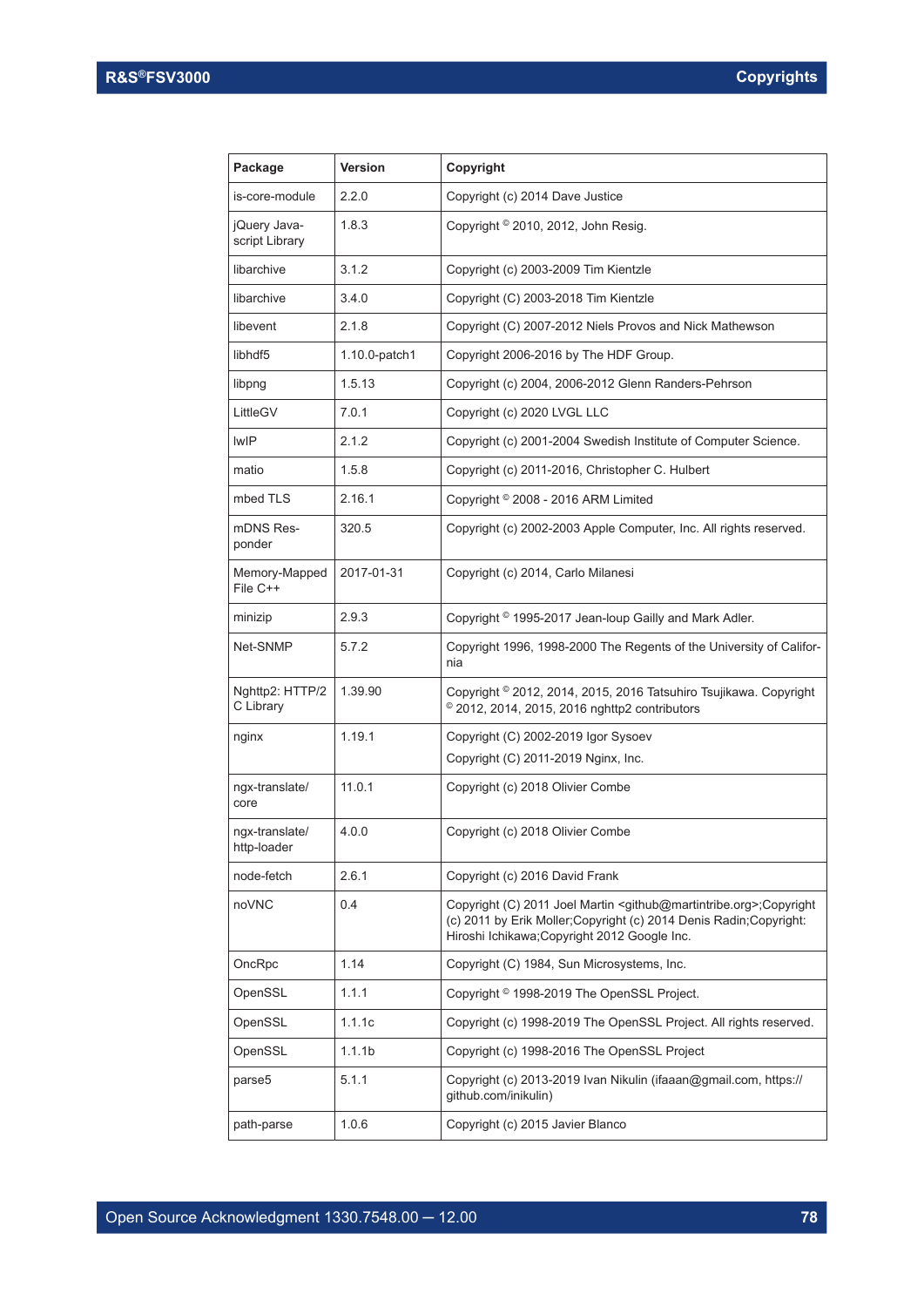| Package | Version | Copyright |
| --- | --- | --- |
| is-core-module | 2.2.0 | Copyright (c) 2014 Dave Justice |
| jQuery Java-script Library | 1.8.3 | Copyright © 2010, 2012, John Resig. |
| libarchive | 3.1.2 | Copyright (c) 2003-2009 Tim Kientzle |
| libarchive | 3.4.0 | Copyright (C) 2003-2018 Tim Kientzle |
| libevent | 2.1.8 | Copyright (C) 2007-2012 Niels Provos and Nick Mathewson |
| libhdf5 | 1.10.0-patch1 | Copyright 2006-2016 by The HDF Group. |
| libpng | 1.5.13 | Copyright (c) 2004, 2006-2012 Glenn Randers-Pehrson |
| LittleGV | 7.0.1 | Copyright (c) 2020 LVGL LLC |
| lwIP | 2.1.2 | Copyright (c) 2001-2004 Swedish Institute of Computer Science. |
| matio | 1.5.8 | Copyright (c) 2011-2016, Christopher C. Hulbert |
| mbed TLS | 2.16.1 | Copyright © 2008 - 2016 ARM Limited |
| mDNS Res-ponder | 320.5 | Copyright (c) 2002-2003 Apple Computer, Inc. All rights reserved. |
| Memory-Mapped File C++ | 2017-01-31 | Copyright (c) 2014, Carlo Milanesi |
| minizip | 2.9.3 | Copyright © 1995-2017 Jean-loup Gailly and Mark Adler. |
| Net-SNMP | 5.7.2 | Copyright 1996, 1998-2000 The Regents of the University of California |
| Nghttp2: HTTP/2 C Library | 1.39.90 | Copyright © 2012, 2014, 2015, 2016 Tatsuhiro Tsujikawa. Copyright © 2012, 2014, 2015, 2016 nghttp2 contributors |
| nginx | 1.19.1 | Copyright (C) 2002-2019 Igor Sysoev<br>Copyright (C) 2011-2019 Nginx, Inc. |
| ngx-translate/core | 11.0.1 | Copyright (c) 2018 Olivier Combe |
| ngx-translate/http-loader | 4.0.0 | Copyright (c) 2018 Olivier Combe |
| node-fetch | 2.6.1 | Copyright (c) 2016 David Frank |
| noVNC | 0.4 | Copyright (C) 2011 Joel Martin <github@martintribe.org>;Copyright (c) 2011 by Erik Moller;Copyright (c) 2014 Denis Radin;Copyright: Hiroshi Ichikawa;Copyright 2012 Google Inc. |
| OncRpc | 1.14 | Copyright (C) 1984, Sun Microsystems, Inc. |
| OpenSSL | 1.1.1 | Copyright © 1998-2019 The OpenSSL Project. |
| OpenSSL | 1.1.1c | Copyright (c) 1998-2019 The OpenSSL Project. All rights reserved. |
| OpenSSL | 1.1.1b | Copyright (c) 1998-2016 The OpenSSL Project |
| parse5 | 5.1.1 | Copyright (c) 2013-2019 Ivan Nikulin (ifaaan@gmail.com, https://github.com/inikulin) |
| path-parse | 1.0.6 | Copyright (c) 2015 Javier Blanco |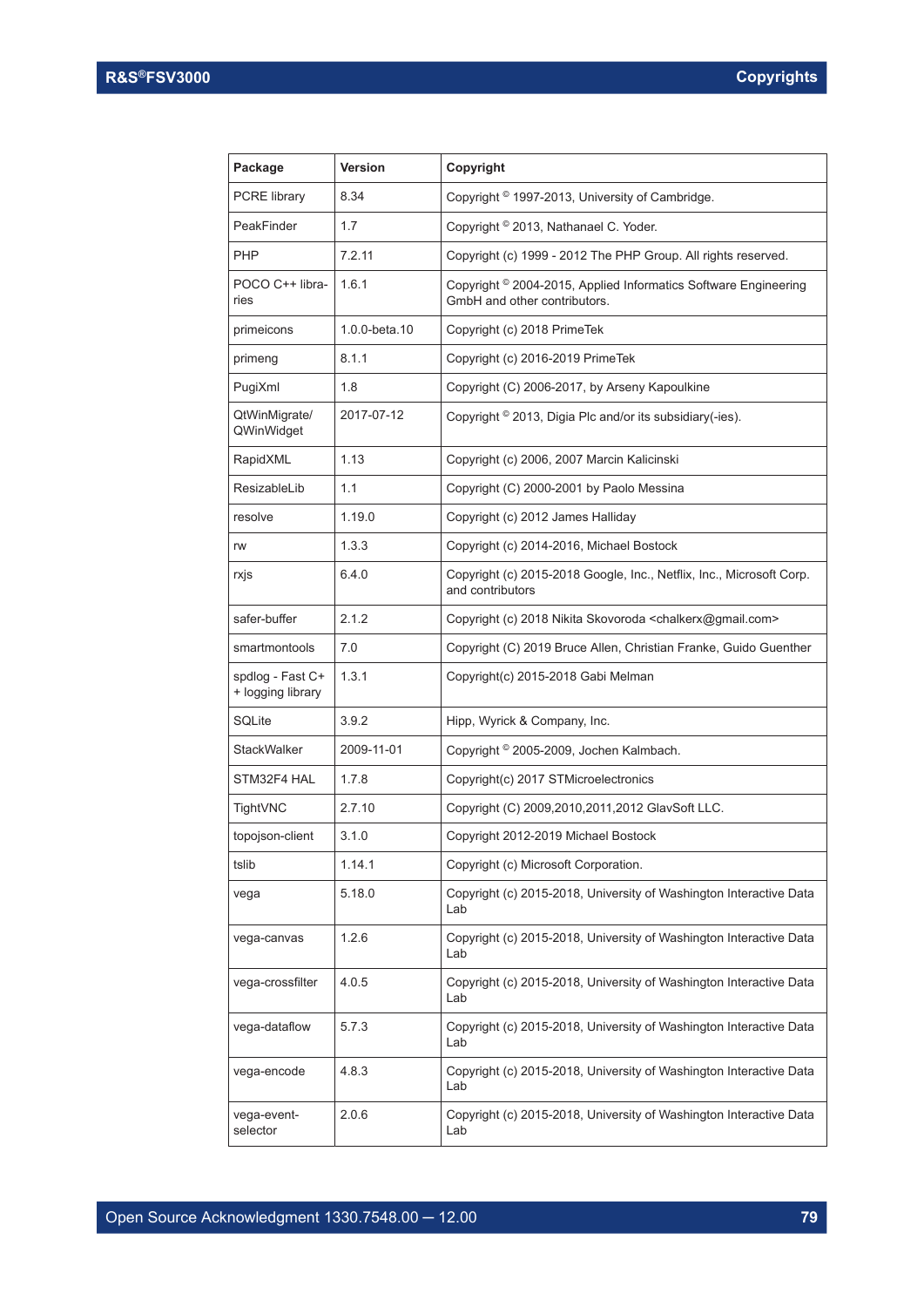| Package | Version | Copyright |
| --- | --- | --- |
| PCRE library | 8.34 | Copyright © 1997-2013, University of Cambridge. |
| PeakFinder | 1.7 | Copyright © 2013, Nathanael C. Yoder. |
| PHP | 7.2.11 | Copyright (c) 1999 - 2012 The PHP Group. All rights reserved. |
| POCO C++ libraries | 1.6.1 | Copyright © 2004-2015, Applied Informatics Software Engineering GmbH and other contributors. |
| primeicons | 1.0.0-beta.10 | Copyright (c) 2018 PrimeTek |
| primeng | 8.1.1 | Copyright (c) 2016-2019 PrimeTek |
| PugiXml | 1.8 | Copyright (C) 2006-2017, by Arseny Kapoulkine |
| QtWinMigrate/ QWinWidget | 2017-07-12 | Copyright © 2013, Digia Plc and/or its subsidiary(-ies). |
| RapidXML | 1.13 | Copyright (c) 2006, 2007 Marcin Kalicinski |
| ResizableLib | 1.1 | Copyright (C) 2000-2001 by Paolo Messina |
| resolve | 1.19.0 | Copyright (c) 2012 James Halliday |
| rw | 1.3.3 | Copyright (c) 2014-2016, Michael Bostock |
| rxjs | 6.4.0 | Copyright (c) 2015-2018 Google, Inc., Netflix, Inc., Microsoft Corp. and contributors |
| safer-buffer | 2.1.2 | Copyright (c) 2018 Nikita Skovoroda <chalkerx@gmail.com> |
| smartmontools | 7.0 | Copyright (C) 2019 Bruce Allen, Christian Franke, Guido Guenther |
| spdlog - Fast C++ logging library | 1.3.1 | Copyright(c) 2015-2018 Gabi Melman |
| SQLite | 3.9.2 | Hipp, Wyrick & Company, Inc. |
| StackWalker | 2009-11-01 | Copyright © 2005-2009, Jochen Kalmbach. |
| STM32F4 HAL | 1.7.8 | Copyright(c) 2017 STMicroelectronics |
| TightVNC | 2.7.10 | Copyright (C) 2009,2010,2011,2012 GlavSoft LLC. |
| topojson-client | 3.1.0 | Copyright 2012-2019 Michael Bostock |
| tslib | 1.14.1 | Copyright (c) Microsoft Corporation. |
| vega | 5.18.0 | Copyright (c) 2015-2018, University of Washington Interactive Data Lab |
| vega-canvas | 1.2.6 | Copyright (c) 2015-2018, University of Washington Interactive Data Lab |
| vega-crossfilter | 4.0.5 | Copyright (c) 2015-2018, University of Washington Interactive Data Lab |
| vega-dataflow | 5.7.3 | Copyright (c) 2015-2018, University of Washington Interactive Data Lab |
| vega-encode | 4.8.3 | Copyright (c) 2015-2018, University of Washington Interactive Data Lab |
| vega-event-selector | 2.0.6 | Copyright (c) 2015-2018, University of Washington Interactive Data Lab |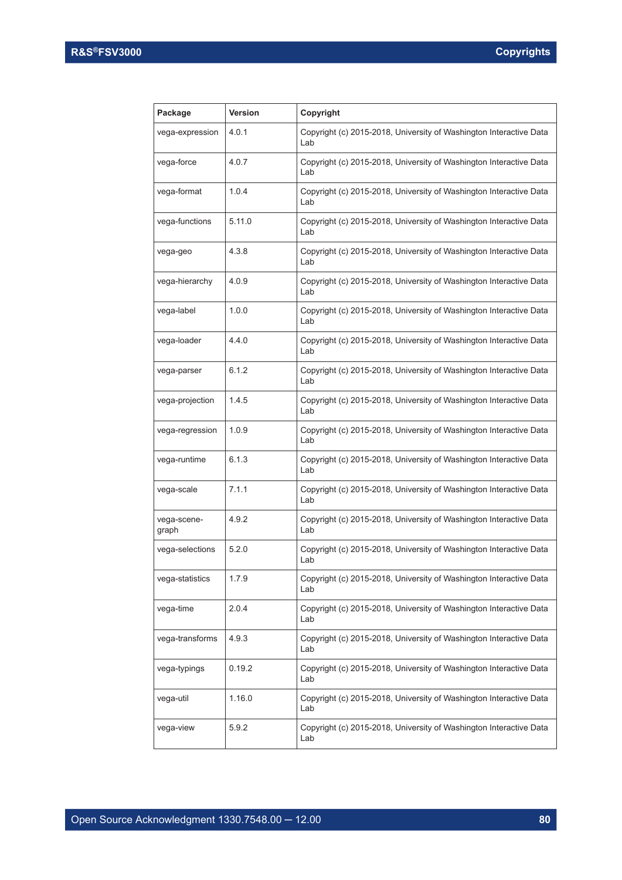| Package | Version | Copyright |
|---|---|---|
| vega-expression | 4.0.1 | Copyright (c) 2015-2018, University of Washington Interactive Data Lab |
| vega-force | 4.0.7 | Copyright (c) 2015-2018, University of Washington Interactive Data Lab |
| vega-format | 1.0.4 | Copyright (c) 2015-2018, University of Washington Interactive Data Lab |
| vega-functions | 5.11.0 | Copyright (c) 2015-2018, University of Washington Interactive Data Lab |
| vega-geo | 4.3.8 | Copyright (c) 2015-2018, University of Washington Interactive Data Lab |
| vega-hierarchy | 4.0.9 | Copyright (c) 2015-2018, University of Washington Interactive Data Lab |
| vega-label | 1.0.0 | Copyright (c) 2015-2018, University of Washington Interactive Data Lab |
| vega-loader | 4.4.0 | Copyright (c) 2015-2018, University of Washington Interactive Data Lab |
| vega-parser | 6.1.2 | Copyright (c) 2015-2018, University of Washington Interactive Data Lab |
| vega-projection | 1.4.5 | Copyright (c) 2015-2018, University of Washington Interactive Data Lab |
| vega-regression | 1.0.9 | Copyright (c) 2015-2018, University of Washington Interactive Data Lab |
| vega-runtime | 6.1.3 | Copyright (c) 2015-2018, University of Washington Interactive Data Lab |
| vega-scale | 7.1.1 | Copyright (c) 2015-2018, University of Washington Interactive Data Lab |
| vega-scene-graph | 4.9.2 | Copyright (c) 2015-2018, University of Washington Interactive Data Lab |
| vega-selections | 5.2.0 | Copyright (c) 2015-2018, University of Washington Interactive Data Lab |
| vega-statistics | 1.7.9 | Copyright (c) 2015-2018, University of Washington Interactive Data Lab |
| vega-time | 2.0.4 | Copyright (c) 2015-2018, University of Washington Interactive Data Lab |
| vega-transforms | 4.9.3 | Copyright (c) 2015-2018, University of Washington Interactive Data Lab |
| vega-typings | 0.19.2 | Copyright (c) 2015-2018, University of Washington Interactive Data Lab |
| vega-util | 1.16.0 | Copyright (c) 2015-2018, University of Washington Interactive Data Lab |
| vega-view | 5.9.2 | Copyright (c) 2015-2018, University of Washington Interactive Data Lab |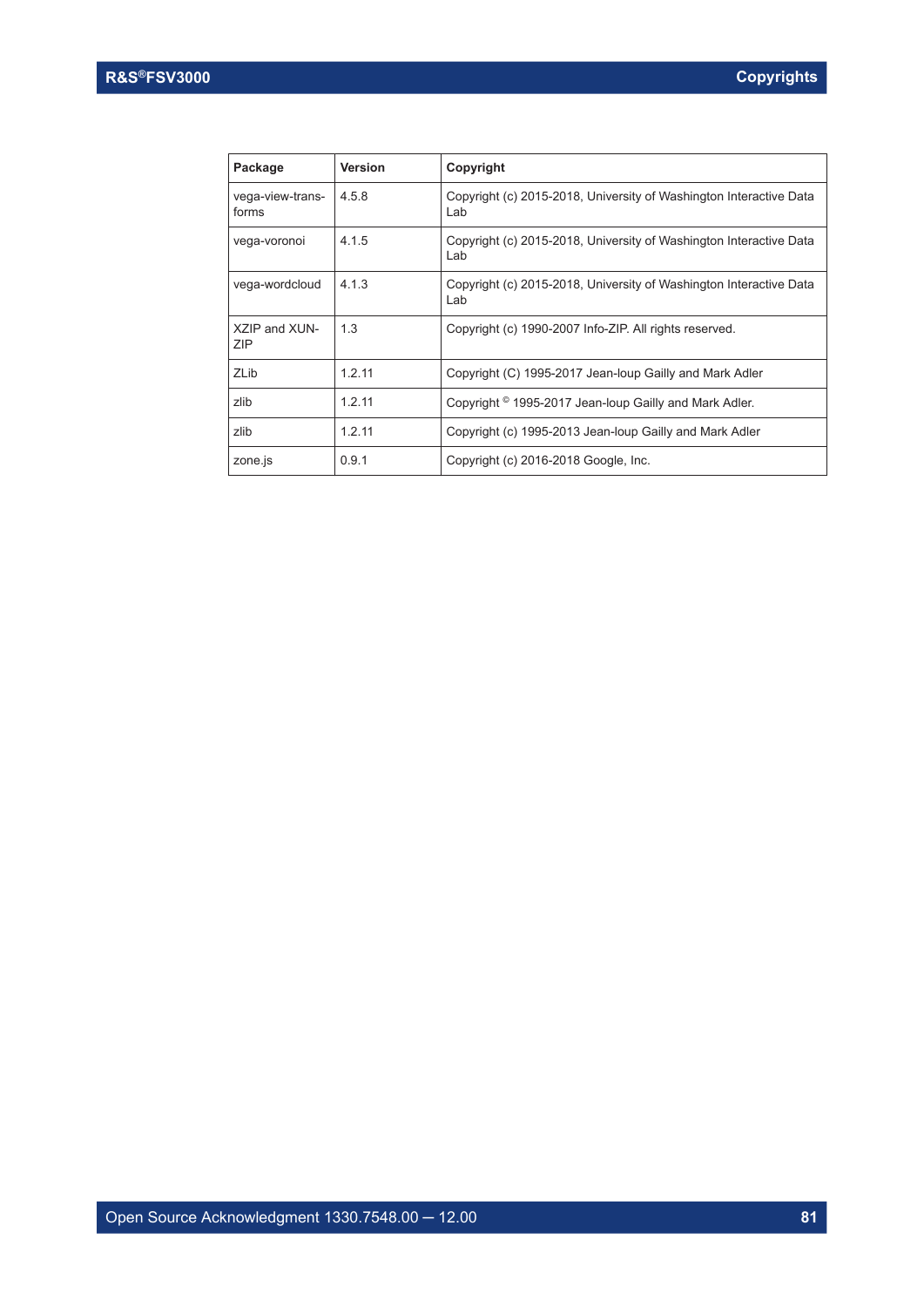| Package | Version | Copyright |
|---|---|---|
| vega-view-trans-forms | 4.5.8 | Copyright (c) 2015-2018, University of Washington Interactive Data Lab |
| vega-voronoi | 4.1.5 | Copyright (c) 2015-2018, University of Washington Interactive Data Lab |
| vega-wordcloud | 4.1.3 | Copyright (c) 2015-2018, University of Washington Interactive Data Lab |
| XZIP and XUN-ZIP | 1.3 | Copyright (c) 1990-2007 Info-ZIP. All rights reserved. |
| ZLib | 1.2.11 | Copyright (C) 1995-2017 Jean-loup Gailly and Mark Adler |
| zlib | 1.2.11 | Copyright © 1995-2017 Jean-loup Gailly and Mark Adler. |
| zlib | 1.2.11 | Copyright (c) 1995-2013 Jean-loup Gailly and Mark Adler |
| zone.js | 0.9.1 | Copyright (c) 2016-2018 Google, Inc. |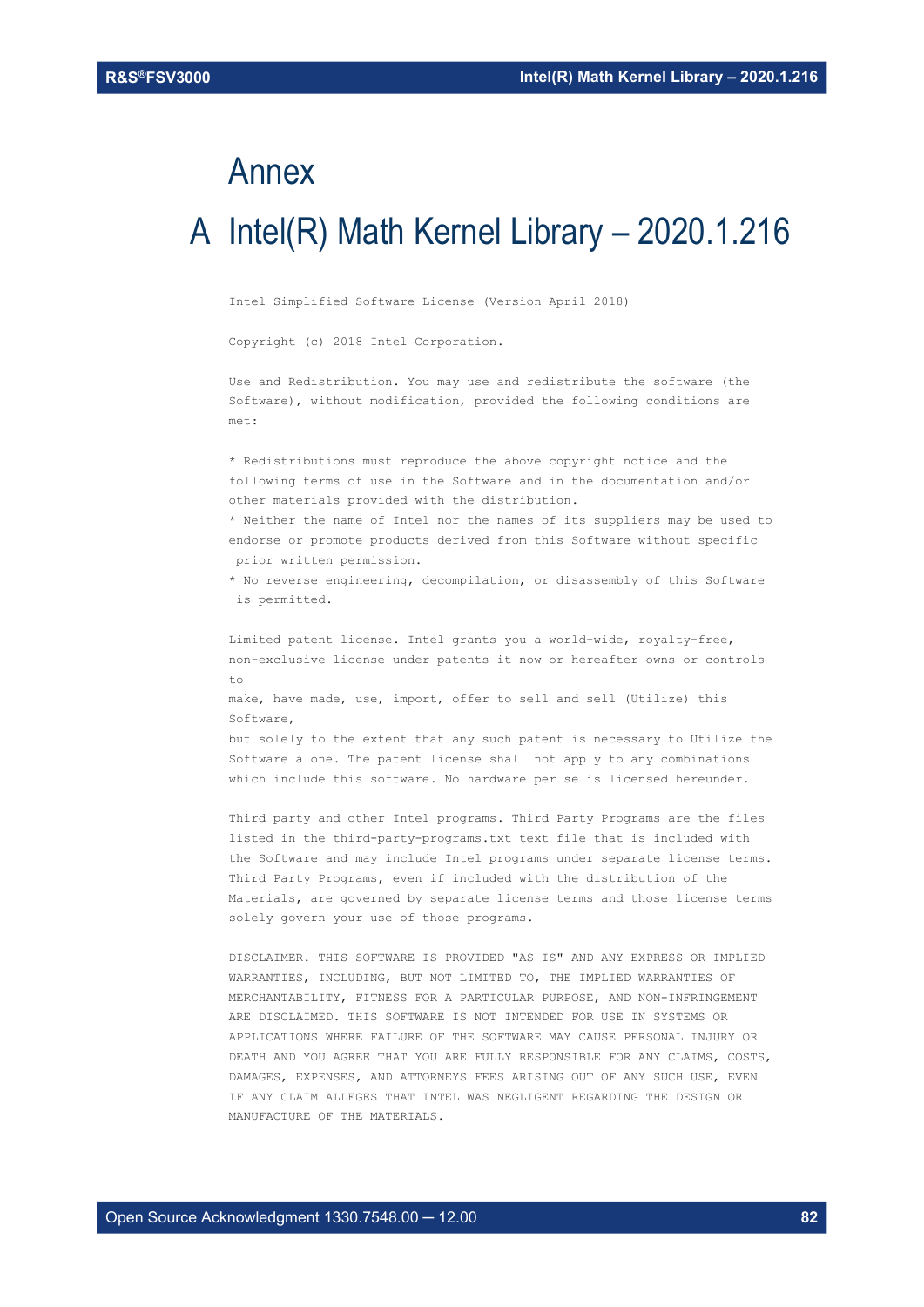# Annex

# A Intel(R) Math Kernel Library – 2020.1.216

```
Intel Simplified Software License (Version April 2018)

Copyright (c) 2018 Intel Corporation.

Use and Redistribution. You may use and redistribute the software (the
Software), without modification, provided the following conditions are
met:

* Redistributions must reproduce the above copyright notice and the
following terms of use in the Software and in the documentation and/or
other materials provided with the distribution.
* Neither the name of Intel nor the names of its suppliers may be used to
endorse or promote products derived from this Software without specific
 prior written permission.
* No reverse engineering, decompilation, or disassembly of this Software
 is permitted.

Limited patent license. Intel grants you a world-wide, royalty-free,
non-exclusive license under patents it now or hereafter owns or controls
to
make, have made, use, import, offer to sell and sell (Utilize) this
Software,
but solely to the extent that any such patent is necessary to Utilize the
Software alone. The patent license shall not apply to any combinations
which include this software. No hardware per se is licensed hereunder.

Third party and other Intel programs. Third Party Programs are the files
listed in the third-party-programs.txt text file that is included with
the Software and may include Intel programs under separate license terms.
Third Party Programs, even if included with the distribution of the
Materials, are governed by separate license terms and those license terms
solely govern your use of those programs.

DISCLAIMER. THIS SOFTWARE IS PROVIDED "AS IS" AND ANY EXPRESS OR IMPLIED
WARRANTIES, INCLUDING, BUT NOT LIMITED TO, THE IMPLIED WARRANTIES OF
MERCHANTABILITY, FITNESS FOR A PARTICULAR PURPOSE, AND NON-INFRINGEMENT
ARE DISCLAIMED. THIS SOFTWARE IS NOT INTENDED FOR USE IN SYSTEMS OR
APPLICATIONS WHERE FAILURE OF THE SOFTWARE MAY CAUSE PERSONAL INJURY OR
DEATH AND YOU AGREE THAT YOU ARE FULLY RESPONSIBLE FOR ANY CLAIMS, COSTS,
DAMAGES, EXPENSES, AND ATTORNEYS FEES ARISING OUT OF ANY SUCH USE, EVEN
IF ANY CLAIM ALLEGES THAT INTEL WAS NEGLIGENT REGARDING THE DESIGN OR
MANUFACTURE OF THE MATERIALS.
```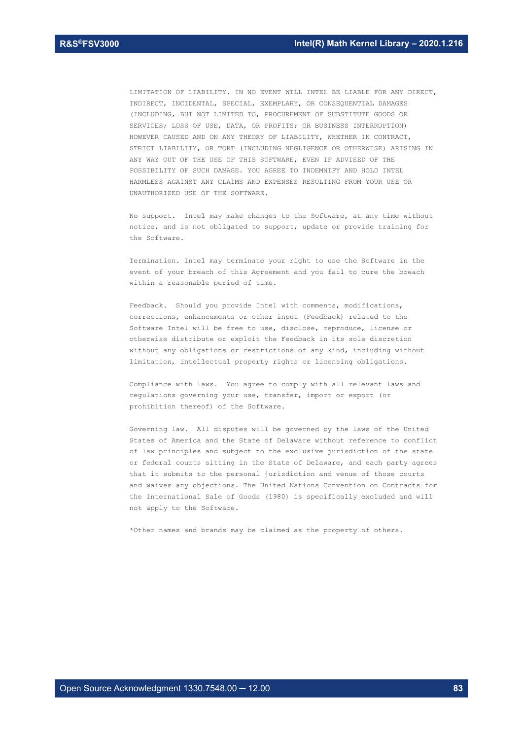LIMITATION OF LIABILITY. IN NO EVENT WILL INTEL BE LIABLE FOR ANY DIRECT, INDIRECT, INCIDENTAL, SPECIAL, EXEMPLARY, OR CONSEQUENTIAL DAMAGES (INCLUDING, BUT NOT LIMITED TO, PROCUREMENT OF SUBSTITUTE GOODS OR SERVICES; LOSS OF USE, DATA, OR PROFITS; OR BUSINESS INTERRUPTION) HOWEVER CAUSED AND ON ANY THEORY OF LIABILITY, WHETHER IN CONTRACT, STRICT LIABILITY, OR TORT (INCLUDING NEGLIGENCE OR OTHERWISE) ARISING IN ANY WAY OUT OF THE USE OF THIS SOFTWARE, EVEN IF ADVISED OF THE POSSIBILITY OF SUCH DAMAGE. YOU AGREE TO INDEMNIFY AND HOLD INTEL HARMLESS AGAINST ANY CLAIMS AND EXPENSES RESULTING FROM YOUR USE OR UNAUTHORIZED USE OF THE SOFTWARE.

No support. Intel may make changes to the Software, at any time without notice, and is not obligated to support, update or provide training for the Software.

Termination. Intel may terminate your right to use the Software in the event of your breach of this Agreement and you fail to cure the breach within a reasonable period of time.

Feedback. Should you provide Intel with comments, modifications, corrections, enhancements or other input (Feedback) related to the Software Intel will be free to use, disclose, reproduce, license or otherwise distribute or exploit the Feedback in its sole discretion without any obligations or restrictions of any kind, including without limitation, intellectual property rights or licensing obligations.

Compliance with laws. You agree to comply with all relevant laws and regulations governing your use, transfer, import or export (or prohibition thereof) of the Software.

Governing law. All disputes will be governed by the laws of the United States of America and the State of Delaware without reference to conflict of law principles and subject to the exclusive jurisdiction of the state or federal courts sitting in the State of Delaware, and each party agrees that it submits to the personal jurisdiction and venue of those courts and waives any objections. The United Nations Convention on Contracts for the International Sale of Goods (1980) is specifically excluded and will not apply to the Software.

*Other names and brands may be claimed as the property of others.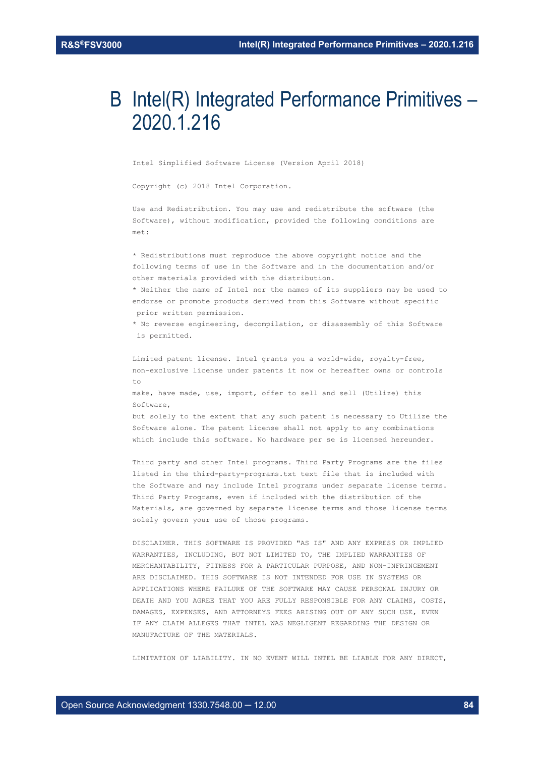# B Intel(R) Integrated Performance Primitives – 2020.1.216

```
Intel Simplified Software License (Version April 2018)

Copyright (c) 2018 Intel Corporation.

Use and Redistribution. You may use and redistribute the software (the
Software), without modification, provided the following conditions are
met:

* Redistributions must reproduce the above copyright notice and the
following terms of use in the Software and in the documentation and/or
other materials provided with the distribution.
* Neither the name of Intel nor the names of its suppliers may be used to
endorse or promote products derived from this Software without specific
 prior written permission.
* No reverse engineering, decompilation, or disassembly of this Software
 is permitted.

Limited patent license. Intel grants you a world-wide, royalty-free,
non-exclusive license under patents it now or hereafter owns or controls
to
make, have made, use, import, offer to sell and sell (Utilize) this
Software,
but solely to the extent that any such patent is necessary to Utilize the
Software alone. The patent license shall not apply to any combinations
which include this software. No hardware per se is licensed hereunder.

Third party and other Intel programs. Third Party Programs are the files
listed in the third-party-programs.txt text file that is included with
the Software and may include Intel programs under separate license terms.
Third Party Programs, even if included with the distribution of the
Materials, are governed by separate license terms and those license terms
solely govern your use of those programs.

DISCLAIMER. THIS SOFTWARE IS PROVIDED "AS IS" AND ANY EXPRESS OR IMPLIED
WARRANTIES, INCLUDING, BUT NOT LIMITED TO, THE IMPLIED WARRANTIES OF
MERCHANTABILITY, FITNESS FOR A PARTICULAR PURPOSE, AND NON-INFRINGEMENT
ARE DISCLAIMED. THIS SOFTWARE IS NOT INTENDED FOR USE IN SYSTEMS OR
APPLICATIONS WHERE FAILURE OF THE SOFTWARE MAY CAUSE PERSONAL INJURY OR
DEATH AND YOU AGREE THAT YOU ARE FULLY RESPONSIBLE FOR ANY CLAIMS, COSTS,
DAMAGES, EXPENSES, AND ATTORNEYS FEES ARISING OUT OF ANY SUCH USE, EVEN
IF ANY CLAIM ALLEGES THAT INTEL WAS NEGLIGENT REGARDING THE DESIGN OR
MANUFACTURE OF THE MATERIALS.

LIMITATION OF LIABILITY. IN NO EVENT WILL INTEL BE LIABLE FOR ANY DIRECT,
```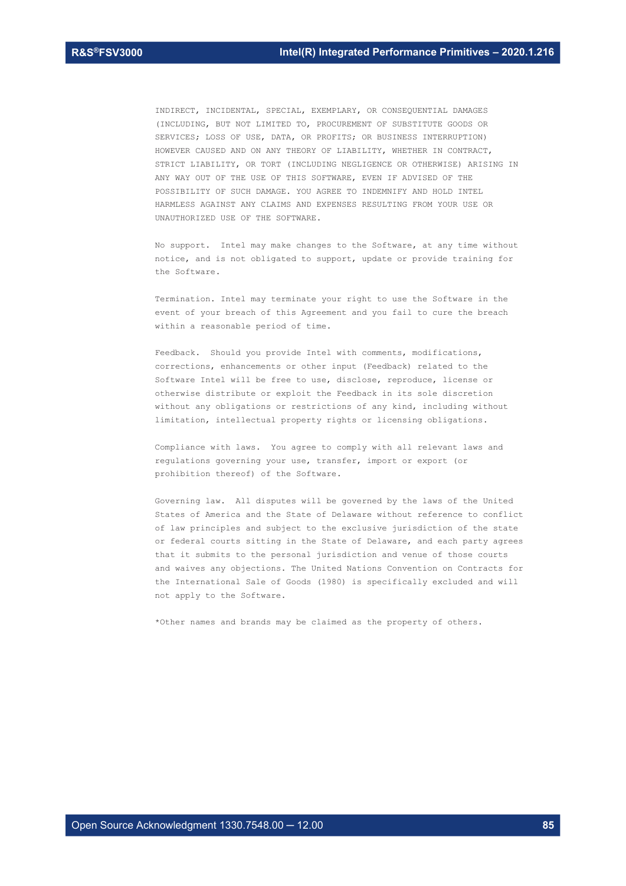INDIRECT, INCIDENTAL, SPECIAL, EXEMPLARY, OR CONSEQUENTIAL DAMAGES (INCLUDING, BUT NOT LIMITED TO, PROCUREMENT OF SUBSTITUTE GOODS OR SERVICES; LOSS OF USE, DATA, OR PROFITS; OR BUSINESS INTERRUPTION) HOWEVER CAUSED AND ON ANY THEORY OF LIABILITY, WHETHER IN CONTRACT, STRICT LIABILITY, OR TORT (INCLUDING NEGLIGENCE OR OTHERWISE) ARISING IN ANY WAY OUT OF THE USE OF THIS SOFTWARE, EVEN IF ADVISED OF THE POSSIBILITY OF SUCH DAMAGE. YOU AGREE TO INDEMNIFY AND HOLD INTEL HARMLESS AGAINST ANY CLAIMS AND EXPENSES RESULTING FROM YOUR USE OR UNAUTHORIZED USE OF THE SOFTWARE.

No support.  Intel may make changes to the Software, at any time without notice, and is not obligated to support, update or provide training for the Software.

Termination. Intel may terminate your right to use the Software in the event of your breach of this Agreement and you fail to cure the breach within a reasonable period of time.

Feedback.  Should you provide Intel with comments, modifications, corrections, enhancements or other input (Feedback) related to the Software Intel will be free to use, disclose, reproduce, license or otherwise distribute or exploit the Feedback in its sole discretion without any obligations or restrictions of any kind, including without limitation, intellectual property rights or licensing obligations.

Compliance with laws.  You agree to comply with all relevant laws and regulations governing your use, transfer, import or export (or prohibition thereof) of the Software.

Governing law.  All disputes will be governed by the laws of the United States of America and the State of Delaware without reference to conflict of law principles and subject to the exclusive jurisdiction of the state or federal courts sitting in the State of Delaware, and each party agrees that it submits to the personal jurisdiction and venue of those courts and waives any objections. The United Nations Convention on Contracts for the International Sale of Goods (1980) is specifically excluded and will not apply to the Software.

*Other names and brands may be claimed as the property of others.